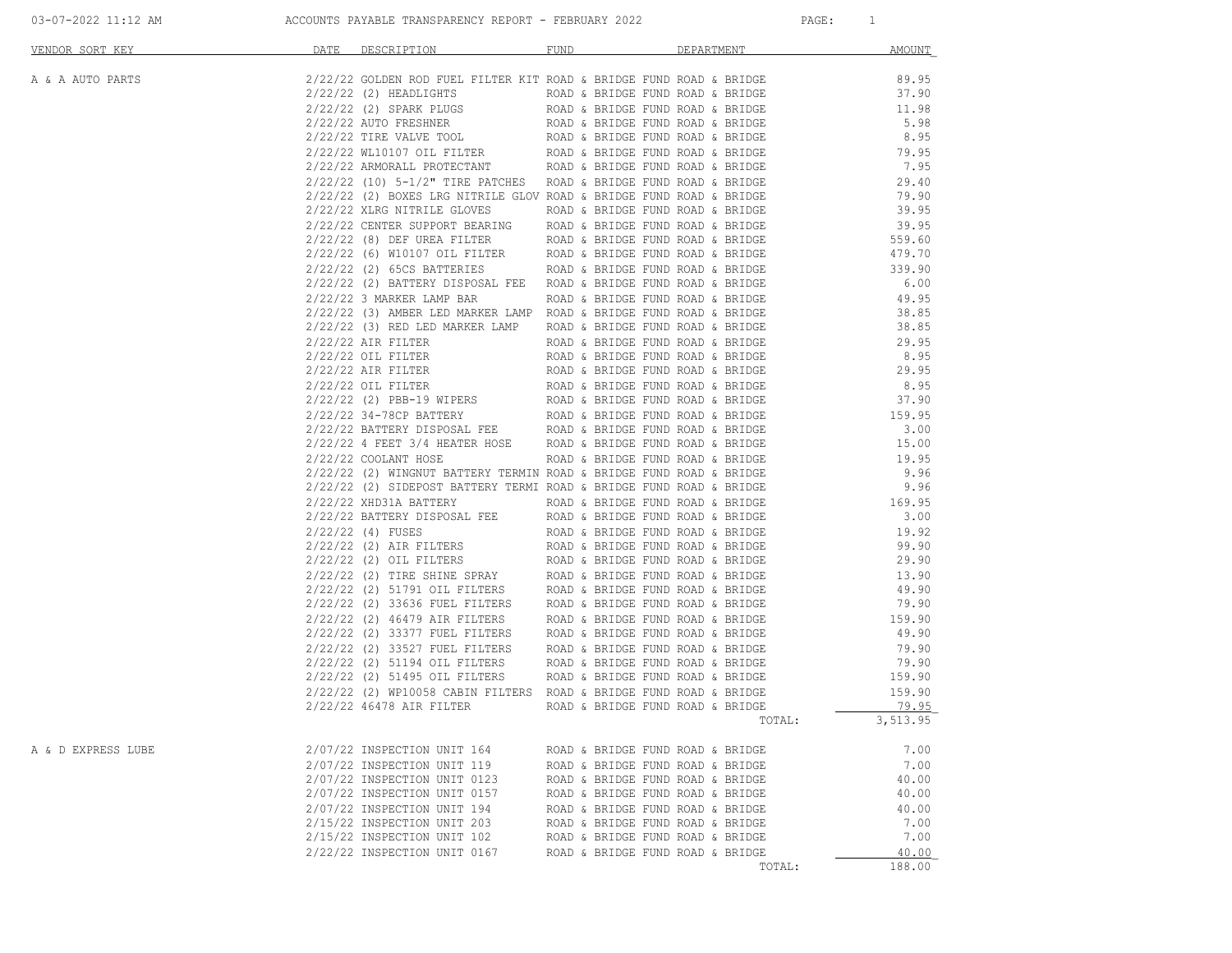# ACCOUNTS PAYABLE TRANSPARENCY REPORT - FEBRUARY 2022

| VENDOR SORT KEY | DATE | DESCRIPTION | FUND | DEPARTMENT | AMOUNT |
|---|---|---|---|---|---|
| A & A AUTO PARTS | 2/22/22 | GOLDEN ROD FUEL FILTER KIT | ROAD & BRIDGE FUND | ROAD & BRIDGE | 89.95 |
| | 2/22/22 | (2) HEADLIGHTS | ROAD & BRIDGE FUND | ROAD & BRIDGE | 37.90 |
| | 2/22/22 | (2) SPARK PLUGS | ROAD & BRIDGE FUND | ROAD & BRIDGE | 11.98 |
| | 2/22/22 | AUTO FRESHNER | ROAD & BRIDGE FUND | ROAD & BRIDGE | 5.98 |
| | 2/22/22 | TIRE VALVE TOOL | ROAD & BRIDGE FUND | ROAD & BRIDGE | 8.95 |
| | 2/22/22 | WL10107 OIL FILTER | ROAD & BRIDGE FUND | ROAD & BRIDGE | 79.95 |
| | 2/22/22 | ARMORALL PROTECTANT | ROAD & BRIDGE FUND | ROAD & BRIDGE | 7.95 |
| | 2/22/22 | (10) 5-1/2" TIRE PATCHES | ROAD & BRIDGE FUND | ROAD & BRIDGE | 29.40 |
| | 2/22/22 | (2) BOXES LRG NITRILE GLOV | ROAD & BRIDGE FUND | ROAD & BRIDGE | 79.90 |
| | 2/22/22 | XLRG NITRILE GLOVES | ROAD & BRIDGE FUND | ROAD & BRIDGE | 39.95 |
| | 2/22/22 | CENTER SUPPORT BEARING | ROAD & BRIDGE FUND | ROAD & BRIDGE | 39.95 |
| | 2/22/22 | (8) DEF UREA FILTER | ROAD & BRIDGE FUND | ROAD & BRIDGE | 559.60 |
| | 2/22/22 | (6) W10107 OIL FILTER | ROAD & BRIDGE FUND | ROAD & BRIDGE | 479.70 |
| | 2/22/22 | (2) 65CS BATTERIES | ROAD & BRIDGE FUND | ROAD & BRIDGE | 339.90 |
| | 2/22/22 | (2) BATTERY DISPOSAL FEE | ROAD & BRIDGE FUND | ROAD & BRIDGE | 6.00 |
| | 2/22/22 | 3 MARKER LAMP BAR | ROAD & BRIDGE FUND | ROAD & BRIDGE | 49.95 |
| | 2/22/22 | (3) AMBER LED MARKER LAMP | ROAD & BRIDGE FUND | ROAD & BRIDGE | 38.85 |
| | 2/22/22 | (3) RED LED MARKER LAMP | ROAD & BRIDGE FUND | ROAD & BRIDGE | 38.85 |
| | 2/22/22 | AIR FILTER | ROAD & BRIDGE FUND | ROAD & BRIDGE | 29.95 |
| | 2/22/22 | OIL FILTER | ROAD & BRIDGE FUND | ROAD & BRIDGE | 8.95 |
| | 2/22/22 | AIR FILTER | ROAD & BRIDGE FUND | ROAD & BRIDGE | 29.95 |
| | 2/22/22 | OIL FILTER | ROAD & BRIDGE FUND | ROAD & BRIDGE | 8.95 |
| | 2/22/22 | (2) PBB-19 WIPERS | ROAD & BRIDGE FUND | ROAD & BRIDGE | 37.90 |
| | 2/22/22 | 34-78CP BATTERY | ROAD & BRIDGE FUND | ROAD & BRIDGE | 159.95 |
| | 2/22/22 | BATTERY DISPOSAL FEE | ROAD & BRIDGE FUND | ROAD & BRIDGE | 3.00 |
| | 2/22/22 | 4 FEET 3/4 HEATER HOSE | ROAD & BRIDGE FUND | ROAD & BRIDGE | 15.00 |
| | 2/22/22 | COOLANT HOSE | ROAD & BRIDGE FUND | ROAD & BRIDGE | 19.95 |
| | 2/22/22 | (2) WINGNUT BATTERY TERMIN | ROAD & BRIDGE FUND | ROAD & BRIDGE | 9.96 |
| | 2/22/22 | (2) SIDEPOST BATTERY TERMI | ROAD & BRIDGE FUND | ROAD & BRIDGE | 9.96 |
| | 2/22/22 | XHD31A BATTERY | ROAD & BRIDGE FUND | ROAD & BRIDGE | 169.95 |
| | 2/22/22 | BATTERY DISPOSAL FEE | ROAD & BRIDGE FUND | ROAD & BRIDGE | 3.00 |
| | 2/22/22 | (4) FUSES | ROAD & BRIDGE FUND | ROAD & BRIDGE | 19.92 |
| | 2/22/22 | (2) AIR FILTERS | ROAD & BRIDGE FUND | ROAD & BRIDGE | 99.90 |
| | 2/22/22 | (2) OIL FILTERS | ROAD & BRIDGE FUND | ROAD & BRIDGE | 29.90 |
| | 2/22/22 | (2) TIRE SHINE SPRAY | ROAD & BRIDGE FUND | ROAD & BRIDGE | 13.90 |
| | 2/22/22 | (2) 51791 OIL FILTERS | ROAD & BRIDGE FUND | ROAD & BRIDGE | 49.90 |
| | 2/22/22 | (2) 33636 FUEL FILTERS | ROAD & BRIDGE FUND | ROAD & BRIDGE | 79.90 |
| | 2/22/22 | (2) 46479 AIR FILTERS | ROAD & BRIDGE FUND | ROAD & BRIDGE | 159.90 |
| | 2/22/22 | (2) 33377 FUEL FILTERS | ROAD & BRIDGE FUND | ROAD & BRIDGE | 49.90 |
| | 2/22/22 | (2) 33527 FUEL FILTERS | ROAD & BRIDGE FUND | ROAD & BRIDGE | 79.90 |
| | 2/22/22 | (2) 51194 OIL FILTERS | ROAD & BRIDGE FUND | ROAD & BRIDGE | 79.90 |
| | 2/22/22 | (2) 51495 OIL FILTERS | ROAD & BRIDGE FUND | ROAD & BRIDGE | 159.90 |
| | 2/22/22 | (2) WP10058 CABIN FILTERS | ROAD & BRIDGE FUND | ROAD & BRIDGE | 159.90 |
| | 2/22/22 | 46478 AIR FILTER | ROAD & BRIDGE FUND | ROAD & BRIDGE | 79.95 |
| | | | | TOTAL: | 3,513.95 |
| A & D EXPRESS LUBE | 2/07/22 | INSPECTION UNIT 164 | ROAD & BRIDGE FUND | ROAD & BRIDGE | 7.00 |
| | 2/07/22 | INSPECTION UNIT 119 | ROAD & BRIDGE FUND | ROAD & BRIDGE | 7.00 |
| | 2/07/22 | INSPECTION UNIT 0123 | ROAD & BRIDGE FUND | ROAD & BRIDGE | 40.00 |
| | 2/07/22 | INSPECTION UNIT 0157 | ROAD & BRIDGE FUND | ROAD & BRIDGE | 40.00 |
| | 2/07/22 | INSPECTION UNIT 194 | ROAD & BRIDGE FUND | ROAD & BRIDGE | 40.00 |
| | 2/15/22 | INSPECTION UNIT 203 | ROAD & BRIDGE FUND | ROAD & BRIDGE | 7.00 |
| | 2/15/22 | INSPECTION UNIT 102 | ROAD & BRIDGE FUND | ROAD & BRIDGE | 7.00 |
| | 2/22/22 | INSPECTION UNIT 0167 | ROAD & BRIDGE FUND | ROAD & BRIDGE | 40.00 |
| | | | | TOTAL: | 188.00 |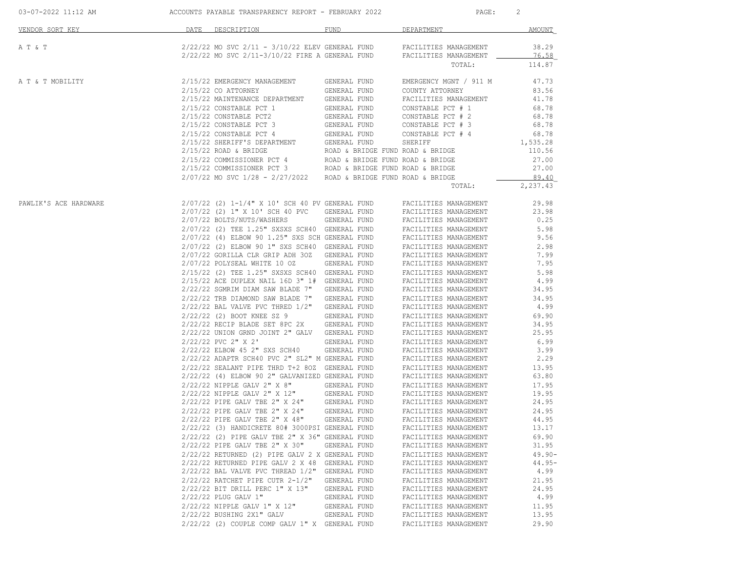| VENDOR SORT KEY | DATE | DESCRIPTION | FUND | DEPARTMENT | AMOUNT |
| --- | --- | --- | --- | --- | --- |
| A T & T | 2/22/22 | MO SVC 2/11 - 3/10/22 ELEV | GENERAL FUND | FACILITIES MANAGEMENT | 38.29 |
| | 2/22/22 | MO SVC 2/11-3/10/22 FIRE A | GENERAL FUND | FACILITIES MANAGEMENT | 76.58 |
| | | | | TOTAL: | 114.87 |
| A T & T MOBILITY | 2/15/22 | EMERGENCY MANAGEMENT | GENERAL FUND | EMERGENCY MGNT / 911 M | 47.73 |
| | 2/15/22 | CO ATTORNEY | GENERAL FUND | COUNTY ATTORNEY | 83.56 |
| | 2/15/22 | MAINTENANCE DEPARTMENT | GENERAL FUND | FACILITIES MANAGEMENT | 41.78 |
| | 2/15/22 | CONSTABLE PCT 1 | GENERAL FUND | CONSTABLE PCT # 1 | 68.78 |
| | 2/15/22 | CONSTABLE PCT2 | GENERAL FUND | CONSTABLE PCT # 2 | 68.78 |
| | 2/15/22 | CONSTABLE PCT 3 | GENERAL FUND | CONSTABLE PCT # 3 | 68.78 |
| | 2/15/22 | CONSTABLE PCT 4 | GENERAL FUND | CONSTABLE PCT # 4 | 68.78 |
| | 2/15/22 | SHERIFF'S DEPARTMENT | GENERAL FUND | SHERIFF | 1,535.28 |
| | 2/15/22 | ROAD & BRIDGE | ROAD & BRIDGE FUND | ROAD & BRIDGE | 110.56 |
| | 2/15/22 | COMMISSIONER PCT 4 | ROAD & BRIDGE FUND | ROAD & BRIDGE | 27.00 |
| | 2/15/22 | COMMISSIONER PCT 3 | ROAD & BRIDGE FUND | ROAD & BRIDGE | 27.00 |
| | 2/07/22 | MO SVC 1/28 - 2/27/2022 | ROAD & BRIDGE FUND | ROAD & BRIDGE | 89.40 |
| | | | | TOTAL: | 2,237.43 |
| PAWLIK'S ACE HARDWARE | 2/07/22 | (2) 1-1/4" X 10' SCH 40 PV | GENERAL FUND | FACILITIES MANAGEMENT | 29.98 |
| | 2/07/22 | (2) 1" X 10' SCH 40 PVC | GENERAL FUND | FACILITIES MANAGEMENT | 23.98 |
| | 2/07/22 | BOLTS/NUTS/WASHERS | GENERAL FUND | FACILITIES MANAGEMENT | 0.25 |
| | 2/07/22 | (2) TEE 1.25" SXSXS SCH40 | GENERAL FUND | FACILITIES MANAGEMENT | 5.98 |
| | 2/07/22 | (4) ELBOW 90 1.25" SXS SCH | GENERAL FUND | FACILITIES MANAGEMENT | 9.56 |
| | 2/07/22 | (2) ELBOW 90 1" SXS SCH40 | GENERAL FUND | FACILITIES MANAGEMENT | 2.98 |
| | 2/07/22 | GORILLA CLR GRIP ADH 3OZ | GENERAL FUND | FACILITIES MANAGEMENT | 7.99 |
| | 2/07/22 | POLYSEAL WHITE 10 OZ | GENERAL FUND | FACILITIES MANAGEMENT | 7.95 |
| | 2/15/22 | (2) TEE 1.25" SXSXS SCH40 | GENERAL FUND | FACILITIES MANAGEMENT | 5.98 |
| | 2/15/22 | ACE DUPLEX NAIL 16D 3" 1# | GENERAL FUND | FACILITIES MANAGEMENT | 4.99 |
| | 2/22/22 | SGMRIM DIAM SAW BLADE 7" | GENERAL FUND | FACILITIES MANAGEMENT | 34.95 |
| | 2/22/22 | TRB DIAMOND SAW BLADE 7" | GENERAL FUND | FACILITIES MANAGEMENT | 34.95 |
| | 2/22/22 | BAL VALVE PVC THRED 1/2" | GENERAL FUND | FACILITIES MANAGEMENT | 4.99 |
| | 2/22/22 | (2) BOOT KNEE SZ 9 | GENERAL FUND | FACILITIES MANAGEMENT | 69.90 |
| | 2/22/22 | RECIP BLADE SET 8PC 2X | GENERAL FUND | FACILITIES MANAGEMENT | 34.95 |
| | 2/22/22 | UNION GRND JOINT 2" GALV | GENERAL FUND | FACILITIES MANAGEMENT | 25.95 |
| | 2/22/22 | PVC 2" X 2' | GENERAL FUND | FACILITIES MANAGEMENT | 6.99 |
| | 2/22/22 | ELBOW 45 2" SXS SCH40 | GENERAL FUND | FACILITIES MANAGEMENT | 3.99 |
| | 2/22/22 | ADAPTR SCH40 PVC 2" SL2" M | GENERAL FUND | FACILITIES MANAGEMENT | 2.29 |
| | 2/22/22 | SEALANT PIPE THRD T+2 8OZ | GENERAL FUND | FACILITIES MANAGEMENT | 13.95 |
| | 2/22/22 | (4) ELBOW 90 2" GALVANIZED | GENERAL FUND | FACILITIES MANAGEMENT | 63.80 |
| | 2/22/22 | NIPPLE GALV 2" X 8" | GENERAL FUND | FACILITIES MANAGEMENT | 17.95 |
| | 2/22/22 | NIPPLE GALV 2" X 12" | GENERAL FUND | FACILITIES MANAGEMENT | 19.95 |
| | 2/22/22 | PIPE GALV TBE 2" X 24" | GENERAL FUND | FACILITIES MANAGEMENT | 24.95 |
| | 2/22/22 | PIPE GALV TBE 2" X 24" | GENERAL FUND | FACILITIES MANAGEMENT | 24.95 |
| | 2/22/22 | PIPE GALV TBE 2" X 48" | GENERAL FUND | FACILITIES MANAGEMENT | 44.95 |
| | 2/22/22 | (3) HANDICRETE 80# 3000PSI | GENERAL FUND | FACILITIES MANAGEMENT | 13.17 |
| | 2/22/22 | (2) PIPE GALV TBE 2" X 36" | GENERAL FUND | FACILITIES MANAGEMENT | 69.90 |
| | 2/22/22 | PIPE GALV TBE 2" X 30" | GENERAL FUND | FACILITIES MANAGEMENT | 31.95 |
| | 2/22/22 | RETURNED (2) PIPE GALV 2 X | GENERAL FUND | FACILITIES MANAGEMENT | 49.90- |
| | 2/22/22 | RETURNED PIPE GALV 2 X 48 | GENERAL FUND | FACILITIES MANAGEMENT | 44.95- |
| | 2/22/22 | BAL VALVE PVC THREAD 1/2" | GENERAL FUND | FACILITIES MANAGEMENT | 4.99 |
| | 2/22/22 | RATCHET PIPE CUTR 2-1/2" | GENERAL FUND | FACILITIES MANAGEMENT | 21.95 |
| | 2/22/22 | BIT DRILL PERC 1" X 13" | GENERAL FUND | FACILITIES MANAGEMENT | 24.95 |
| | 2/22/22 | PLUG GALV 1" | GENERAL FUND | FACILITIES MANAGEMENT | 4.99 |
| | 2/22/22 | NIPPLE GALV 1" X 12" | GENERAL FUND | FACILITIES MANAGEMENT | 11.95 |
| | 2/22/22 | BUSHING 2X1" GALV | GENERAL FUND | FACILITIES MANAGEMENT | 13.95 |
| | 2/22/22 | (2) COUPLE COMP GALV 1" X | GENERAL FUND | FACILITIES MANAGEMENT | 29.90 |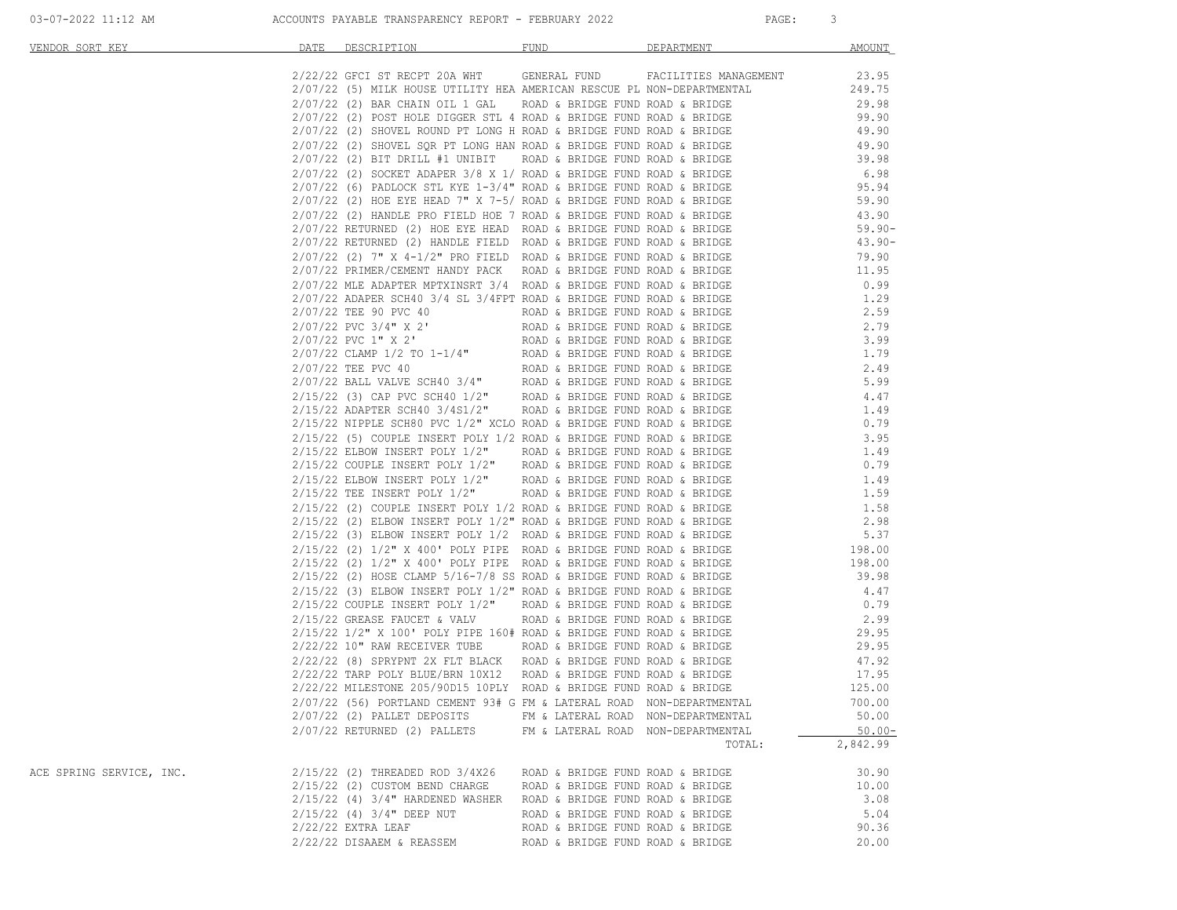| VENDOR SORT KEY | DATE | DESCRIPTION | FUND | DEPARTMENT | AMOUNT |
|---|---|---|---|---|---|
| | 2/22/22 | GFCI ST RECPT 20A WHT | GENERAL FUND | FACILITIES MANAGEMENT | 23.95 |
| | 2/07/22 | (5) MILK HOUSE UTILITY HEA | AMERICAN RESCUE PL | NON-DEPARTMENTAL | 249.75 |
| | 2/07/22 | (2) BAR CHAIN OIL 1 GAL | ROAD & BRIDGE FUND | ROAD & BRIDGE | 29.98 |
| | 2/07/22 | (2) POST HOLE DIGGER STL 4 | ROAD & BRIDGE FUND | ROAD & BRIDGE | 99.90 |
| | 2/07/22 | (2) SHOVEL ROUND PT LONG H | ROAD & BRIDGE FUND | ROAD & BRIDGE | 49.90 |
| | 2/07/22 | (2) SHOVEL SQR PT LONG HAN | ROAD & BRIDGE FUND | ROAD & BRIDGE | 49.90 |
| | 2/07/22 | (2) BIT DRILL #1 UNIBIT | ROAD & BRIDGE FUND | ROAD & BRIDGE | 39.98 |
| | 2/07/22 | (2) SOCKET ADAPER 3/8 X 1/ | ROAD & BRIDGE FUND | ROAD & BRIDGE | 6.98 |
| | 2/07/22 | (6) PADLOCK STL KYE 1-3/4" | ROAD & BRIDGE FUND | ROAD & BRIDGE | 95.94 |
| | 2/07/22 | (2) HOE EYE HEAD 7" X 7-5/ | ROAD & BRIDGE FUND | ROAD & BRIDGE | 59.90 |
| | 2/07/22 | (2) HANDLE PRO FIELD HOE 7 | ROAD & BRIDGE FUND | ROAD & BRIDGE | 43.90 |
| | 2/07/22 | RETURNED (2) HOE EYE HEAD | ROAD & BRIDGE FUND | ROAD & BRIDGE | 59.90- |
| | 2/07/22 | RETURNED (2) HANDLE FIELD | ROAD & BRIDGE FUND | ROAD & BRIDGE | 43.90- |
| | 2/07/22 | (2) 7" X 4-1/2" PRO FIELD | ROAD & BRIDGE FUND | ROAD & BRIDGE | 79.90 |
| | 2/07/22 | PRIMER/CEMENT HANDY PACK | ROAD & BRIDGE FUND | ROAD & BRIDGE | 11.95 |
| | 2/07/22 | MLE ADAPTER MPTXINSRT 3/4 | ROAD & BRIDGE FUND | ROAD & BRIDGE | 0.99 |
| | 2/07/22 | ADAPER SCH40 3/4 SL 3/4FPT | ROAD & BRIDGE FUND | ROAD & BRIDGE | 1.29 |
| | 2/07/22 | TEE 90 PVC 40 | ROAD & BRIDGE FUND | ROAD & BRIDGE | 2.59 |
| | 2/07/22 | PVC 3/4" X 2' | ROAD & BRIDGE FUND | ROAD & BRIDGE | 2.79 |
| | 2/07/22 | PVC 1" X 2' | ROAD & BRIDGE FUND | ROAD & BRIDGE | 3.99 |
| | 2/07/22 | CLAMP 1/2 TO 1-1/4" | ROAD & BRIDGE FUND | ROAD & BRIDGE | 1.79 |
| | 2/07/22 | TEE PVC 40 | ROAD & BRIDGE FUND | ROAD & BRIDGE | 2.49 |
| | 2/07/22 | BALL VALVE SCH40 3/4" | ROAD & BRIDGE FUND | ROAD & BRIDGE | 5.99 |
| | 2/15/22 | (3) CAP PVC SCH40 1/2" | ROAD & BRIDGE FUND | ROAD & BRIDGE | 4.47 |
| | 2/15/22 | ADAPTER SCH40 3/4S1/2" | ROAD & BRIDGE FUND | ROAD & BRIDGE | 1.49 |
| | 2/15/22 | NIPPLE SCH80 PVC 1/2" XCLO | ROAD & BRIDGE FUND | ROAD & BRIDGE | 0.79 |
| | 2/15/22 | (5) COUPLE INSERT POLY 1/2 | ROAD & BRIDGE FUND | ROAD & BRIDGE | 3.95 |
| | 2/15/22 | ELBOW INSERT POLY 1/2" | ROAD & BRIDGE FUND | ROAD & BRIDGE | 1.49 |
| | 2/15/22 | COUPLE INSERT POLY 1/2" | ROAD & BRIDGE FUND | ROAD & BRIDGE | 0.79 |
| | 2/15/22 | ELBOW INSERT POLY 1/2" | ROAD & BRIDGE FUND | ROAD & BRIDGE | 1.49 |
| | 2/15/22 | TEE INSERT POLY 1/2" | ROAD & BRIDGE FUND | ROAD & BRIDGE | 1.59 |
| | 2/15/22 | (2) COUPLE INSERT POLY 1/2 | ROAD & BRIDGE FUND | ROAD & BRIDGE | 1.58 |
| | 2/15/22 | (2) ELBOW INSERT POLY 1/2" | ROAD & BRIDGE FUND | ROAD & BRIDGE | 2.98 |
| | 2/15/22 | (3) ELBOW INSERT POLY 1/2 | ROAD & BRIDGE FUND | ROAD & BRIDGE | 5.37 |
| | 2/15/22 | (2) 1/2" X 400' POLY PIPE | ROAD & BRIDGE FUND | ROAD & BRIDGE | 198.00 |
| | 2/15/22 | (2) 1/2" X 400' POLY PIPE | ROAD & BRIDGE FUND | ROAD & BRIDGE | 198.00 |
| | 2/15/22 | (2) HOSE CLAMP 5/16-7/8 SS | ROAD & BRIDGE FUND | ROAD & BRIDGE | 39.98 |
| | 2/15/22 | (3) ELBOW INSERT POLY 1/2" | ROAD & BRIDGE FUND | ROAD & BRIDGE | 4.47 |
| | 2/15/22 | COUPLE INSERT POLY 1/2" | ROAD & BRIDGE FUND | ROAD & BRIDGE | 0.79 |
| | 2/15/22 | GREASE FAUCET & VALV | ROAD & BRIDGE FUND | ROAD & BRIDGE | 2.99 |
| | 2/15/22 | 1/2" X 100' POLY PIPE 160# | ROAD & BRIDGE FUND | ROAD & BRIDGE | 29.95 |
| | 2/22/22 | 10" RAW RECEIVER TUBE | ROAD & BRIDGE FUND | ROAD & BRIDGE | 29.95 |
| | 2/22/22 | (8) SPRYPNT 2X FLT BLACK | ROAD & BRIDGE FUND | ROAD & BRIDGE | 47.92 |
| | 2/22/22 | TARP POLY BLUE/BRN 10X12 | ROAD & BRIDGE FUND | ROAD & BRIDGE | 17.95 |
| | 2/22/22 | MILESTONE 205/90D15 10PLY | ROAD & BRIDGE FUND | ROAD & BRIDGE | 125.00 |
| | 2/07/22 | (56) PORTLAND CEMENT 93# G | FM & LATERAL ROAD | NON-DEPARTMENTAL | 700.00 |
| | 2/07/22 | (2) PALLET DEPOSITS | FM & LATERAL ROAD | NON-DEPARTMENTAL | 50.00 |
| | 2/07/22 | RETURNED (2) PALLETS | FM & LATERAL ROAD | NON-DEPARTMENTAL | 50.00- |
| | | | | TOTAL: | 2,842.99 |
| ACE SPRING SERVICE, INC. | 2/15/22 | (2) THREADED ROD 3/4X26 | ROAD & BRIDGE FUND | ROAD & BRIDGE | 30.90 |
| | 2/15/22 | (2) CUSTOM BEND CHARGE | ROAD & BRIDGE FUND | ROAD & BRIDGE | 10.00 |
| | 2/15/22 | (4) 3/4" HARDENED WASHER | ROAD & BRIDGE FUND | ROAD & BRIDGE | 3.08 |
| | 2/15/22 | (4) 3/4" DEEP NUT | ROAD & BRIDGE FUND | ROAD & BRIDGE | 5.04 |
| | 2/22/22 | EXTRA LEAF | ROAD & BRIDGE FUND | ROAD & BRIDGE | 90.36 |
| | 2/22/22 | DISAAEM & REASSEM | ROAD & BRIDGE FUND | ROAD & BRIDGE | 20.00 |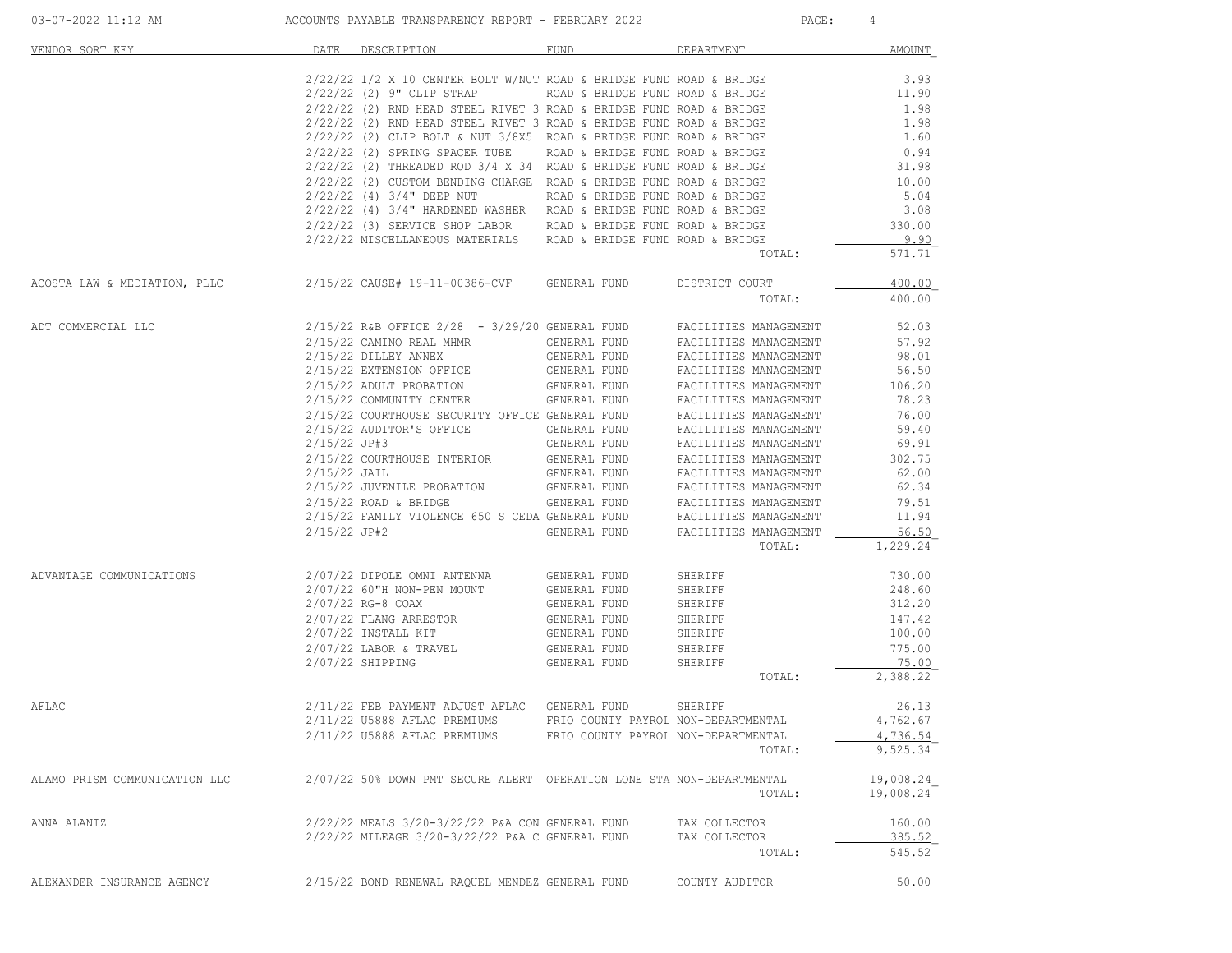| VENDOR SORT KEY | DATE | DESCRIPTION | FUND | DEPARTMENT | AMOUNT |
|---|---|---|---|---|---|
| | 2/22/22 | 1/2 X 10 CENTER BOLT W/NUT | ROAD & BRIDGE FUND | ROAD & BRIDGE | 3.93 |
| | 2/22/22 | (2) 9" CLIP STRAP | ROAD & BRIDGE FUND | ROAD & BRIDGE | 11.90 |
| | 2/22/22 | (2) RND HEAD STEEL RIVET 3 | ROAD & BRIDGE FUND | ROAD & BRIDGE | 1.98 |
| | 2/22/22 | (2) RND HEAD STEEL RIVET 3 | ROAD & BRIDGE FUND | ROAD & BRIDGE | 1.98 |
| | 2/22/22 | (2) CLIP BOLT & NUT 3/8X5 | ROAD & BRIDGE FUND | ROAD & BRIDGE | 1.60 |
| | 2/22/22 | (2) SPRING SPACER TUBE | ROAD & BRIDGE FUND | ROAD & BRIDGE | 0.94 |
| | 2/22/22 | (2) THREADED ROD 3/4 X 34 | ROAD & BRIDGE FUND | ROAD & BRIDGE | 31.98 |
| | 2/22/22 | (2) CUSTOM BENDING CHARGE | ROAD & BRIDGE FUND | ROAD & BRIDGE | 10.00 |
| | 2/22/22 | (4) 3/4" DEEP NUT | ROAD & BRIDGE FUND | ROAD & BRIDGE | 5.04 |
| | 2/22/22 | (4) 3/4" HARDENED WASHER | ROAD & BRIDGE FUND | ROAD & BRIDGE | 3.08 |
| | 2/22/22 | (3) SERVICE SHOP LABOR | ROAD & BRIDGE FUND | ROAD & BRIDGE | 330.00 |
| | 2/22/22 | MISCELLANEOUS MATERIALS | ROAD & BRIDGE FUND | ROAD & BRIDGE | 9.90 |
| | | | | TOTAL: | 571.71 |
| ACOSTA LAW & MEDIATION, PLLC | 2/15/22 | CAUSE# 19-11-00386-CVF | GENERAL FUND | DISTRICT COURT | 400.00 |
| | | | | TOTAL: | 400.00 |
| ADT COMMERCIAL LLC | 2/15/22 | R&B OFFICE 2/28 - 3/29/20 | GENERAL FUND | FACILITIES MANAGEMENT | 52.03 |
| | 2/15/22 | CAMINO REAL MHMR | GENERAL FUND | FACILITIES MANAGEMENT | 57.92 |
| | 2/15/22 | DILLEY ANNEX | GENERAL FUND | FACILITIES MANAGEMENT | 98.01 |
| | 2/15/22 | EXTENSION OFFICE | GENERAL FUND | FACILITIES MANAGEMENT | 56.50 |
| | 2/15/22 | ADULT PROBATION | GENERAL FUND | FACILITIES MANAGEMENT | 106.20 |
| | 2/15/22 | COMMUNITY CENTER | GENERAL FUND | FACILITIES MANAGEMENT | 78.23 |
| | 2/15/22 | COURTHOUSE SECURITY OFFICE | GENERAL FUND | FACILITIES MANAGEMENT | 76.00 |
| | 2/15/22 | AUDITOR'S OFFICE | GENERAL FUND | FACILITIES MANAGEMENT | 59.40 |
| | 2/15/22 | JP#3 | GENERAL FUND | FACILITIES MANAGEMENT | 69.91 |
| | 2/15/22 | COURTHOUSE INTERIOR | GENERAL FUND | FACILITIES MANAGEMENT | 302.75 |
| | 2/15/22 | JAIL | GENERAL FUND | FACILITIES MANAGEMENT | 62.00 |
| | 2/15/22 | JUVENILE PROBATION | GENERAL FUND | FACILITIES MANAGEMENT | 62.34 |
| | 2/15/22 | ROAD & BRIDGE | GENERAL FUND | FACILITIES MANAGEMENT | 79.51 |
| | 2/15/22 | FAMILY VIOLENCE 650 S CEDA | GENERAL FUND | FACILITIES MANAGEMENT | 11.94 |
| | 2/15/22 | JP#2 | GENERAL FUND | FACILITIES MANAGEMENT | 56.50 |
| | | | | TOTAL: | 1,229.24 |
| ADVANTAGE COMMUNICATIONS | 2/07/22 | DIPOLE OMNI ANTENNA | GENERAL FUND | SHERIFF | 730.00 |
| | 2/07/22 | 60"H NON-PEN MOUNT | GENERAL FUND | SHERIFF | 248.60 |
| | 2/07/22 | RG-8 COAX | GENERAL FUND | SHERIFF | 312.20 |
| | 2/07/22 | FLANG ARRESTOR | GENERAL FUND | SHERIFF | 147.42 |
| | 2/07/22 | INSTALL KIT | GENERAL FUND | SHERIFF | 100.00 |
| | 2/07/22 | LABOR & TRAVEL | GENERAL FUND | SHERIFF | 775.00 |
| | 2/07/22 | SHIPPING | GENERAL FUND | SHERIFF | 75.00 |
| | | | | TOTAL: | 2,388.22 |
| AFLAC | 2/11/22 | FEB PAYMENT ADJUST AFLAC | GENERAL FUND | SHERIFF | 26.13 |
| | 2/11/22 | U5888 AFLAC PREMIUMS | FRIO COUNTY PAYROL | NON-DEPARTMENTAL | 4,762.67 |
| | 2/11/22 | U5888 AFLAC PREMIUMS | FRIO COUNTY PAYROL | NON-DEPARTMENTAL | 4,736.54 |
| | | | | TOTAL: | 9,525.34 |
| ALAMO PRISM COMMUNICATION LLC | 2/07/22 | 50% DOWN PMT SECURE ALERT | OPERATION LONE STA | NON-DEPARTMENTAL | 19,008.24 |
| | | | | TOTAL: | 19,008.24 |
| ANNA ALANIZ | 2/22/22 | MEALS 3/20-3/22/22 P&A CON | GENERAL FUND | TAX COLLECTOR | 160.00 |
| | 2/22/22 | MILEAGE 3/20-3/22/22 P&A C | GENERAL FUND | TAX COLLECTOR | 385.52 |
| | | | | TOTAL: | 545.52 |
| ALEXANDER INSURANCE AGENCY | 2/15/22 | BOND RENEWAL RAQUEL MENDEZ | GENERAL FUND | COUNTY AUDITOR | 50.00 |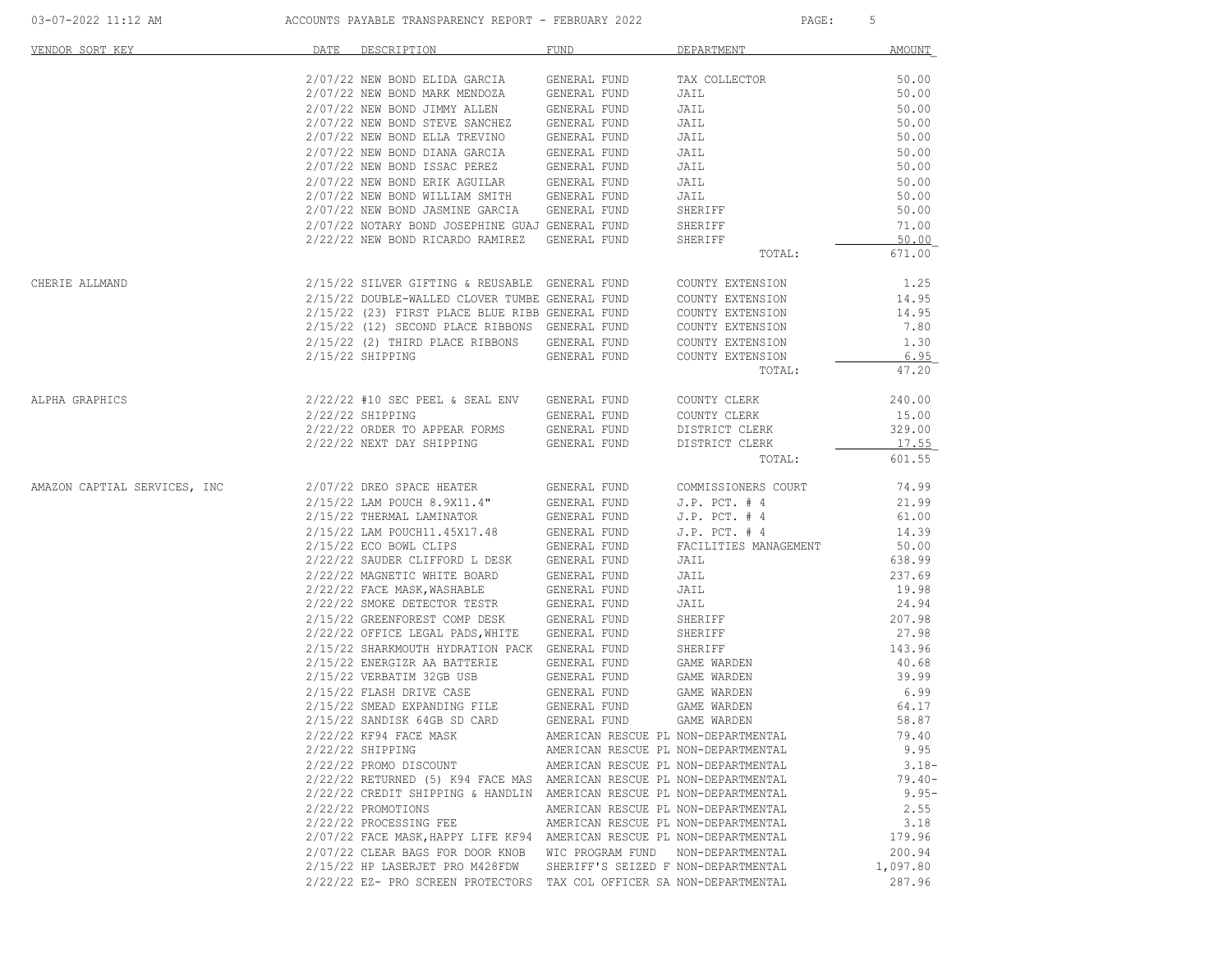| VENDOR SORT KEY | DATE | DESCRIPTION | FUND | DEPARTMENT | AMOUNT |
|---|---|---|---|---|---|
| | 2/07/22 | NEW BOND ELIDA GARCIA | GENERAL FUND | TAX COLLECTOR | 50.00 |
| | 2/07/22 | NEW BOND MARK MENDOZA | GENERAL FUND | JAIL | 50.00 |
| | 2/07/22 | NEW BOND JIMMY ALLEN | GENERAL FUND | JAIL | 50.00 |
| | 2/07/22 | NEW BOND STEVE SANCHEZ | GENERAL FUND | JAIL | 50.00 |
| | 2/07/22 | NEW BOND ELLA TREVINO | GENERAL FUND | JAIL | 50.00 |
| | 2/07/22 | NEW BOND DIANA GARCIA | GENERAL FUND | JAIL | 50.00 |
| | 2/07/22 | NEW BOND ISSAC PEREZ | GENERAL FUND | JAIL | 50.00 |
| | 2/07/22 | NEW BOND ERIK AGUILAR | GENERAL FUND | JAIL | 50.00 |
| | 2/07/22 | NEW BOND WILLIAM SMITH | GENERAL FUND | JAIL | 50.00 |
| | 2/07/22 | NEW BOND JASMINE GARCIA | GENERAL FUND | SHERIFF | 50.00 |
| | 2/07/22 | NOTARY BOND JOSEPHINE GUAJ | GENERAL FUND | SHERIFF | 71.00 |
| | 2/22/22 | NEW BOND RICARDO RAMIREZ | GENERAL FUND | SHERIFF | 50.00 |
| | | | | TOTAL: | 671.00 |
| CHERIE ALLMAND | 2/15/22 | SILVER GIFTING & REUSABLE | GENERAL FUND | COUNTY EXTENSION | 1.25 |
| | 2/15/22 | DOUBLE-WALLED CLOVER TUMBE | GENERAL FUND | COUNTY EXTENSION | 14.95 |
| | 2/15/22 | (23) FIRST PLACE BLUE RIBB | GENERAL FUND | COUNTY EXTENSION | 14.95 |
| | 2/15/22 | (12) SECOND PLACE RIBBONS | GENERAL FUND | COUNTY EXTENSION | 7.80 |
| | 2/15/22 | (2) THIRD PLACE RIBBONS | GENERAL FUND | COUNTY EXTENSION | 1.30 |
| | 2/15/22 | SHIPPING | GENERAL FUND | COUNTY EXTENSION | 6.95 |
| | | | | TOTAL: | 47.20 |
| ALPHA GRAPHICS | 2/22/22 | #10 SEC PEEL & SEAL ENV | GENERAL FUND | COUNTY CLERK | 240.00 |
| | 2/22/22 | SHIPPING | GENERAL FUND | COUNTY CLERK | 15.00 |
| | 2/22/22 | ORDER TO APPEAR FORMS | GENERAL FUND | DISTRICT CLERK | 329.00 |
| | 2/22/22 | NEXT DAY SHIPPING | GENERAL FUND | DISTRICT CLERK | 17.55 |
| | | | | TOTAL: | 601.55 |
| AMAZON CAPTIAL SERVICES, INC | 2/07/22 | DREO SPACE HEATER | GENERAL FUND | COMMISSIONERS COURT | 74.99 |
| | 2/15/22 | LAM POUCH 8.9X11.4" | GENERAL FUND | J.P. PCT. # 4 | 21.99 |
| | 2/15/22 | THERMAL LAMINATOR | GENERAL FUND | J.P. PCT. # 4 | 61.00 |
| | 2/15/22 | LAM POUCH11.45X17.48 | GENERAL FUND | J.P. PCT. # 4 | 14.39 |
| | 2/15/22 | ECO BOWL CLIPS | GENERAL FUND | FACILITIES MANAGEMENT | 50.00 |
| | 2/22/22 | SAUDER CLIFFORD L DESK | GENERAL FUND | JAIL | 638.99 |
| | 2/22/22 | MAGNETIC WHITE BOARD | GENERAL FUND | JAIL | 237.69 |
| | 2/22/22 | FACE MASK,WASHABLE | GENERAL FUND | JAIL | 19.98 |
| | 2/22/22 | SMOKE DETECTOR TESTR | GENERAL FUND | JAIL | 24.94 |
| | 2/15/22 | GREENFOREST COMP DESK | GENERAL FUND | SHERIFF | 207.98 |
| | 2/22/22 | OFFICE LEGAL PADS,WHITE | GENERAL FUND | SHERIFF | 27.98 |
| | 2/15/22 | SHARKMOUTH HYDRATION PACK | GENERAL FUND | SHERIFF | 143.96 |
| | 2/15/22 | ENERGIZR AA BATTERIE | GENERAL FUND | GAME WARDEN | 40.68 |
| | 2/15/22 | VERBATIM 32GB USB | GENERAL FUND | GAME WARDEN | 39.99 |
| | 2/15/22 | FLASH DRIVE CASE | GENERAL FUND | GAME WARDEN | 6.99 |
| | 2/15/22 | SMEAD EXPANDING FILE | GENERAL FUND | GAME WARDEN | 64.17 |
| | 2/15/22 | SANDISK 64GB SD CARD | GENERAL FUND | GAME WARDEN | 58.87 |
| | 2/22/22 | KF94 FACE MASK | AMERICAN RESCUE PL | NON-DEPARTMENTAL | 79.40 |
| | 2/22/22 | SHIPPING | AMERICAN RESCUE PL | NON-DEPARTMENTAL | 9.95 |
| | 2/22/22 | PROMO DISCOUNT | AMERICAN RESCUE PL | NON-DEPARTMENTAL | 3.18- |
| | 2/22/22 | RETURNED (5) K94 FACE MAS | AMERICAN RESCUE PL | NON-DEPARTMENTAL | 79.40- |
| | 2/22/22 | CREDIT SHIPPING & HANDLIN | AMERICAN RESCUE PL | NON-DEPARTMENTAL | 9.95- |
| | 2/22/22 | PROMOTIONS | AMERICAN RESCUE PL | NON-DEPARTMENTAL | 2.55 |
| | 2/22/22 | PROCESSING FEE | AMERICAN RESCUE PL | NON-DEPARTMENTAL | 3.18 |
| | 2/07/22 | FACE MASK,HAPPY LIFE KF94 | AMERICAN RESCUE PL | NON-DEPARTMENTAL | 179.96 |
| | 2/07/22 | CLEAR BAGS FOR DOOR KNOB | WIC PROGRAM FUND | NON-DEPARTMENTAL | 200.94 |
| | 2/15/22 | HP LASERJET PRO M428FDW | SHERIFF'S SEIZED F | NON-DEPARTMENTAL | 1,097.80 |
| | 2/22/22 | EZ- PRO SCREEN PROTECTORS | TAX COL OFFICER SA | NON-DEPARTMENTAL | 287.96 |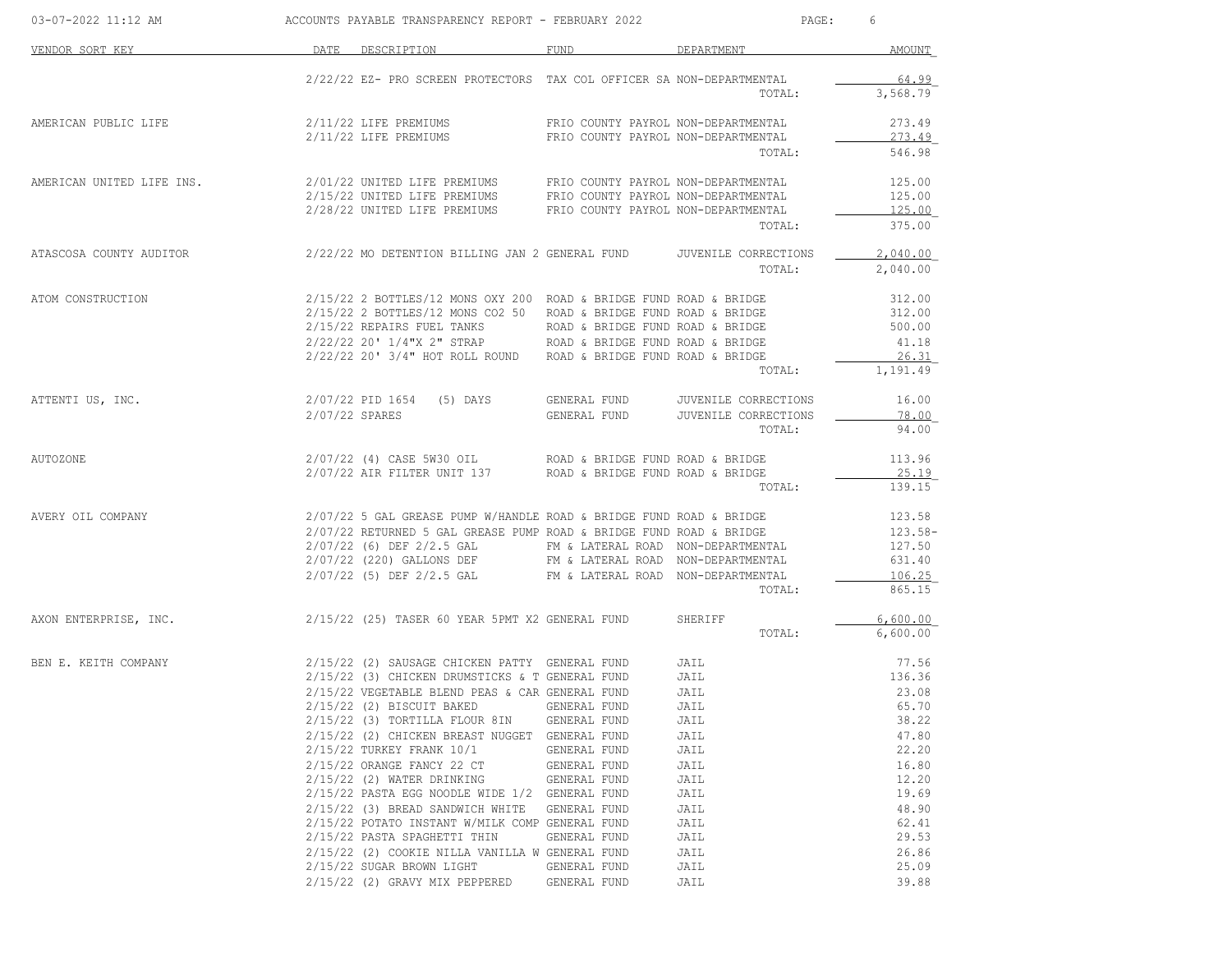| VENDOR SORT KEY | DATE | DESCRIPTION | FUND | DEPARTMENT | AMOUNT |
|---|---|---|---|---|---|
| | 2/22/22 | EZ- PRO SCREEN PROTECTORS | TAX COL OFFICER SA | NON-DEPARTMENTAL | 64.99 |
| | | | | TOTAL: | 3,568.79 |
| AMERICAN PUBLIC LIFE | 2/11/22 | LIFE PREMIUMS | FRIO COUNTY PAYROL | NON-DEPARTMENTAL | 273.49 |
| | 2/11/22 | LIFE PREMIUMS | FRIO COUNTY PAYROL | NON-DEPARTMENTAL | 273.49 |
| | | | | TOTAL: | 546.98 |
| AMERICAN UNITED LIFE INS. | 2/01/22 | UNITED LIFE PREMIUMS | FRIO COUNTY PAYROL | NON-DEPARTMENTAL | 125.00 |
| | 2/15/22 | UNITED LIFE PREMIUMS | FRIO COUNTY PAYROL | NON-DEPARTMENTAL | 125.00 |
| | 2/28/22 | UNITED LIFE PREMIUMS | FRIO COUNTY PAYROL | NON-DEPARTMENTAL | 125.00 |
| | | | | TOTAL: | 375.00 |
| ATASCOSA COUNTY AUDITOR | 2/22/22 | MO DETENTION BILLING JAN 2 | GENERAL FUND | JUVENILE CORRECTIONS | 2,040.00 |
| | | | | TOTAL: | 2,040.00 |
| ATOM CONSTRUCTION | 2/15/22 | 2 BOTTLES/12 MONS OXY 200 | ROAD & BRIDGE FUND | ROAD & BRIDGE | 312.00 |
| | 2/15/22 | 2 BOTTLES/12 MONS CO2 50 | ROAD & BRIDGE FUND | ROAD & BRIDGE | 312.00 |
| | 2/15/22 | REPAIRS FUEL TANKS | ROAD & BRIDGE FUND | ROAD & BRIDGE | 500.00 |
| | 2/22/22 | 20' 1/4"X 2" STRAP | ROAD & BRIDGE FUND | ROAD & BRIDGE | 41.18 |
| | 2/22/22 | 20' 3/4" HOT ROLL ROUND | ROAD & BRIDGE FUND | ROAD & BRIDGE | 26.31 |
| | | | | TOTAL: | 1,191.49 |
| ATTENTI US, INC. | 2/07/22 | PID 1654 (5) DAYS | GENERAL FUND | JUVENILE CORRECTIONS | 16.00 |
| | 2/07/22 | SPARES | GENERAL FUND | JUVENILE CORRECTIONS | 78.00 |
| | | | | TOTAL: | 94.00 |
| AUTOZONE | 2/07/22 | (4) CASE 5W30 OIL | ROAD & BRIDGE FUND | ROAD & BRIDGE | 113.96 |
| | 2/07/22 | AIR FILTER UNIT 137 | ROAD & BRIDGE FUND | ROAD & BRIDGE | 25.19 |
| | | | | TOTAL: | 139.15 |
| AVERY OIL COMPANY | 2/07/22 | 5 GAL GREASE PUMP W/HANDLE | ROAD & BRIDGE FUND | ROAD & BRIDGE | 123.58 |
| | 2/07/22 | RETURNED 5 GAL GREASE PUMP | ROAD & BRIDGE FUND | ROAD & BRIDGE | 123.58- |
| | 2/07/22 | (6) DEF 2/2.5 GAL | FM & LATERAL ROAD | NON-DEPARTMENTAL | 127.50 |
| | 2/07/22 | (220) GALLONS DEF | FM & LATERAL ROAD | NON-DEPARTMENTAL | 631.40 |
| | 2/07/22 | (5) DEF 2/2.5 GAL | FM & LATERAL ROAD | NON-DEPARTMENTAL | 106.25 |
| | | | | TOTAL: | 865.15 |
| AXON ENTERPRISE, INC. | 2/15/22 | (25) TASER 60 YEAR 5PMT X2 | GENERAL FUND | SHERIFF | 6,600.00 |
| | | | | TOTAL: | 6,600.00 |
| BEN E. KEITH COMPANY | 2/15/22 | (2) SAUSAGE CHICKEN PATTY | GENERAL FUND | JAIL | 77.56 |
| | 2/15/22 | (3) CHICKEN DRUMSTICKS & T | GENERAL FUND | JAIL | 136.36 |
| | 2/15/22 | VEGETABLE BLEND PEAS & CAR | GENERAL FUND | JAIL | 23.08 |
| | 2/15/22 | (2) BISCUIT BAKED | GENERAL FUND | JAIL | 65.70 |
| | 2/15/22 | (3) TORTILLA FLOUR 8IN | GENERAL FUND | JAIL | 38.22 |
| | 2/15/22 | (2) CHICKEN BREAST NUGGET | GENERAL FUND | JAIL | 47.80 |
| | 2/15/22 | TURKEY FRANK 10/1 | GENERAL FUND | JAIL | 22.20 |
| | 2/15/22 | ORANGE FANCY 22 CT | GENERAL FUND | JAIL | 16.80 |
| | 2/15/22 | (2) WATER DRINKING | GENERAL FUND | JAIL | 12.20 |
| | 2/15/22 | PASTA EGG NOODLE WIDE 1/2 | GENERAL FUND | JAIL | 19.69 |
| | 2/15/22 | (3) BREAD SANDWICH WHITE | GENERAL FUND | JAIL | 48.90 |
| | 2/15/22 | POTATO INSTANT W/MILK COMP | GENERAL FUND | JAIL | 62.41 |
| | 2/15/22 | PASTA SPAGHETTI THIN | GENERAL FUND | JAIL | 29.53 |
| | 2/15/22 | (2) COOKIE NILLA VANILLA W | GENERAL FUND | JAIL | 26.86 |
| | 2/15/22 | SUGAR BROWN LIGHT | GENERAL FUND | JAIL | 25.09 |
| | 2/15/22 | (2) GRAVY MIX PEPPERED | GENERAL FUND | JAIL | 39.88 |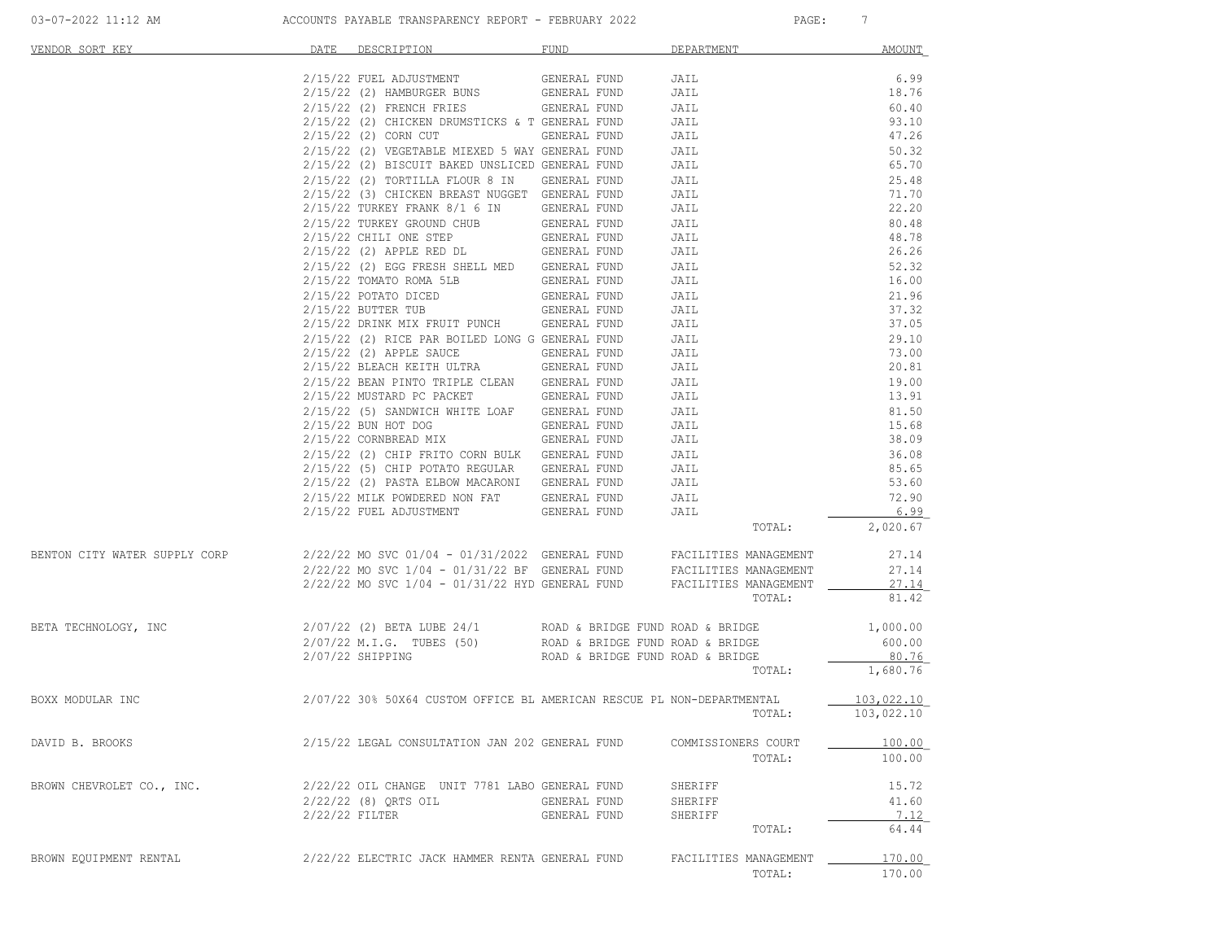| VENDOR SORT KEY | DATE | DESCRIPTION | FUND | DEPARTMENT | AMOUNT |
|---|---|---|---|---|---|
| | 2/15/22 | FUEL ADJUSTMENT | GENERAL FUND | JAIL | 6.99 |
| | 2/15/22 | (2) HAMBURGER BUNS | GENERAL FUND | JAIL | 18.76 |
| | 2/15/22 | (2) FRENCH FRIES | GENERAL FUND | JAIL | 60.40 |
| | 2/15/22 | (2) CHICKEN DRUMSTICKS & T | GENERAL FUND | JAIL | 93.10 |
| | 2/15/22 | (2) CORN CUT | GENERAL FUND | JAIL | 47.26 |
| | 2/15/22 | (2) VEGETABLE MIEXED 5 WAY | GENERAL FUND | JAIL | 50.32 |
| | 2/15/22 | (2) BISCUIT BAKED UNSLICED | GENERAL FUND | JAIL | 65.70 |
| | 2/15/22 | (2) TORTILLA FLOUR 8 IN | GENERAL FUND | JAIL | 25.48 |
| | 2/15/22 | (3) CHICKEN BREAST NUGGET | GENERAL FUND | JAIL | 71.70 |
| | 2/15/22 | TURKEY FRANK 8/1 6 IN | GENERAL FUND | JAIL | 22.20 |
| | 2/15/22 | TURKEY GROUND CHUB | GENERAL FUND | JAIL | 80.48 |
| | 2/15/22 | CHILI ONE STEP | GENERAL FUND | JAIL | 48.78 |
| | 2/15/22 | (2) APPLE RED DL | GENERAL FUND | JAIL | 26.26 |
| | 2/15/22 | (2) EGG FRESH SHELL MED | GENERAL FUND | JAIL | 52.32 |
| | 2/15/22 | TOMATO ROMA 5LB | GENERAL FUND | JAIL | 16.00 |
| | 2/15/22 | POTATO DICED | GENERAL FUND | JAIL | 21.96 |
| | 2/15/22 | BUTTER TUB | GENERAL FUND | JAIL | 37.32 |
| | 2/15/22 | DRINK MIX FRUIT PUNCH | GENERAL FUND | JAIL | 37.05 |
| | 2/15/22 | (2) RICE PAR BOILED LONG G | GENERAL FUND | JAIL | 29.10 |
| | 2/15/22 | (2) APPLE SAUCE | GENERAL FUND | JAIL | 73.00 |
| | 2/15/22 | BLEACH KEITH ULTRA | GENERAL FUND | JAIL | 20.81 |
| | 2/15/22 | BEAN PINTO TRIPLE CLEAN | GENERAL FUND | JAIL | 19.00 |
| | 2/15/22 | MUSTARD PC PACKET | GENERAL FUND | JAIL | 13.91 |
| | 2/15/22 | (5) SANDWICH WHITE LOAF | GENERAL FUND | JAIL | 81.50 |
| | 2/15/22 | BUN HOT DOG | GENERAL FUND | JAIL | 15.68 |
| | 2/15/22 | CORNBREAD MIX | GENERAL FUND | JAIL | 38.09 |
| | 2/15/22 | (2) CHIP FRITO CORN BULK | GENERAL FUND | JAIL | 36.08 |
| | 2/15/22 | (5) CHIP POTATO REGULAR | GENERAL FUND | JAIL | 85.65 |
| | 2/15/22 | (2) PASTA ELBOW MACARONI | GENERAL FUND | JAIL | 53.60 |
| | 2/15/22 | MILK POWDERED NON FAT | GENERAL FUND | JAIL | 72.90 |
| | 2/15/22 | FUEL ADJUSTMENT | GENERAL FUND | JAIL | 6.99 |
| | | | | TOTAL: | 2,020.67 |
| BENTON CITY WATER SUPPLY CORP | 2/22/22 | MO SVC 01/04 - 01/31/2022 | GENERAL FUND | FACILITIES MANAGEMENT | 27.14 |
| | 2/22/22 | MO SVC 1/04 - 01/31/22 BF | GENERAL FUND | FACILITIES MANAGEMENT | 27.14 |
| | 2/22/22 | MO SVC 1/04 - 01/31/22 HYD | GENERAL FUND | FACILITIES MANAGEMENT | 27.14 |
| | | | | TOTAL: | 81.42 |
| BETA TECHNOLOGY, INC | 2/07/22 | (2) BETA LUBE 24/1 | ROAD & BRIDGE FUND | ROAD & BRIDGE | 1,000.00 |
| | 2/07/22 | M.I.G. TUBES (50) | ROAD & BRIDGE FUND | ROAD & BRIDGE | 600.00 |
| | 2/07/22 | SHIPPING | ROAD & BRIDGE FUND | ROAD & BRIDGE | 80.76 |
| | | | | TOTAL: | 1,680.76 |
| BOXX MODULAR INC | 2/07/22 | 30% 50X64 CUSTOM OFFICE BL | AMERICAN RESCUE PL | NON-DEPARTMENTAL | 103,022.10 |
| | | | | TOTAL: | 103,022.10 |
| DAVID B. BROOKS | 2/15/22 | LEGAL CONSULTATION JAN 202 | GENERAL FUND | COMMISSIONERS COURT | 100.00 |
| | | | | TOTAL: | 100.00 |
| BROWN CHEVROLET CO., INC. | 2/22/22 | OIL CHANGE UNIT 7781 LABO | GENERAL FUND | SHERIFF | 15.72 |
| | 2/22/22 | (8) QRTS OIL | GENERAL FUND | SHERIFF | 41.60 |
| | 2/22/22 | FILTER | GENERAL FUND | SHERIFF | 7.12 |
| | | | | TOTAL: | 64.44 |
| BROWN EQUIPMENT RENTAL | 2/22/22 | ELECTRIC JACK HAMMER RENTA | GENERAL FUND | FACILITIES MANAGEMENT | 170.00 |
| | | | | TOTAL: | 170.00 |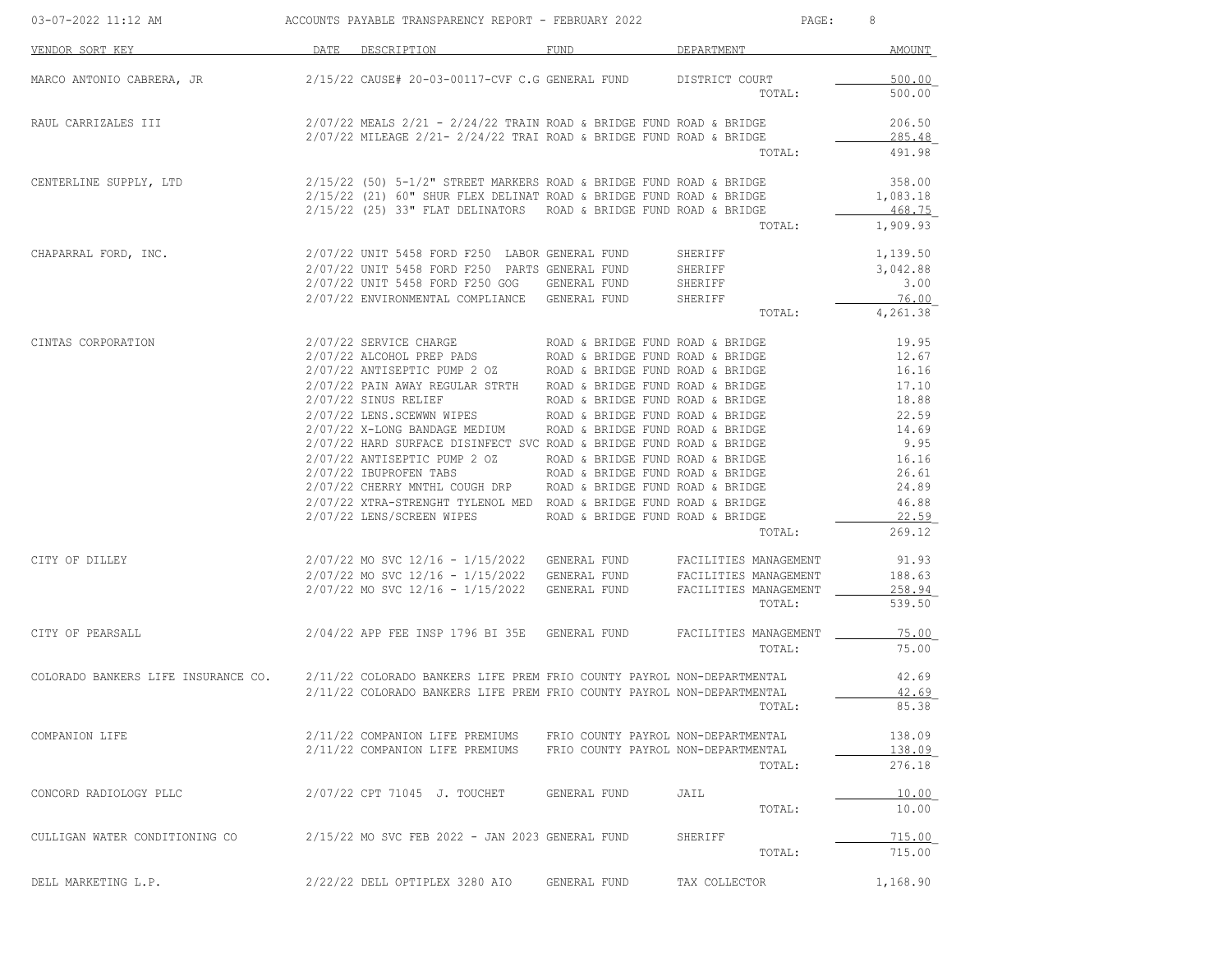| VENDOR SORT KEY | DATE | DESCRIPTION | FUND | DEPARTMENT | AMOUNT |
|---|---|---|---|---|---|
| MARCO ANTONIO CABRERA, JR | 2/15/22 | CAUSE# 20-03-00117-CVF C.G | GENERAL FUND | DISTRICT COURT | 500.00 |
| | | | | TOTAL: | 500.00 |
| RAUL CARRIZALES III | 2/07/22 | MEALS 2/21 - 2/24/22 TRAIN | ROAD & BRIDGE FUND | ROAD & BRIDGE | 206.50 |
| | 2/07/22 | MILEAGE 2/21- 2/24/22 TRAI | ROAD & BRIDGE FUND | ROAD & BRIDGE | 285.48 |
| | | | | TOTAL: | 491.98 |
| CENTERLINE SUPPLY, LTD | 2/15/22 | (50) 5-1/2" STREET MARKERS | ROAD & BRIDGE FUND | ROAD & BRIDGE | 358.00 |
| | 2/15/22 | (21) 60" SHUR FLEX DELINAT | ROAD & BRIDGE FUND | ROAD & BRIDGE | 1,083.18 |
| | 2/15/22 | (25) 33" FLAT DELINATORS | ROAD & BRIDGE FUND | ROAD & BRIDGE | 468.75 |
| | | | | TOTAL: | 1,909.93 |
| CHAPARRAL FORD, INC. | 2/07/22 | UNIT 5458 FORD F250 LABOR | GENERAL FUND | SHERIFF | 1,139.50 |
| | 2/07/22 | UNIT 5458 FORD F250 PARTS | GENERAL FUND | SHERIFF | 3,042.88 |
| | 2/07/22 | UNIT 5458 FORD F250 GOG | GENERAL FUND | SHERIFF | 3.00 |
| | 2/07/22 | ENVIRONMENTAL COMPLIANCE | GENERAL FUND | SHERIFF | 76.00 |
| | | | | TOTAL: | 4,261.38 |
| CINTAS CORPORATION | 2/07/22 | SERVICE CHARGE | ROAD & BRIDGE FUND | ROAD & BRIDGE | 19.95 |
| | 2/07/22 | ALCOHOL PREP PADS | ROAD & BRIDGE FUND | ROAD & BRIDGE | 12.67 |
| | 2/07/22 | ANTISEPTIC PUMP 2 OZ | ROAD & BRIDGE FUND | ROAD & BRIDGE | 16.16 |
| | 2/07/22 | PAIN AWAY REGULAR STRTH | ROAD & BRIDGE FUND | ROAD & BRIDGE | 17.10 |
| | 2/07/22 | SINUS RELIEF | ROAD & BRIDGE FUND | ROAD & BRIDGE | 18.88 |
| | 2/07/22 | LENS.SCEWWN WIPES | ROAD & BRIDGE FUND | ROAD & BRIDGE | 22.59 |
| | 2/07/22 | X-LONG BANDAGE MEDIUM | ROAD & BRIDGE FUND | ROAD & BRIDGE | 14.69 |
| | 2/07/22 | HARD SURFACE DISINFECT SVC | ROAD & BRIDGE FUND | ROAD & BRIDGE | 9.95 |
| | 2/07/22 | ANTISEPTIC PUMP 2 OZ | ROAD & BRIDGE FUND | ROAD & BRIDGE | 16.16 |
| | 2/07/22 | IBUPROFEN TABS | ROAD & BRIDGE FUND | ROAD & BRIDGE | 26.61 |
| | 2/07/22 | CHERRY MNTHL COUGH DRP | ROAD & BRIDGE FUND | ROAD & BRIDGE | 24.89 |
| | 2/07/22 | XTRA-STRENGHT TYLENOL MED | ROAD & BRIDGE FUND | ROAD & BRIDGE | 46.88 |
| | 2/07/22 | LENS/SCREEN WIPES | ROAD & BRIDGE FUND | ROAD & BRIDGE | 22.59 |
| | | | | TOTAL: | 269.12 |
| CITY OF DILLEY | 2/07/22 | MO SVC 12/16 - 1/15/2022 | GENERAL FUND | FACILITIES MANAGEMENT | 91.93 |
| | 2/07/22 | MO SVC 12/16 - 1/15/2022 | GENERAL FUND | FACILITIES MANAGEMENT | 188.63 |
| | 2/07/22 | MO SVC 12/16 - 1/15/2022 | GENERAL FUND | FACILITIES MANAGEMENT | 258.94 |
| | | | | TOTAL: | 539.50 |
| CITY OF PEARSALL | 2/04/22 | APP FEE INSP 1796 BI 35E | GENERAL FUND | FACILITIES MANAGEMENT | 75.00 |
| | | | | TOTAL: | 75.00 |
| COLORADO BANKERS LIFE INSURANCE CO. | 2/11/22 | COLORADO BANKERS LIFE PREM | FRIO COUNTY PAYROL | NON-DEPARTMENTAL | 42.69 |
| | 2/11/22 | COLORADO BANKERS LIFE PREM | FRIO COUNTY PAYROL | NON-DEPARTMENTAL | 42.69 |
| | | | | TOTAL: | 85.38 |
| COMPANION LIFE | 2/11/22 | COMPANION LIFE PREMIUMS | FRIO COUNTY PAYROL | NON-DEPARTMENTAL | 138.09 |
| | 2/11/22 | COMPANION LIFE PREMIUMS | FRIO COUNTY PAYROL | NON-DEPARTMENTAL | 138.09 |
| | | | | TOTAL: | 276.18 |
| CONCORD RADIOLOGY PLLC | 2/07/22 | CPT 71045 J. TOUCHET | GENERAL FUND | JAIL | 10.00 |
| | | | | TOTAL: | 10.00 |
| CULLIGAN WATER CONDITIONING CO | 2/15/22 | MO SVC FEB 2022 - JAN 2023 | GENERAL FUND | SHERIFF | 715.00 |
| | | | | TOTAL: | 715.00 |
| DELL MARKETING L.P. | 2/22/22 | DELL OPTIPLEX 3280 AIO | GENERAL FUND | TAX COLLECTOR | 1,168.90 |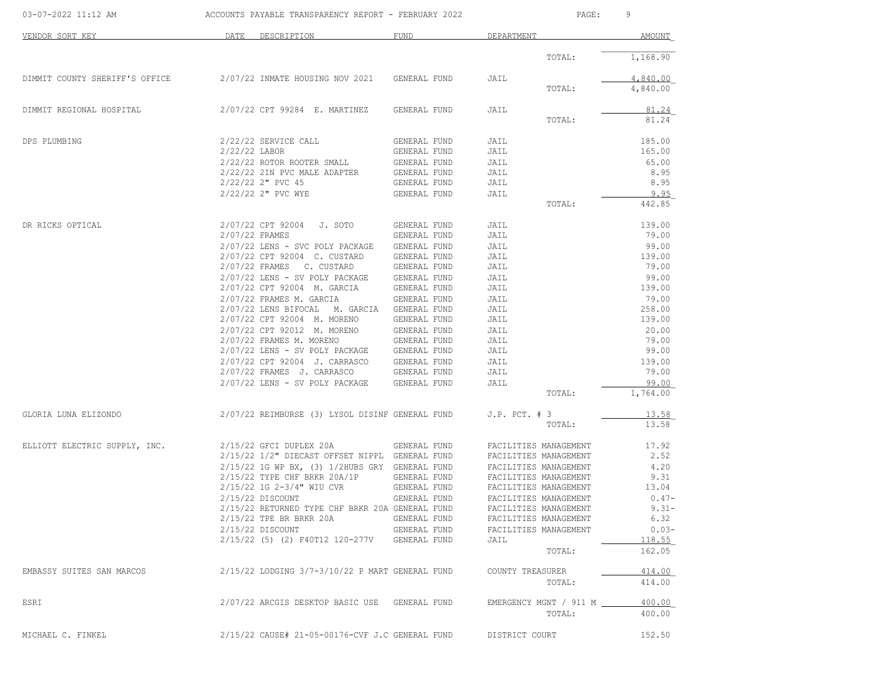| VENDOR SORT KEY | DATE | DESCRIPTION | FUND | DEPARTMENT | AMOUNT |
|---|---|---|---|---|---|
| | | | | TOTAL: | 1,168.90 |
| DIMMIT COUNTY SHERIFF'S OFFICE | 2/07/22 | INMATE HOUSING NOV 2021 | GENERAL FUND | JAIL | 4,840.00 |
| | | | | TOTAL: | 4,840.00 |
| DIMMIT REGIONAL HOSPITAL | 2/07/22 | CPT 99284 E. MARTINEZ | GENERAL FUND | JAIL | 81.24 |
| | | | | TOTAL: | 81.24 |
| DPS PLUMBING | 2/22/22 | SERVICE CALL | GENERAL FUND | JAIL | 185.00 |
| | 2/22/22 | LABOR | GENERAL FUND | JAIL | 165.00 |
| | 2/22/22 | ROTOR ROOTER SMALL | GENERAL FUND | JAIL | 65.00 |
| | 2/22/22 | 2IN PVC MALE ADAPTER | GENERAL FUND | JAIL | 8.95 |
| | 2/22/22 | 2" PVC 45 | GENERAL FUND | JAIL | 8.95 |
| | 2/22/22 | 2" PVC WYE | GENERAL FUND | JAIL | 9.95 |
| | | | | TOTAL: | 442.85 |
| DR RICKS OPTICAL | 2/07/22 | CPT 92004 J. SOTO | GENERAL FUND | JAIL | 139.00 |
| | 2/07/22 | FRAMES | GENERAL FUND | JAIL | 79.00 |
| | 2/07/22 | LENS - SVC POLY PACKAGE | GENERAL FUND | JAIL | 99.00 |
| | 2/07/22 | CPT 92004 C. CUSTARD | GENERAL FUND | JAIL | 139.00 |
| | 2/07/22 | FRAMES C. CUSTARD | GENERAL FUND | JAIL | 79.00 |
| | 2/07/22 | LENS - SV POLY PACKAGE | GENERAL FUND | JAIL | 99.00 |
| | 2/07/22 | CPT 92004 M. GARCIA | GENERAL FUND | JAIL | 139.00 |
| | 2/07/22 | FRAMES M. GARCIA | GENERAL FUND | JAIL | 79.00 |
| | 2/07/22 | LENS BIFOCAL M. GARCIA | GENERAL FUND | JAIL | 258.00 |
| | 2/07/22 | CPT 92004 M. MORENO | GENERAL FUND | JAIL | 139.00 |
| | 2/07/22 | CPT 92012 M. MORENO | GENERAL FUND | JAIL | 20.00 |
| | 2/07/22 | FRAMES M. MORENO | GENERAL FUND | JAIL | 79.00 |
| | 2/07/22 | LENS - SV POLY PACKAGE | GENERAL FUND | JAIL | 99.00 |
| | 2/07/22 | CPT 92004 J. CARRASCO | GENERAL FUND | JAIL | 139.00 |
| | 2/07/22 | FRAMES J. CARRASCO | GENERAL FUND | JAIL | 79.00 |
| | 2/07/22 | LENS - SV POLY PACKAGE | GENERAL FUND | JAIL | 99.00 |
| | | | | TOTAL: | 1,764.00 |
| GLORIA LUNA ELIZONDO | 2/07/22 | REIMBURSE (3) LYSOL DISINF | GENERAL FUND | J.P. PCT. # 3 | 13.58 |
| | | | | TOTAL: | 13.58 |
| ELLIOTT ELECTRIC SUPPLY, INC. | 2/15/22 | GFCI DUPLEX 20A | GENERAL FUND | FACILITIES MANAGEMENT | 17.92 |
| | 2/15/22 | 1/2" DIECAST OFFSET NIPPL | GENERAL FUND | FACILITIES MANAGEMENT | 2.52 |
| | 2/15/22 | 1G WP BX, (3) 1/2HUBS GRY | GENERAL FUND | FACILITIES MANAGEMENT | 4.20 |
| | 2/15/22 | TYPE CHF BRKR 20A/1P | GENERAL FUND | FACILITIES MANAGEMENT | 9.31 |
| | 2/15/22 | 1G 2-3/4" WIU CVR | GENERAL FUND | FACILITIES MANAGEMENT | 13.04 |
| | 2/15/22 | DISCOUNT | GENERAL FUND | FACILITIES MANAGEMENT | 0.47- |
| | 2/15/22 | RETURNED TYPE CHF BRKR 20A | GENERAL FUND | FACILITIES MANAGEMENT | 9.31- |
| | 2/15/22 | TPE BR BRKR 20A | GENERAL FUND | FACILITIES MANAGEMENT | 6.32 |
| | 2/15/22 | DISCOUNT | GENERAL FUND | FACILITIES MANAGEMENT | 0.03- |
| | 2/15/22 | (5) (2) F40T12 120-277V | GENERAL FUND | JAIL | 118.55 |
| | | | | TOTAL: | 162.05 |
| EMBASSY SUITES SAN MARCOS | 2/15/22 | LODGING 3/7-3/10/22 P MART | GENERAL FUND | COUNTY TREASURER | 414.00 |
| | | | | TOTAL: | 414.00 |
| ESRI | 2/07/22 | ARCGIS DESKTOP BASIC USE | GENERAL FUND | EMERGENCY MGNT / 911 M | 400.00 |
| | | | | TOTAL: | 400.00 |
| MICHAEL C. FINKEL | 2/15/22 | CAUSE# 21-05-00176-CVF J.C | GENERAL FUND | DISTRICT COURT | 152.50 |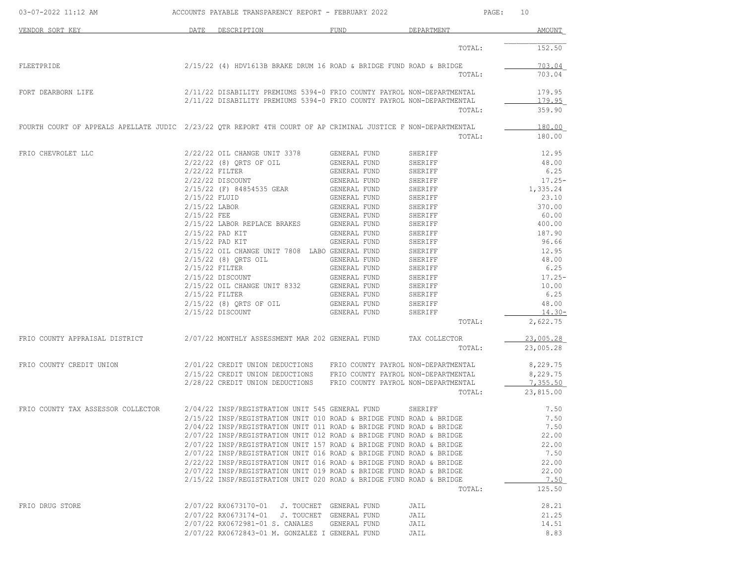| VENDOR SORT KEY | DATE | DESCRIPTION | FUND | DEPARTMENT | AMOUNT |
|---|---|---|---|---|---|
| | | | | TOTAL: | 152.50 |
| FLEETPRIDE | 2/15/22 | (4) HDV1613B BRAKE DRUM 16 | ROAD & BRIDGE FUND | ROAD & BRIDGE | 703.04 |
| | | | | TOTAL: | 703.04 |
| FORT DEARBORN LIFE | 2/11/22 | DISABILITY PREMIUMS 5394-0 | FRIO COUNTY PAYROL | NON-DEPARTMENTAL | 179.95 |
| | 2/11/22 | DISABILITY PREMIUMS 5394-0 | FRIO COUNTY PAYROL | NON-DEPARTMENTAL | 179.95 |
| | | | | TOTAL: | 359.90 |
| FOURTH COURT OF APPEALS APELLATE JUDIC | 2/23/22 | QTR REPORT 4TH COURT OF AP | CRIMINAL JUSTICE F | NON-DEPARTMENTAL | 180.00 |
| | | | | TOTAL: | 180.00 |
| FRIO CHEVROLET LLC | 2/22/22 | OIL CHANGE UNIT 3378 | GENERAL FUND | SHERIFF | 12.95 |
| | 2/22/22 | (8) QRTS OF OIL | GENERAL FUND | SHERIFF | 48.00 |
| | 2/22/22 | FILTER | GENERAL FUND | SHERIFF | 6.25 |
| | 2/22/22 | DISCOUNT | GENERAL FUND | SHERIFF | 17.25- |
| | 2/15/22 | (F) 84854535 GEAR | GENERAL FUND | SHERIFF | 1,335.24 |
| | 2/15/22 | FLUID | GENERAL FUND | SHERIFF | 23.10 |
| | 2/15/22 | LABOR | GENERAL FUND | SHERIFF | 370.00 |
| | 2/15/22 | FEE | GENERAL FUND | SHERIFF | 60.00 |
| | 2/15/22 | LABOR REPLACE BRAKES | GENERAL FUND | SHERIFF | 400.00 |
| | 2/15/22 | PAD KIT | GENERAL FUND | SHERIFF | 187.90 |
| | 2/15/22 | PAD KIT | GENERAL FUND | SHERIFF | 96.66 |
| | 2/15/22 | OIL CHANGE UNIT 7808 LABO | GENERAL FUND | SHERIFF | 12.95 |
| | 2/15/22 | (8) QRTS OIL | GENERAL FUND | SHERIFF | 48.00 |
| | 2/15/22 | FILTER | GENERAL FUND | SHERIFF | 6.25 |
| | 2/15/22 | DISCOUNT | GENERAL FUND | SHERIFF | 17.25- |
| | 2/15/22 | OIL CHANGE UNIT 8332 | GENERAL FUND | SHERIFF | 10.00 |
| | 2/15/22 | FILTER | GENERAL FUND | SHERIFF | 6.25 |
| | 2/15/22 | (8) QRTS OF OIL | GENERAL FUND | SHERIFF | 48.00 |
| | 2/15/22 | DISCOUNT | GENERAL FUND | SHERIFF | 14.30- |
| | | | | TOTAL: | 2,622.75 |
| FRIO COUNTY APPRAISAL DISTRICT | 2/07/22 | MONTHLY ASSESSMENT MAR 202 | GENERAL FUND | TAX COLLECTOR | 23,005.28 |
| | | | | TOTAL: | 23,005.28 |
| FRIO COUNTY CREDIT UNION | 2/01/22 | CREDIT UNION DEDUCTIONS | FRIO COUNTY PAYROL | NON-DEPARTMENTAL | 8,229.75 |
| | 2/15/22 | CREDIT UNION DEDUCTIONS | FRIO COUNTY PAYROL | NON-DEPARTMENTAL | 8,229.75 |
| | 2/28/22 | CREDIT UNION DEDUCTIONS | FRIO COUNTY PAYROL | NON-DEPARTMENTAL | 7,355.50 |
| | | | | TOTAL: | 23,815.00 |
| FRIO COUNTY TAX ASSESSOR COLLECTOR | 2/04/22 | INSP/REGISTRATION UNIT 545 | GENERAL FUND | SHERIFF | 7.50 |
| | 2/15/22 | INSP/REGISTRATION UNIT 010 | ROAD & BRIDGE FUND | ROAD & BRIDGE | 7.50 |
| | 2/04/22 | INSP/REGISTRATION UNIT 011 | ROAD & BRIDGE FUND | ROAD & BRIDGE | 7.50 |
| | 2/07/22 | INSP/REGISTRATION UNIT 012 | ROAD & BRIDGE FUND | ROAD & BRIDGE | 22.00 |
| | 2/07/22 | INSP/REGISTRATION UNIT 157 | ROAD & BRIDGE FUND | ROAD & BRIDGE | 22.00 |
| | 2/07/22 | INSP/REGISTRATION UNIT 016 | ROAD & BRIDGE FUND | ROAD & BRIDGE | 7.50 |
| | 2/22/22 | INSP/REGISTRATION UNIT 016 | ROAD & BRIDGE FUND | ROAD & BRIDGE | 22.00 |
| | 2/07/22 | INSP/REGISTRATION UNIT 019 | ROAD & BRIDGE FUND | ROAD & BRIDGE | 22.00 |
| | 2/15/22 | INSP/REGISTRATION UNIT 020 | ROAD & BRIDGE FUND | ROAD & BRIDGE | 7.50 |
| | | | | TOTAL: | 125.50 |
| FRIO DRUG STORE | 2/07/22 | RX0673170-01 J. TOUCHET | GENERAL FUND | JAIL | 28.21 |
| | 2/07/22 | RX0673174-01 J. TOUCHET | GENERAL FUND | JAIL | 21.25 |
| | 2/07/22 | RX0672981-01 S. CANALES | GENERAL FUND | JAIL | 14.51 |
| | 2/07/22 | RX0672843-01 M. GONZALEZ I | GENERAL FUND | JAIL | 8.83 |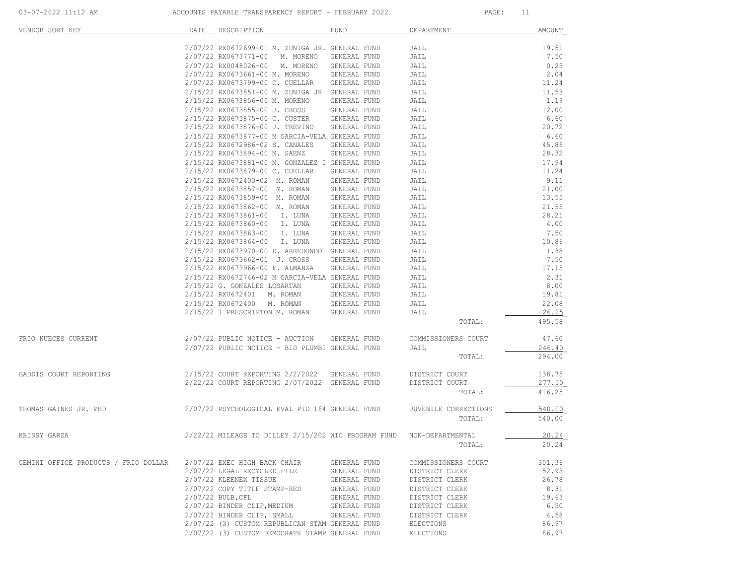ACCOUNTS PAYABLE TRANSPARENCY REPORT - FEBRUARY 2022

| VENDOR SORT KEY | DATE | DESCRIPTION | FUND | DEPARTMENT | AMOUNT |
|---|---|---|---|---|---|
| | 2/07/22 | RX0672699-01 M. ZUNIGA JR. | GENERAL FUND | JAIL | 19.51 |
| | 2/07/22 | RX0673771-00 M. MORENO | GENERAL FUND | JAIL | 7.50 |
| | 2/07/22 | RX0048026-00 M. MORENO | GENERAL FUND | JAIL | 0.23 |
| | 2/07/22 | RX0673661-00 M. MORENO | GENERAL FUND | JAIL | 2.04 |
| | 2/07/22 | RX0673799-00 C. CUELLAR | GENERAL FUND | JAIL | 11.24 |
| | 2/15/22 | RX0673851-00 M. ZUNIGA JR | GENERAL FUND | JAIL | 11.53 |
| | 2/15/22 | RX0673856-00 M. MORENO | GENERAL FUND | JAIL | 1.19 |
| | 2/15/22 | RX0673855-00 J. CROSS | GENERAL FUND | JAIL | 12.00 |
| | 2/15/22 | RX0673875-00 C. CUSTER | GENERAL FUND | JAIL | 6.60 |
| | 2/15/22 | RX0673876-00 J. TREVINO | GENERAL FUND | JAIL | 20.72 |
| | 2/15/22 | RX0673877-00 M GARCIA-VELA | GENERAL FUND | JAIL | 6.60 |
| | 2/15/22 | RX0672986-02 S. CANALES | GENERAL FUND | JAIL | 45.86 |
| | 2/15/22 | RX0673894-00 M. SAENZ | GENERAL FUND | JAIL | 28.32 |
| | 2/15/22 | RX0673881-00 M. GONZALEZ I | GENERAL FUND | JAIL | 17.94 |
| | 2/15/22 | RX0673879-00 C. CUELLAR | GENERAL FUND | JAIL | 11.24 |
| | 2/15/22 | RX0672403-02 M. ROMAN | GENERAL FUND | JAIL | 9.11 |
| | 2/15/22 | RX0673857-00 M. ROMAN | GENERAL FUND | JAIL | 21.00 |
| | 2/15/22 | RX0673859-00 M. ROMAN | GENERAL FUND | JAIL | 13.55 |
| | 2/15/22 | RX0673862-00 M. ROMAN | GENERAL FUND | JAIL | 21.55 |
| | 2/15/22 | RX0673861-00 I. LUNA | GENERAL FUND | JAIL | 28.21 |
| | 2/15/22 | RX0673860-00 I. LUNA | GENERAL FUND | JAIL | 4.00 |
| | 2/15/22 | RX0673863-00 I. LUNA | GENERAL FUND | JAIL | 7.50 |
| | 2/15/22 | RX0673864-00 I. LUNA | GENERAL FUND | JAIL | 10.86 |
| | 2/15/22 | RX0673970-00 D. ARREDONDO | GENERAL FUND | JAIL | 1.38 |
| | 2/15/22 | RX0673662-01 J. CROSS | GENERAL FUND | JAIL | 7.50 |
| | 2/15/22 | RX0673966-00 F. ALMANZA | GENERAL FUND | JAIL | 17.15 |
| | 2/15/22 | RX0672746-02 M GARCIA-VELA | GENERAL FUND | JAIL | 2.31 |
| | 2/15/22 | G. GONZALES LOSARTAN | GENERAL FUND | JAIL | 8.00 |
| | 2/15/22 | RX0672401 M. ROMAN | GENERAL FUND | JAIL | 19.81 |
| | 2/15/22 | RX0672400 M. ROMAN | GENERAL FUND | JAIL | 22.08 |
| | 2/15/22 | 1 PRESCRIPTON M. ROMAN | GENERAL FUND | JAIL | 26.25 |
| | | | | TOTAL: | 495.58 |
| FRIO NUECES CURRENT | 2/07/22 | PUBLIC NOTICE - AUCTION | GENERAL FUND | COMMISSIONERS COURT | 47.60 |
| | 2/07/22 | PUBLIC NOTICE - BID PLUMBI | GENERAL FUND | JAIL | 246.40 |
| | | | | TOTAL: | 294.00 |
| GADDIS COURT REPORTING | 2/15/22 | COURT REPORTING 2/2/2022 | GENERAL FUND | DISTRICT COURT | 138.75 |
| | 2/22/22 | COURT REPORTING 2/07/2022 | GENERAL FUND | DISTRICT COURT | 277.50 |
| | | | | TOTAL: | 416.25 |
| THOMAS GAINES JR. PHD | 2/07/22 | PSYCHOLOGICAL EVAL PID 164 | GENERAL FUND | JUVENILE CORRECTIONS | 540.00 |
| | | | | TOTAL: | 540.00 |
| KRISSY GARZA | 2/22/22 | MILEAGE TO DILLEY 2/15/202 | WIC PROGRAM FUND | NON-DEPARTMENTAL | 20.24 |
| | | | | TOTAL: | 20.24 |
| GEMINI OFFICE PRODUCTS / FRIO DOLLAR | 2/07/22 | EXEC HIGH BACK CHAIR | GENERAL FUND | COMMISSIONERS COURT | 301.36 |
| | 2/07/22 | LEGAL RECYCLED FILE | GENERAL FUND | DISTRICT CLERK | 52.93 |
| | 2/07/22 | KLEENEX TISSUE | GENERAL FUND | DISTRICT CLERK | 26.78 |
| | 2/07/22 | COPY TITLE STAMP-RED | GENERAL FUND | DISTRICT CLERK | 8.31 |
| | 2/07/22 | BULB,CFL | GENERAL FUND | DISTRICT CLERK | 19.63 |
| | 2/07/22 | BINDER CLIP,MEDIUM | GENERAL FUND | DISTRICT CLERK | 6.50 |
| | 2/07/22 | BINDER CLIP, SMALL | GENERAL FUND | DISTRICT CLERK | 4.58 |
| | 2/07/22 | (3) CUSTOM REPUBLICAN STAM | GENERAL FUND | ELECTIONS | 86.97 |
| | 2/07/22 | (3) CUSTOM DEMOCRATE STAMP | GENERAL FUND | ELECTIONS | 86.97 |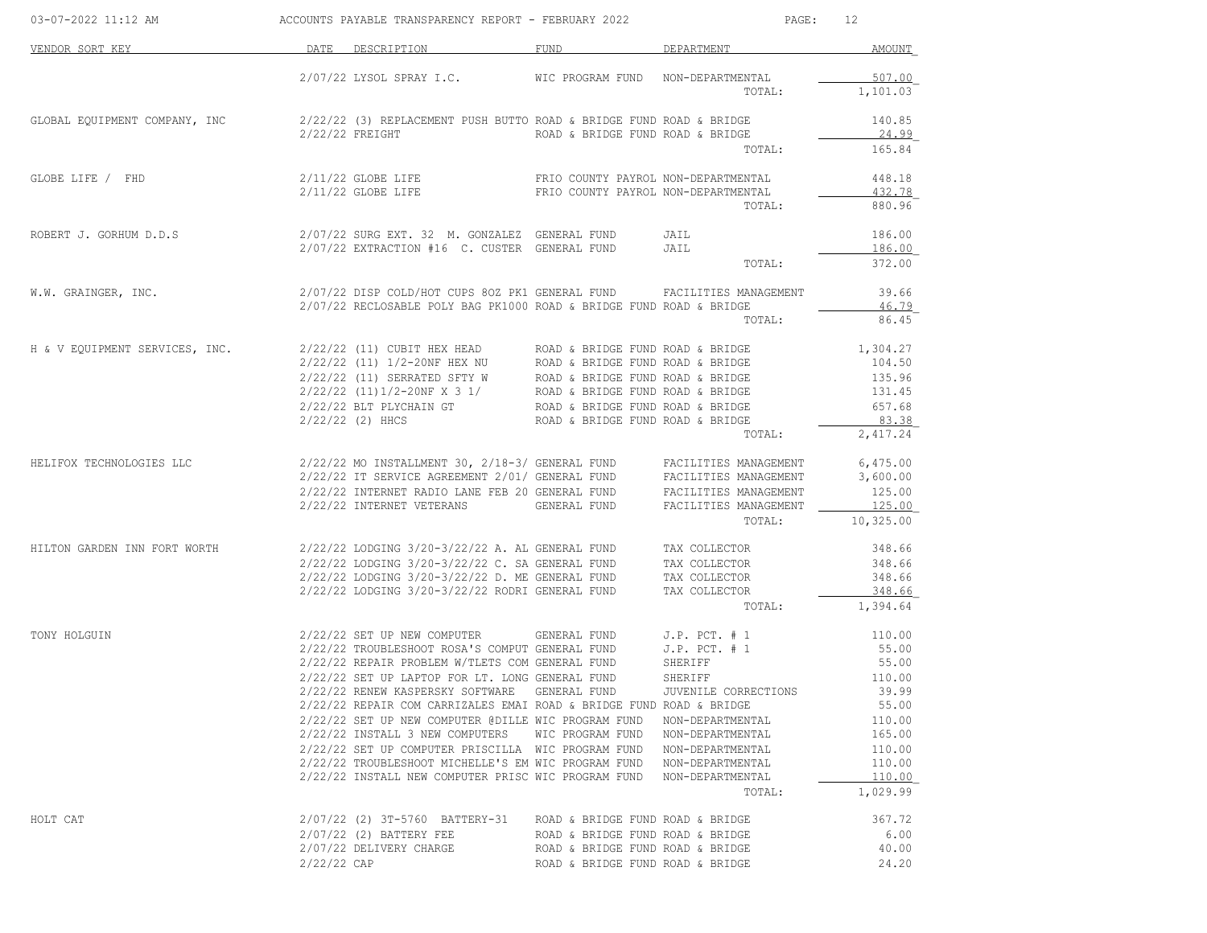| VENDOR SORT KEY | DATE | DESCRIPTION | FUND | DEPARTMENT | AMOUNT |
|---|---|---|---|---|---|
| | 2/07/22 | LYSOL SPRAY I.C. | WIC PROGRAM FUND | NON-DEPARTMENTAL | 507.00 |
| | | | | TOTAL: | 1,101.03 |
| GLOBAL EQUIPMENT COMPANY, INC | 2/22/22 | (3) REPLACEMENT PUSH BUTTO | ROAD & BRIDGE FUND | ROAD & BRIDGE | 140.85 |
| | 2/22/22 | FREIGHT | ROAD & BRIDGE FUND | ROAD & BRIDGE | 24.99 |
| | | | | TOTAL: | 165.84 |
| GLOBE LIFE / FHD | 2/11/22 | GLOBE LIFE | FRIO COUNTY PAYROL | NON-DEPARTMENTAL | 448.18 |
| | 2/11/22 | GLOBE LIFE | FRIO COUNTY PAYROL | NON-DEPARTMENTAL | 432.78 |
| | | | | TOTAL: | 880.96 |
| ROBERT J. GORHUM D.D.S | 2/07/22 | SURG EXT. 32 M. GONZALEZ | GENERAL FUND | JAIL | 186.00 |
| | 2/07/22 | EXTRACTION #16 C. CUSTER | GENERAL FUND | JAIL | 186.00 |
| | | | | TOTAL: | 372.00 |
| W.W. GRAINGER, INC. | 2/07/22 | DISP COLD/HOT CUPS 8OZ PK1 | GENERAL FUND | FACILITIES MANAGEMENT | 39.66 |
| | 2/07/22 | RECLOSABLE POLY BAG PK1000 | ROAD & BRIDGE FUND | ROAD & BRIDGE | 46.79 |
| | | | | TOTAL: | 86.45 |
| H & V EQUIPMENT SERVICES, INC. | 2/22/22 | (11) CUBIT HEX HEAD | ROAD & BRIDGE FUND | ROAD & BRIDGE | 1,304.27 |
| | 2/22/22 | (11) 1/2-20NF HEX NU | ROAD & BRIDGE FUND | ROAD & BRIDGE | 104.50 |
| | 2/22/22 | (11) SERRATED SFTY W | ROAD & BRIDGE FUND | ROAD & BRIDGE | 135.96 |
| | 2/22/22 | (11)1/2-20NF X 3 1/ | ROAD & BRIDGE FUND | ROAD & BRIDGE | 131.45 |
| | 2/22/22 | BLT PLYCHAIN GT | ROAD & BRIDGE FUND | ROAD & BRIDGE | 657.68 |
| | 2/22/22 | (2) HHCS | ROAD & BRIDGE FUND | ROAD & BRIDGE | 83.38 |
| | | | | TOTAL: | 2,417.24 |
| HELIFOX TECHNOLOGIES LLC | 2/22/22 | MO INSTALLMENT 30, 2/18-3/ | GENERAL FUND | FACILITIES MANAGEMENT | 6,475.00 |
| | 2/22/22 | IT SERVICE AGREEMENT 2/01/ | GENERAL FUND | FACILITIES MANAGEMENT | 3,600.00 |
| | 2/22/22 | INTERNET RADIO LANE FEB 20 | GENERAL FUND | FACILITIES MANAGEMENT | 125.00 |
| | 2/22/22 | INTERNET VETERANS | GENERAL FUND | FACILITIES MANAGEMENT | 125.00 |
| | | | | TOTAL: | 10,325.00 |
| HILTON GARDEN INN FORT WORTH | 2/22/22 | LODGING 3/20-3/22/22 A. AL | GENERAL FUND | TAX COLLECTOR | 348.66 |
| | 2/22/22 | LODGING 3/20-3/22/22 C. SA | GENERAL FUND | TAX COLLECTOR | 348.66 |
| | 2/22/22 | LODGING 3/20-3/22/22 D. ME | GENERAL FUND | TAX COLLECTOR | 348.66 |
| | 2/22/22 | LODGING 3/20-3/22/22 RODRI | GENERAL FUND | TAX COLLECTOR | 348.66 |
| | | | | TOTAL: | 1,394.64 |
| TONY HOLGUIN | 2/22/22 | SET UP NEW COMPUTER | GENERAL FUND | J.P. PCT. # 1 | 110.00 |
| | 2/22/22 | TROUBLESHOOT ROSA'S COMPUT | GENERAL FUND | J.P. PCT. # 1 | 55.00 |
| | 2/22/22 | REPAIR PROBLEM W/TLETS COM | GENERAL FUND | SHERIFF | 55.00 |
| | 2/22/22 | SET UP LAPTOP FOR LT. LONG | GENERAL FUND | SHERIFF | 110.00 |
| | 2/22/22 | RENEW KASPERSKY SOFTWARE | GENERAL FUND | JUVENILE CORRECTIONS | 39.99 |
| | 2/22/22 | REPAIR COM CARRIZALES EMAI | ROAD & BRIDGE FUND | ROAD & BRIDGE | 55.00 |
| | 2/22/22 | SET UP NEW COMPUTER @DILLE | WIC PROGRAM FUND | NON-DEPARTMENTAL | 110.00 |
| | 2/22/22 | INSTALL 3 NEW COMPUTERS | WIC PROGRAM FUND | NON-DEPARTMENTAL | 165.00 |
| | 2/22/22 | SET UP COMPUTER PRISCILLA | WIC PROGRAM FUND | NON-DEPARTMENTAL | 110.00 |
| | 2/22/22 | TROUBLESHOOT MICHELLE'S EM | WIC PROGRAM FUND | NON-DEPARTMENTAL | 110.00 |
| | 2/22/22 | INSTALL NEW COMPUTER PRISC | WIC PROGRAM FUND | NON-DEPARTMENTAL | 110.00 |
| | | | | TOTAL: | 1,029.99 |
| HOLT CAT | 2/07/22 | (2) 3T-5760 BATTERY-31 | ROAD & BRIDGE FUND | ROAD & BRIDGE | 367.72 |
| | 2/07/22 | (2) BATTERY FEE | ROAD & BRIDGE FUND | ROAD & BRIDGE | 6.00 |
| | 2/07/22 | DELIVERY CHARGE | ROAD & BRIDGE FUND | ROAD & BRIDGE | 40.00 |
| | 2/22/22 | CAP | ROAD & BRIDGE FUND | ROAD & BRIDGE | 24.20 |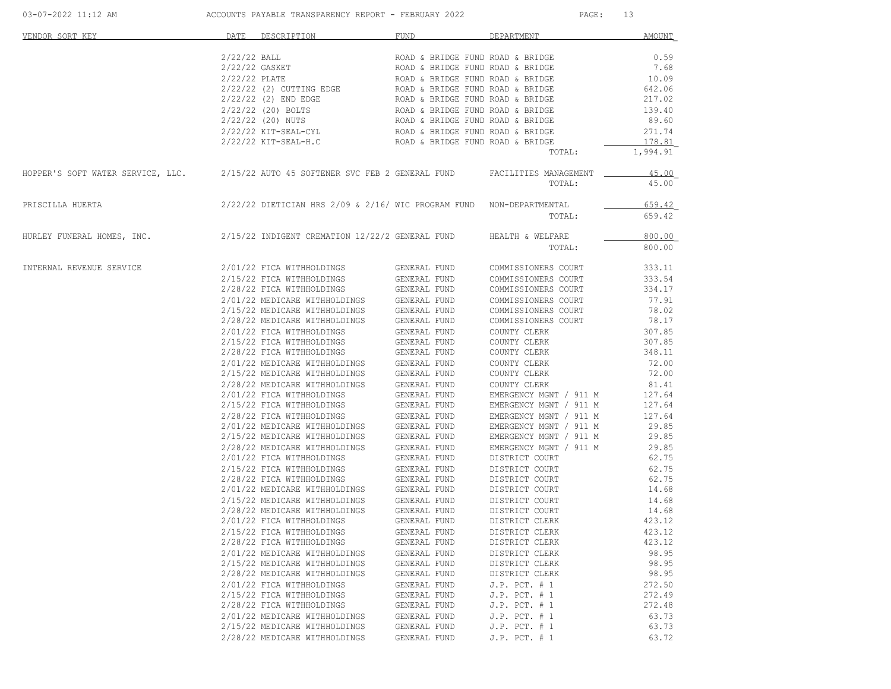| VENDOR SORT KEY | DATE | DESCRIPTION | FUND | DEPARTMENT | AMOUNT |
|---|---|---|---|---|---|
| | 2/22/22 | BALL | ROAD & BRIDGE FUND | ROAD & BRIDGE | 0.59 |
| | 2/22/22 | GASKET | ROAD & BRIDGE FUND | ROAD & BRIDGE | 7.68 |
| | 2/22/22 | PLATE | ROAD & BRIDGE FUND | ROAD & BRIDGE | 10.09 |
| | 2/22/22 | (2) CUTTING EDGE | ROAD & BRIDGE FUND | ROAD & BRIDGE | 642.06 |
| | 2/22/22 | (2) END EDGE | ROAD & BRIDGE FUND | ROAD & BRIDGE | 217.02 |
| | 2/22/22 | (20) BOLTS | ROAD & BRIDGE FUND | ROAD & BRIDGE | 139.40 |
| | 2/22/22 | (20) NUTS | ROAD & BRIDGE FUND | ROAD & BRIDGE | 89.60 |
| | 2/22/22 | KIT-SEAL-CYL | ROAD & BRIDGE FUND | ROAD & BRIDGE | 271.74 |
| | 2/22/22 | KIT-SEAL-H.C | ROAD & BRIDGE FUND | ROAD & BRIDGE | 178.81 |
| | | | | TOTAL: | 1,994.91 |
| HOPPER'S SOFT WATER SERVICE, LLC. | 2/15/22 | AUTO 45 SOFTENER SVC FEB 2 | GENERAL FUND | FACILITIES MANAGEMENT | 45.00 |
| | | | | TOTAL: | 45.00 |
| PRISCILLA HUERTA | 2/22/22 | DIETICIAN HRS 2/09 & 2/16/ | WIC PROGRAM FUND | NON-DEPARTMENTAL | 659.42 |
| | | | | TOTAL: | 659.42 |
| HURLEY FUNERAL HOMES, INC. | 2/15/22 | INDIGENT CREMATION 12/22/2 | GENERAL FUND | HEALTH & WELFARE | 800.00 |
| | | | | TOTAL: | 800.00 |
| INTERNAL REVENUE SERVICE | 2/01/22 | FICA WITHHOLDINGS | GENERAL FUND | COMMISSIONERS COURT | 333.11 |
| | 2/15/22 | FICA WITHHOLDINGS | GENERAL FUND | COMMISSIONERS COURT | 333.54 |
| | 2/28/22 | FICA WITHHOLDINGS | GENERAL FUND | COMMISSIONERS COURT | 334.17 |
| | 2/01/22 | MEDICARE WITHHOLDINGS | GENERAL FUND | COMMISSIONERS COURT | 77.91 |
| | 2/15/22 | MEDICARE WITHHOLDINGS | GENERAL FUND | COMMISSIONERS COURT | 78.02 |
| | 2/28/22 | MEDICARE WITHHOLDINGS | GENERAL FUND | COMMISSIONERS COURT | 78.17 |
| | 2/01/22 | FICA WITHHOLDINGS | GENERAL FUND | COUNTY CLERK | 307.85 |
| | 2/15/22 | FICA WITHHOLDINGS | GENERAL FUND | COUNTY CLERK | 307.85 |
| | 2/28/22 | FICA WITHHOLDINGS | GENERAL FUND | COUNTY CLERK | 348.11 |
| | 2/01/22 | MEDICARE WITHHOLDINGS | GENERAL FUND | COUNTY CLERK | 72.00 |
| | 2/15/22 | MEDICARE WITHHOLDINGS | GENERAL FUND | COUNTY CLERK | 72.00 |
| | 2/28/22 | MEDICARE WITHHOLDINGS | GENERAL FUND | COUNTY CLERK | 81.41 |
| | 2/01/22 | FICA WITHHOLDINGS | GENERAL FUND | EMERGENCY MGNT / 911 M | 127.64 |
| | 2/15/22 | FICA WITHHOLDINGS | GENERAL FUND | EMERGENCY MGNT / 911 M | 127.64 |
| | 2/28/22 | FICA WITHHOLDINGS | GENERAL FUND | EMERGENCY MGNT / 911 M | 127.64 |
| | 2/01/22 | MEDICARE WITHHOLDINGS | GENERAL FUND | EMERGENCY MGNT / 911 M | 29.85 |
| | 2/15/22 | MEDICARE WITHHOLDINGS | GENERAL FUND | EMERGENCY MGNT / 911 M | 29.85 |
| | 2/28/22 | MEDICARE WITHHOLDINGS | GENERAL FUND | EMERGENCY MGNT / 911 M | 29.85 |
| | 2/01/22 | FICA WITHHOLDINGS | GENERAL FUND | DISTRICT COURT | 62.75 |
| | 2/15/22 | FICA WITHHOLDINGS | GENERAL FUND | DISTRICT COURT | 62.75 |
| | 2/28/22 | FICA WITHHOLDINGS | GENERAL FUND | DISTRICT COURT | 62.75 |
| | 2/01/22 | MEDICARE WITHHOLDINGS | GENERAL FUND | DISTRICT COURT | 14.68 |
| | 2/15/22 | MEDICARE WITHHOLDINGS | GENERAL FUND | DISTRICT COURT | 14.68 |
| | 2/28/22 | MEDICARE WITHHOLDINGS | GENERAL FUND | DISTRICT COURT | 14.68 |
| | 2/01/22 | FICA WITHHOLDINGS | GENERAL FUND | DISTRICT CLERK | 423.12 |
| | 2/15/22 | FICA WITHHOLDINGS | GENERAL FUND | DISTRICT CLERK | 423.12 |
| | 2/28/22 | FICA WITHHOLDINGS | GENERAL FUND | DISTRICT CLERK | 423.12 |
| | 2/01/22 | MEDICARE WITHHOLDINGS | GENERAL FUND | DISTRICT CLERK | 98.95 |
| | 2/15/22 | MEDICARE WITHHOLDINGS | GENERAL FUND | DISTRICT CLERK | 98.95 |
| | 2/28/22 | MEDICARE WITHHOLDINGS | GENERAL FUND | DISTRICT CLERK | 98.95 |
| | 2/01/22 | FICA WITHHOLDINGS | GENERAL FUND | J.P. PCT. # 1 | 272.50 |
| | 2/15/22 | FICA WITHHOLDINGS | GENERAL FUND | J.P. PCT. # 1 | 272.49 |
| | 2/28/22 | FICA WITHHOLDINGS | GENERAL FUND | J.P. PCT. # 1 | 272.48 |
| | 2/01/22 | MEDICARE WITHHOLDINGS | GENERAL FUND | J.P. PCT. # 1 | 63.73 |
| | 2/15/22 | MEDICARE WITHHOLDINGS | GENERAL FUND | J.P. PCT. # 1 | 63.73 |
| | 2/28/22 | MEDICARE WITHHOLDINGS | GENERAL FUND | J.P. PCT. # 1 | 63.72 |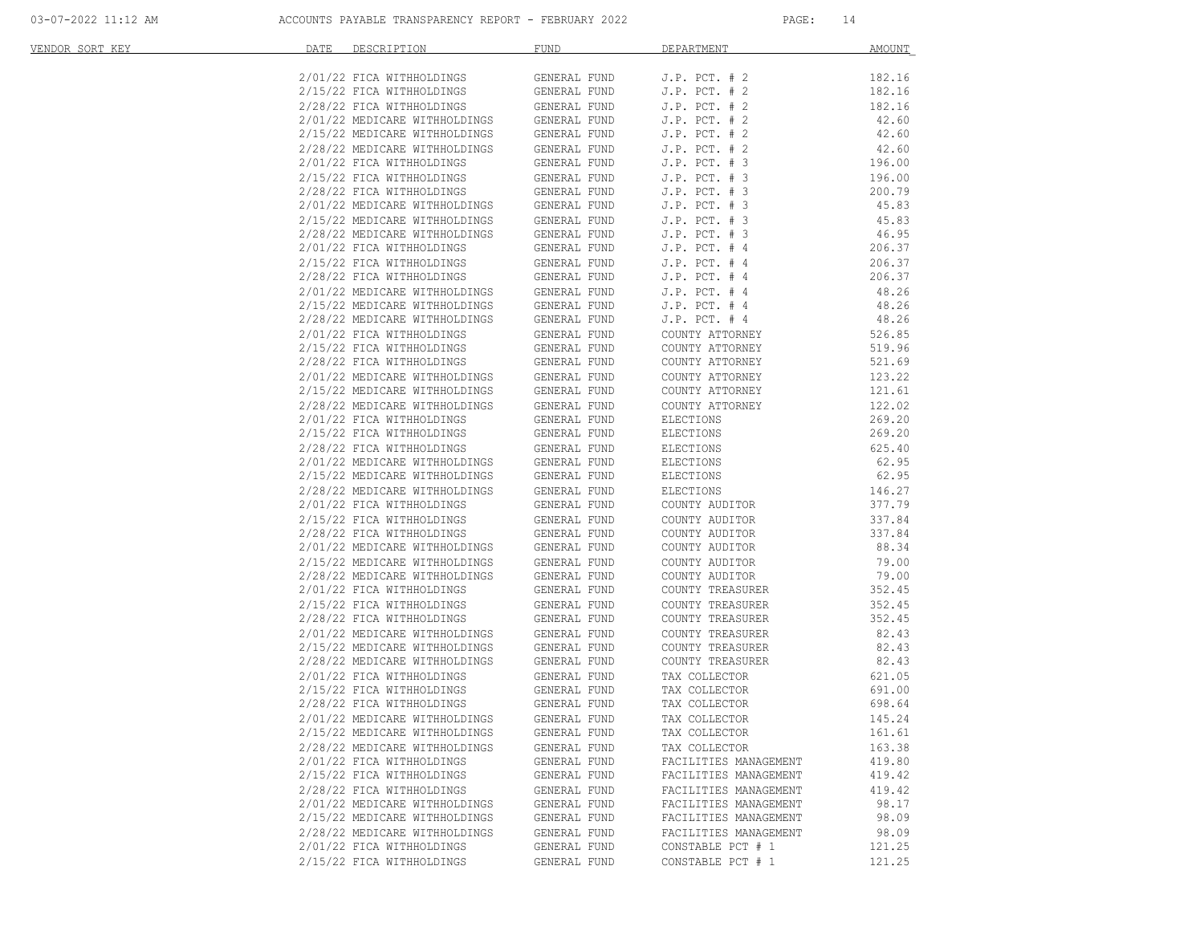| VENDOR SORT KEY | DATE | DESCRIPTION | FUND | DEPARTMENT | AMOUNT |
|---|---|---|---|---|---|
| | 2/01/22 | FICA WITHHOLDINGS | GENERAL FUND | J.P. PCT. # 2 | 182.16 |
| | 2/15/22 | FICA WITHHOLDINGS | GENERAL FUND | J.P. PCT. # 2 | 182.16 |
| | 2/28/22 | FICA WITHHOLDINGS | GENERAL FUND | J.P. PCT. # 2 | 182.16 |
| | 2/01/22 | MEDICARE WITHHOLDINGS | GENERAL FUND | J.P. PCT. # 2 | 42.60 |
| | 2/15/22 | MEDICARE WITHHOLDINGS | GENERAL FUND | J.P. PCT. # 2 | 42.60 |
| | 2/28/22 | MEDICARE WITHHOLDINGS | GENERAL FUND | J.P. PCT. # 2 | 42.60 |
| | 2/01/22 | FICA WITHHOLDINGS | GENERAL FUND | J.P. PCT. # 3 | 196.00 |
| | 2/15/22 | FICA WITHHOLDINGS | GENERAL FUND | J.P. PCT. # 3 | 196.00 |
| | 2/28/22 | FICA WITHHOLDINGS | GENERAL FUND | J.P. PCT. # 3 | 200.79 |
| | 2/01/22 | MEDICARE WITHHOLDINGS | GENERAL FUND | J.P. PCT. # 3 | 45.83 |
| | 2/15/22 | MEDICARE WITHHOLDINGS | GENERAL FUND | J.P. PCT. # 3 | 45.83 |
| | 2/28/22 | MEDICARE WITHHOLDINGS | GENERAL FUND | J.P. PCT. # 3 | 46.95 |
| | 2/01/22 | FICA WITHHOLDINGS | GENERAL FUND | J.P. PCT. # 4 | 206.37 |
| | 2/15/22 | FICA WITHHOLDINGS | GENERAL FUND | J.P. PCT. # 4 | 206.37 |
| | 2/28/22 | FICA WITHHOLDINGS | GENERAL FUND | J.P. PCT. # 4 | 206.37 |
| | 2/01/22 | MEDICARE WITHHOLDINGS | GENERAL FUND | J.P. PCT. # 4 | 48.26 |
| | 2/15/22 | MEDICARE WITHHOLDINGS | GENERAL FUND | J.P. PCT. # 4 | 48.26 |
| | 2/28/22 | MEDICARE WITHHOLDINGS | GENERAL FUND | J.P. PCT. # 4 | 48.26 |
| | 2/01/22 | FICA WITHHOLDINGS | GENERAL FUND | COUNTY ATTORNEY | 526.85 |
| | 2/15/22 | FICA WITHHOLDINGS | GENERAL FUND | COUNTY ATTORNEY | 519.96 |
| | 2/28/22 | FICA WITHHOLDINGS | GENERAL FUND | COUNTY ATTORNEY | 521.69 |
| | 2/01/22 | MEDICARE WITHHOLDINGS | GENERAL FUND | COUNTY ATTORNEY | 123.22 |
| | 2/15/22 | MEDICARE WITHHOLDINGS | GENERAL FUND | COUNTY ATTORNEY | 121.61 |
| | 2/28/22 | MEDICARE WITHHOLDINGS | GENERAL FUND | COUNTY ATTORNEY | 122.02 |
| | 2/01/22 | FICA WITHHOLDINGS | GENERAL FUND | ELECTIONS | 269.20 |
| | 2/15/22 | FICA WITHHOLDINGS | GENERAL FUND | ELECTIONS | 269.20 |
| | 2/28/22 | FICA WITHHOLDINGS | GENERAL FUND | ELECTIONS | 625.40 |
| | 2/01/22 | MEDICARE WITHHOLDINGS | GENERAL FUND | ELECTIONS | 62.95 |
| | 2/15/22 | MEDICARE WITHHOLDINGS | GENERAL FUND | ELECTIONS | 62.95 |
| | 2/28/22 | MEDICARE WITHHOLDINGS | GENERAL FUND | ELECTIONS | 146.27 |
| | 2/01/22 | FICA WITHHOLDINGS | GENERAL FUND | COUNTY AUDITOR | 377.79 |
| | 2/15/22 | FICA WITHHOLDINGS | GENERAL FUND | COUNTY AUDITOR | 337.84 |
| | 2/28/22 | FICA WITHHOLDINGS | GENERAL FUND | COUNTY AUDITOR | 337.84 |
| | 2/01/22 | MEDICARE WITHHOLDINGS | GENERAL FUND | COUNTY AUDITOR | 88.34 |
| | 2/15/22 | MEDICARE WITHHOLDINGS | GENERAL FUND | COUNTY AUDITOR | 79.00 |
| | 2/28/22 | MEDICARE WITHHOLDINGS | GENERAL FUND | COUNTY AUDITOR | 79.00 |
| | 2/01/22 | FICA WITHHOLDINGS | GENERAL FUND | COUNTY TREASURER | 352.45 |
| | 2/15/22 | FICA WITHHOLDINGS | GENERAL FUND | COUNTY TREASURER | 352.45 |
| | 2/28/22 | FICA WITHHOLDINGS | GENERAL FUND | COUNTY TREASURER | 352.45 |
| | 2/01/22 | MEDICARE WITHHOLDINGS | GENERAL FUND | COUNTY TREASURER | 82.43 |
| | 2/15/22 | MEDICARE WITHHOLDINGS | GENERAL FUND | COUNTY TREASURER | 82.43 |
| | 2/28/22 | MEDICARE WITHHOLDINGS | GENERAL FUND | COUNTY TREASURER | 82.43 |
| | 2/01/22 | FICA WITHHOLDINGS | GENERAL FUND | TAX COLLECTOR | 621.05 |
| | 2/15/22 | FICA WITHHOLDINGS | GENERAL FUND | TAX COLLECTOR | 691.00 |
| | 2/28/22 | FICA WITHHOLDINGS | GENERAL FUND | TAX COLLECTOR | 698.64 |
| | 2/01/22 | MEDICARE WITHHOLDINGS | GENERAL FUND | TAX COLLECTOR | 145.24 |
| | 2/15/22 | MEDICARE WITHHOLDINGS | GENERAL FUND | TAX COLLECTOR | 161.61 |
| | 2/28/22 | MEDICARE WITHHOLDINGS | GENERAL FUND | TAX COLLECTOR | 163.38 |
| | 2/01/22 | FICA WITHHOLDINGS | GENERAL FUND | FACILITIES MANAGEMENT | 419.80 |
| | 2/15/22 | FICA WITHHOLDINGS | GENERAL FUND | FACILITIES MANAGEMENT | 419.42 |
| | 2/28/22 | FICA WITHHOLDINGS | GENERAL FUND | FACILITIES MANAGEMENT | 419.42 |
| | 2/01/22 | MEDICARE WITHHOLDINGS | GENERAL FUND | FACILITIES MANAGEMENT | 98.17 |
| | 2/15/22 | MEDICARE WITHHOLDINGS | GENERAL FUND | FACILITIES MANAGEMENT | 98.09 |
| | 2/28/22 | MEDICARE WITHHOLDINGS | GENERAL FUND | FACILITIES MANAGEMENT | 98.09 |
| | 2/01/22 | FICA WITHHOLDINGS | GENERAL FUND | CONSTABLE PCT # 1 | 121.25 |
| | 2/15/22 | FICA WITHHOLDINGS | GENERAL FUND | CONSTABLE PCT # 1 | 121.25 |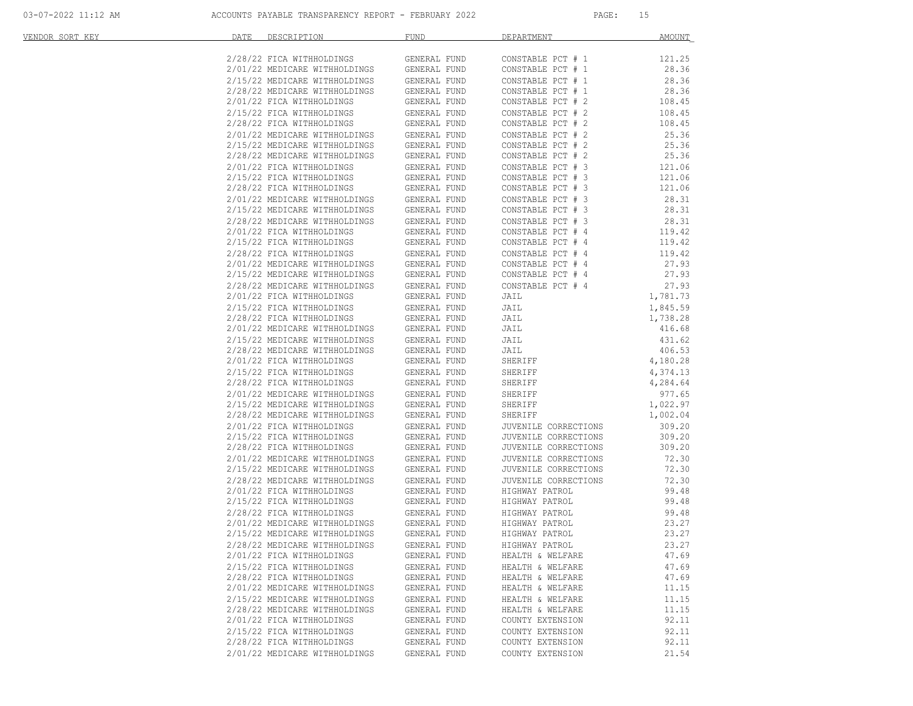| VENDOR SORT KEY | DATE | DESCRIPTION | FUND | DEPARTMENT | AMOUNT |
|---|---|---|---|---|---|
| | 2/28/22 | FICA WITHHOLDINGS | GENERAL FUND | CONSTABLE PCT # 1 | 121.25 |
| | 2/01/22 | MEDICARE WITHHOLDINGS | GENERAL FUND | CONSTABLE PCT # 1 | 28.36 |
| | 2/15/22 | MEDICARE WITHHOLDINGS | GENERAL FUND | CONSTABLE PCT # 1 | 28.36 |
| | 2/28/22 | MEDICARE WITHHOLDINGS | GENERAL FUND | CONSTABLE PCT # 1 | 28.36 |
| | 2/01/22 | FICA WITHHOLDINGS | GENERAL FUND | CONSTABLE PCT # 2 | 108.45 |
| | 2/15/22 | FICA WITHHOLDINGS | GENERAL FUND | CONSTABLE PCT # 2 | 108.45 |
| | 2/28/22 | FICA WITHHOLDINGS | GENERAL FUND | CONSTABLE PCT # 2 | 108.45 |
| | 2/01/22 | MEDICARE WITHHOLDINGS | GENERAL FUND | CONSTABLE PCT # 2 | 25.36 |
| | 2/15/22 | MEDICARE WITHHOLDINGS | GENERAL FUND | CONSTABLE PCT # 2 | 25.36 |
| | 2/28/22 | MEDICARE WITHHOLDINGS | GENERAL FUND | CONSTABLE PCT # 2 | 25.36 |
| | 2/01/22 | FICA WITHHOLDINGS | GENERAL FUND | CONSTABLE PCT # 3 | 121.06 |
| | 2/15/22 | FICA WITHHOLDINGS | GENERAL FUND | CONSTABLE PCT # 3 | 121.06 |
| | 2/28/22 | FICA WITHHOLDINGS | GENERAL FUND | CONSTABLE PCT # 3 | 121.06 |
| | 2/01/22 | MEDICARE WITHHOLDINGS | GENERAL FUND | CONSTABLE PCT # 3 | 28.31 |
| | 2/15/22 | MEDICARE WITHHOLDINGS | GENERAL FUND | CONSTABLE PCT # 3 | 28.31 |
| | 2/28/22 | MEDICARE WITHHOLDINGS | GENERAL FUND | CONSTABLE PCT # 3 | 28.31 |
| | 2/01/22 | FICA WITHHOLDINGS | GENERAL FUND | CONSTABLE PCT # 4 | 119.42 |
| | 2/15/22 | FICA WITHHOLDINGS | GENERAL FUND | CONSTABLE PCT # 4 | 119.42 |
| | 2/28/22 | FICA WITHHOLDINGS | GENERAL FUND | CONSTABLE PCT # 4 | 119.42 |
| | 2/01/22 | MEDICARE WITHHOLDINGS | GENERAL FUND | CONSTABLE PCT # 4 | 27.93 |
| | 2/15/22 | MEDICARE WITHHOLDINGS | GENERAL FUND | CONSTABLE PCT # 4 | 27.93 |
| | 2/28/22 | MEDICARE WITHHOLDINGS | GENERAL FUND | CONSTABLE PCT # 4 | 27.93 |
| | 2/01/22 | FICA WITHHOLDINGS | GENERAL FUND | JAIL | 1,781.73 |
| | 2/15/22 | FICA WITHHOLDINGS | GENERAL FUND | JAIL | 1,845.59 |
| | 2/28/22 | FICA WITHHOLDINGS | GENERAL FUND | JAIL | 1,738.28 |
| | 2/01/22 | MEDICARE WITHHOLDINGS | GENERAL FUND | JAIL | 416.68 |
| | 2/15/22 | MEDICARE WITHHOLDINGS | GENERAL FUND | JAIL | 431.62 |
| | 2/28/22 | MEDICARE WITHHOLDINGS | GENERAL FUND | JAIL | 406.53 |
| | 2/01/22 | FICA WITHHOLDINGS | GENERAL FUND | SHERIFF | 4,180.28 |
| | 2/15/22 | FICA WITHHOLDINGS | GENERAL FUND | SHERIFF | 4,374.13 |
| | 2/28/22 | FICA WITHHOLDINGS | GENERAL FUND | SHERIFF | 4,284.64 |
| | 2/01/22 | MEDICARE WITHHOLDINGS | GENERAL FUND | SHERIFF | 977.65 |
| | 2/15/22 | MEDICARE WITHHOLDINGS | GENERAL FUND | SHERIFF | 1,022.97 |
| | 2/28/22 | MEDICARE WITHHOLDINGS | GENERAL FUND | SHERIFF | 1,002.04 |
| | 2/01/22 | FICA WITHHOLDINGS | GENERAL FUND | JUVENILE CORRECTIONS | 309.20 |
| | 2/15/22 | FICA WITHHOLDINGS | GENERAL FUND | JUVENILE CORRECTIONS | 309.20 |
| | 2/28/22 | FICA WITHHOLDINGS | GENERAL FUND | JUVENILE CORRECTIONS | 309.20 |
| | 2/01/22 | MEDICARE WITHHOLDINGS | GENERAL FUND | JUVENILE CORRECTIONS | 72.30 |
| | 2/15/22 | MEDICARE WITHHOLDINGS | GENERAL FUND | JUVENILE CORRECTIONS | 72.30 |
| | 2/28/22 | MEDICARE WITHHOLDINGS | GENERAL FUND | JUVENILE CORRECTIONS | 72.30 |
| | 2/01/22 | FICA WITHHOLDINGS | GENERAL FUND | HIGHWAY PATROL | 99.48 |
| | 2/15/22 | FICA WITHHOLDINGS | GENERAL FUND | HIGHWAY PATROL | 99.48 |
| | 2/28/22 | FICA WITHHOLDINGS | GENERAL FUND | HIGHWAY PATROL | 99.48 |
| | 2/01/22 | MEDICARE WITHHOLDINGS | GENERAL FUND | HIGHWAY PATROL | 23.27 |
| | 2/15/22 | MEDICARE WITHHOLDINGS | GENERAL FUND | HIGHWAY PATROL | 23.27 |
| | 2/28/22 | MEDICARE WITHHOLDINGS | GENERAL FUND | HIGHWAY PATROL | 23.27 |
| | 2/01/22 | FICA WITHHOLDINGS | GENERAL FUND | HEALTH & WELFARE | 47.69 |
| | 2/15/22 | FICA WITHHOLDINGS | GENERAL FUND | HEALTH & WELFARE | 47.69 |
| | 2/28/22 | FICA WITHHOLDINGS | GENERAL FUND | HEALTH & WELFARE | 47.69 |
| | 2/01/22 | MEDICARE WITHHOLDINGS | GENERAL FUND | HEALTH & WELFARE | 11.15 |
| | 2/15/22 | MEDICARE WITHHOLDINGS | GENERAL FUND | HEALTH & WELFARE | 11.15 |
| | 2/28/22 | MEDICARE WITHHOLDINGS | GENERAL FUND | HEALTH & WELFARE | 11.15 |
| | 2/01/22 | FICA WITHHOLDINGS | GENERAL FUND | COUNTY EXTENSION | 92.11 |
| | 2/15/22 | FICA WITHHOLDINGS | GENERAL FUND | COUNTY EXTENSION | 92.11 |
| | 2/28/22 | FICA WITHHOLDINGS | GENERAL FUND | COUNTY EXTENSION | 92.11 |
| | 2/01/22 | MEDICARE WITHHOLDINGS | GENERAL FUND | COUNTY EXTENSION | 21.54 |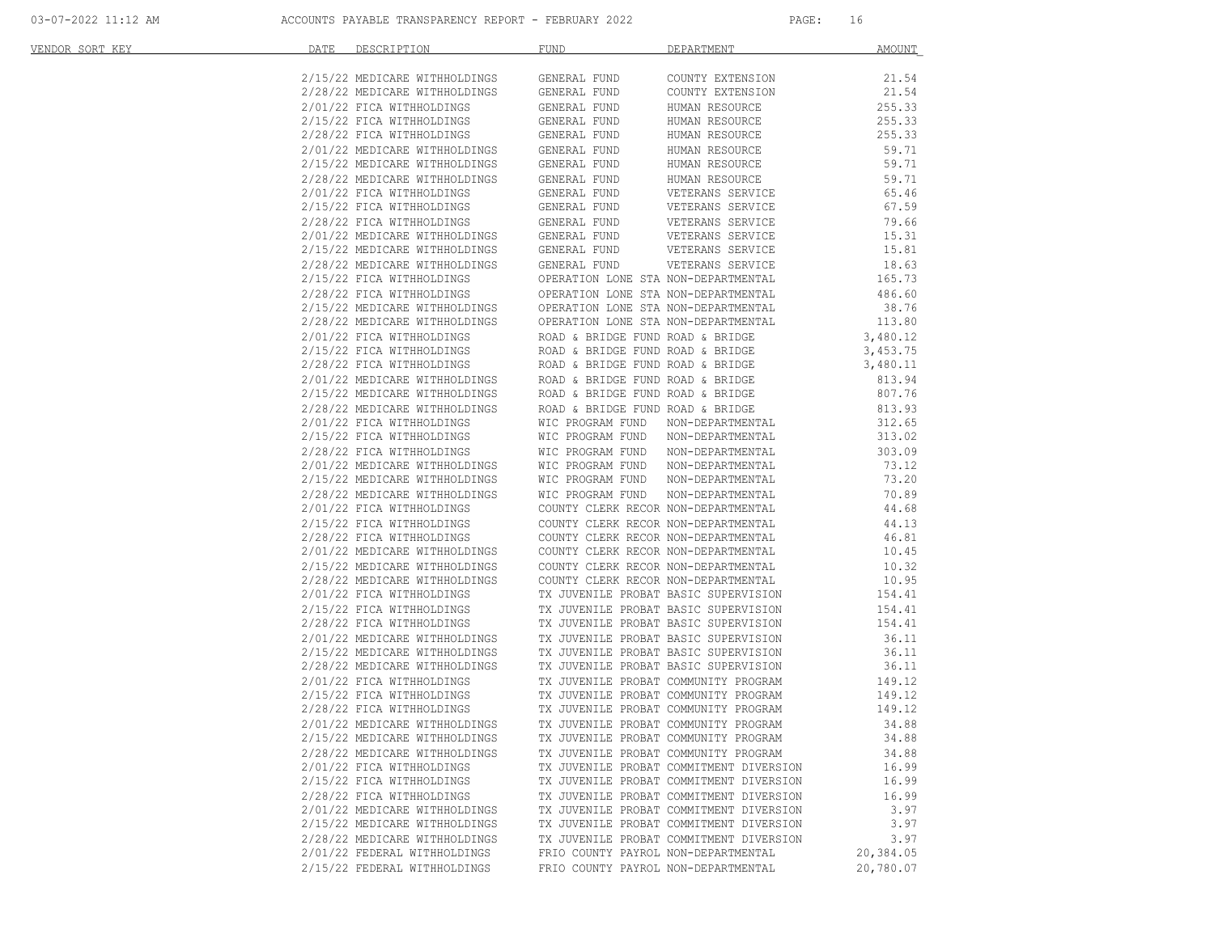| VENDOR SORT KEY | DATE | DESCRIPTION | FUND | DEPARTMENT | AMOUNT |
|---|---|---|---|---|---|
| | 2/15/22 | MEDICARE WITHHOLDINGS | GENERAL FUND | COUNTY EXTENSION | 21.54 |
| | 2/28/22 | MEDICARE WITHHOLDINGS | GENERAL FUND | COUNTY EXTENSION | 21.54 |
| | 2/01/22 | FICA WITHHOLDINGS | GENERAL FUND | HUMAN RESOURCE | 255.33 |
| | 2/15/22 | FICA WITHHOLDINGS | GENERAL FUND | HUMAN RESOURCE | 255.33 |
| | 2/28/22 | FICA WITHHOLDINGS | GENERAL FUND | HUMAN RESOURCE | 255.33 |
| | 2/01/22 | MEDICARE WITHHOLDINGS | GENERAL FUND | HUMAN RESOURCE | 59.71 |
| | 2/15/22 | MEDICARE WITHHOLDINGS | GENERAL FUND | HUMAN RESOURCE | 59.71 |
| | 2/28/22 | MEDICARE WITHHOLDINGS | GENERAL FUND | HUMAN RESOURCE | 59.71 |
| | 2/01/22 | FICA WITHHOLDINGS | GENERAL FUND | VETERANS SERVICE | 65.46 |
| | 2/15/22 | FICA WITHHOLDINGS | GENERAL FUND | VETERANS SERVICE | 67.59 |
| | 2/28/22 | FICA WITHHOLDINGS | GENERAL FUND | VETERANS SERVICE | 79.66 |
| | 2/01/22 | MEDICARE WITHHOLDINGS | GENERAL FUND | VETERANS SERVICE | 15.31 |
| | 2/15/22 | MEDICARE WITHHOLDINGS | GENERAL FUND | VETERANS SERVICE | 15.81 |
| | 2/28/22 | MEDICARE WITHHOLDINGS | GENERAL FUND | VETERANS SERVICE | 18.63 |
| | 2/15/22 | FICA WITHHOLDINGS | OPERATION LONE STA | NON-DEPARTMENTAL | 165.73 |
| | 2/28/22 | FICA WITHHOLDINGS | OPERATION LONE STA | NON-DEPARTMENTAL | 486.60 |
| | 2/15/22 | MEDICARE WITHHOLDINGS | OPERATION LONE STA | NON-DEPARTMENTAL | 38.76 |
| | 2/28/22 | MEDICARE WITHHOLDINGS | OPERATION LONE STA | NON-DEPARTMENTAL | 113.80 |
| | 2/01/22 | FICA WITHHOLDINGS | ROAD & BRIDGE FUND | ROAD & BRIDGE | 3,480.12 |
| | 2/15/22 | FICA WITHHOLDINGS | ROAD & BRIDGE FUND | ROAD & BRIDGE | 3,453.75 |
| | 2/28/22 | FICA WITHHOLDINGS | ROAD & BRIDGE FUND | ROAD & BRIDGE | 3,480.11 |
| | 2/01/22 | MEDICARE WITHHOLDINGS | ROAD & BRIDGE FUND | ROAD & BRIDGE | 813.94 |
| | 2/15/22 | MEDICARE WITHHOLDINGS | ROAD & BRIDGE FUND | ROAD & BRIDGE | 807.76 |
| | 2/28/22 | MEDICARE WITHHOLDINGS | ROAD & BRIDGE FUND | ROAD & BRIDGE | 813.93 |
| | 2/01/22 | FICA WITHHOLDINGS | WIC PROGRAM FUND | NON-DEPARTMENTAL | 312.65 |
| | 2/15/22 | FICA WITHHOLDINGS | WIC PROGRAM FUND | NON-DEPARTMENTAL | 313.02 |
| | 2/28/22 | FICA WITHHOLDINGS | WIC PROGRAM FUND | NON-DEPARTMENTAL | 303.09 |
| | 2/01/22 | MEDICARE WITHHOLDINGS | WIC PROGRAM FUND | NON-DEPARTMENTAL | 73.12 |
| | 2/15/22 | MEDICARE WITHHOLDINGS | WIC PROGRAM FUND | NON-DEPARTMENTAL | 73.20 |
| | 2/28/22 | MEDICARE WITHHOLDINGS | WIC PROGRAM FUND | NON-DEPARTMENTAL | 70.89 |
| | 2/01/22 | FICA WITHHOLDINGS | COUNTY CLERK RECOR | NON-DEPARTMENTAL | 44.68 |
| | 2/15/22 | FICA WITHHOLDINGS | COUNTY CLERK RECOR | NON-DEPARTMENTAL | 44.13 |
| | 2/28/22 | FICA WITHHOLDINGS | COUNTY CLERK RECOR | NON-DEPARTMENTAL | 46.81 |
| | 2/01/22 | MEDICARE WITHHOLDINGS | COUNTY CLERK RECOR | NON-DEPARTMENTAL | 10.45 |
| | 2/15/22 | MEDICARE WITHHOLDINGS | COUNTY CLERK RECOR | NON-DEPARTMENTAL | 10.32 |
| | 2/28/22 | MEDICARE WITHHOLDINGS | COUNTY CLERK RECOR | NON-DEPARTMENTAL | 10.95 |
| | 2/01/22 | FICA WITHHOLDINGS | TX JUVENILE PROBAT | BASIC SUPERVISION | 154.41 |
| | 2/15/22 | FICA WITHHOLDINGS | TX JUVENILE PROBAT | BASIC SUPERVISION | 154.41 |
| | 2/28/22 | FICA WITHHOLDINGS | TX JUVENILE PROBAT | BASIC SUPERVISION | 154.41 |
| | 2/01/22 | MEDICARE WITHHOLDINGS | TX JUVENILE PROBAT | BASIC SUPERVISION | 36.11 |
| | 2/15/22 | MEDICARE WITHHOLDINGS | TX JUVENILE PROBAT | BASIC SUPERVISION | 36.11 |
| | 2/28/22 | MEDICARE WITHHOLDINGS | TX JUVENILE PROBAT | BASIC SUPERVISION | 36.11 |
| | 2/01/22 | FICA WITHHOLDINGS | TX JUVENILE PROBAT | COMMUNITY PROGRAM | 149.12 |
| | 2/15/22 | FICA WITHHOLDINGS | TX JUVENILE PROBAT | COMMUNITY PROGRAM | 149.12 |
| | 2/28/22 | FICA WITHHOLDINGS | TX JUVENILE PROBAT | COMMUNITY PROGRAM | 149.12 |
| | 2/01/22 | MEDICARE WITHHOLDINGS | TX JUVENILE PROBAT | COMMUNITY PROGRAM | 34.88 |
| | 2/15/22 | MEDICARE WITHHOLDINGS | TX JUVENILE PROBAT | COMMUNITY PROGRAM | 34.88 |
| | 2/28/22 | MEDICARE WITHHOLDINGS | TX JUVENILE PROBAT | COMMUNITY PROGRAM | 34.88 |
| | 2/01/22 | FICA WITHHOLDINGS | TX JUVENILE PROBAT | COMMITMENT DIVERSION | 16.99 |
| | 2/15/22 | FICA WITHHOLDINGS | TX JUVENILE PROBAT | COMMITMENT DIVERSION | 16.99 |
| | 2/28/22 | FICA WITHHOLDINGS | TX JUVENILE PROBAT | COMMITMENT DIVERSION | 16.99 |
| | 2/01/22 | MEDICARE WITHHOLDINGS | TX JUVENILE PROBAT | COMMITMENT DIVERSION | 3.97 |
| | 2/15/22 | MEDICARE WITHHOLDINGS | TX JUVENILE PROBAT | COMMITMENT DIVERSION | 3.97 |
| | 2/28/22 | MEDICARE WITHHOLDINGS | TX JUVENILE PROBAT | COMMITMENT DIVERSION | 3.97 |
| | 2/01/22 | FEDERAL WITHHOLDINGS | FRIO COUNTY PAYROL | NON-DEPARTMENTAL | 20,384.05 |
| | 2/15/22 | FEDERAL WITHHOLDINGS | FRIO COUNTY PAYROL | NON-DEPARTMENTAL | 20,780.07 |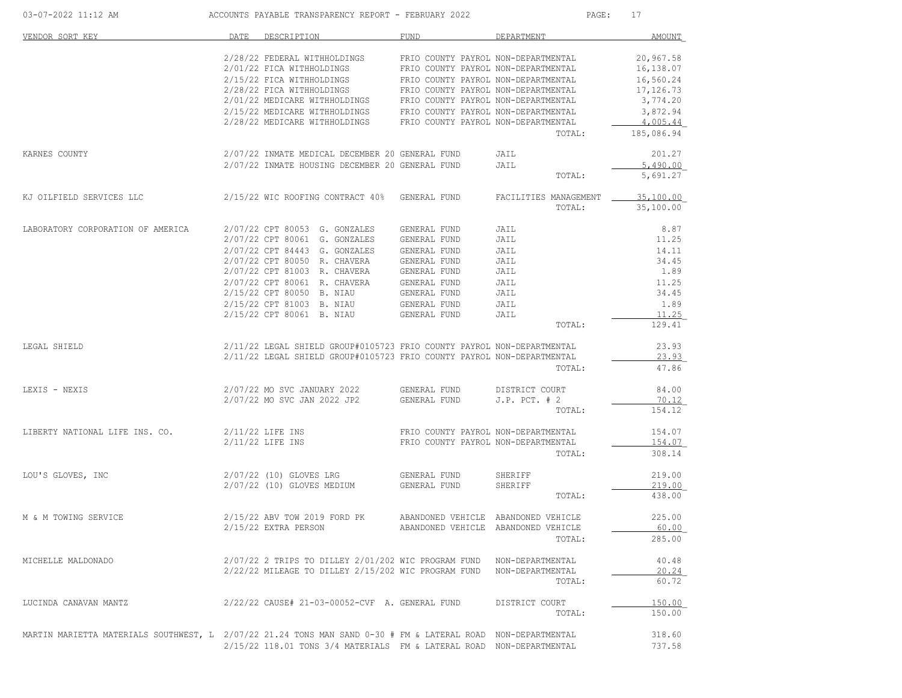ACCOUNTS PAYABLE TRANSPARENCY REPORT - FEBRUARY 2022

| VENDOR SORT KEY | DATE | DESCRIPTION | FUND | DEPARTMENT | AMOUNT |
|---|---|---|---|---|---|
| | 2/28/22 | FEDERAL WITHHOLDINGS | FRIO COUNTY PAYROL | NON-DEPARTMENTAL | 20,967.58 |
| | 2/01/22 | FICA WITHHOLDINGS | FRIO COUNTY PAYROL | NON-DEPARTMENTAL | 16,138.07 |
| | 2/15/22 | FICA WITHHOLDINGS | FRIO COUNTY PAYROL | NON-DEPARTMENTAL | 16,560.24 |
| | 2/28/22 | FICA WITHHOLDINGS | FRIO COUNTY PAYROL | NON-DEPARTMENTAL | 17,126.73 |
| | 2/01/22 | MEDICARE WITHHOLDINGS | FRIO COUNTY PAYROL | NON-DEPARTMENTAL | 3,774.20 |
| | 2/15/22 | MEDICARE WITHHOLDINGS | FRIO COUNTY PAYROL | NON-DEPARTMENTAL | 3,872.94 |
| | 2/28/22 | MEDICARE WITHHOLDINGS | FRIO COUNTY PAYROL | NON-DEPARTMENTAL | 4,005.44 |
| | | | | TOTAL: | 185,086.94 |
| KARNES COUNTY | 2/07/22 | INMATE MEDICAL DECEMBER 20 | GENERAL FUND | JAIL | 201.27 |
| | 2/07/22 | INMATE HOUSING DECEMBER 20 | GENERAL FUND | JAIL | 5,490.00 |
| | | | | TOTAL: | 5,691.27 |
| KJ OILFIELD SERVICES LLC | 2/15/22 | WIC ROOFING CONTRACT 40% | GENERAL FUND | FACILITIES MANAGEMENT | 35,100.00 |
| | | | | TOTAL: | 35,100.00 |
| LABORATORY CORPORATION OF AMERICA | 2/07/22 | CPT 80053 G. GONZALES | GENERAL FUND | JAIL | 8.87 |
| | 2/07/22 | CPT 80061 G. GONZALES | GENERAL FUND | JAIL | 11.25 |
| | 2/07/22 | CPT 84443 G. GONZALES | GENERAL FUND | JAIL | 14.11 |
| | 2/07/22 | CPT 80050 R. CHAVERA | GENERAL FUND | JAIL | 34.45 |
| | 2/07/22 | CPT 81003 R. CHAVERA | GENERAL FUND | JAIL | 1.89 |
| | 2/07/22 | CPT 80061 R. CHAVERA | GENERAL FUND | JAIL | 11.25 |
| | 2/15/22 | CPT 80050 B. NIAU | GENERAL FUND | JAIL | 34.45 |
| | 2/15/22 | CPT 81003 B. NIAU | GENERAL FUND | JAIL | 1.89 |
| | 2/15/22 | CPT 80061 B. NIAU | GENERAL FUND | JAIL | 11.25 |
| | | | | TOTAL: | 129.41 |
| LEGAL SHIELD | 2/11/22 | LEGAL SHIELD GROUP#0105723 | FRIO COUNTY PAYROL | NON-DEPARTMENTAL | 23.93 |
| | 2/11/22 | LEGAL SHIELD GROUP#0105723 | FRIO COUNTY PAYROL | NON-DEPARTMENTAL | 23.93 |
| | | | | TOTAL: | 47.86 |
| LEXIS - NEXIS | 2/07/22 | MO SVC JANUARY 2022 | GENERAL FUND | DISTRICT COURT | 84.00 |
| | 2/07/22 | MO SVC JAN 2022 JP2 | GENERAL FUND | J.P. PCT. # 2 | 70.12 |
| | | | | TOTAL: | 154.12 |
| LIBERTY NATIONAL LIFE INS. CO. | 2/11/22 | LIFE INS | FRIO COUNTY PAYROL | NON-DEPARTMENTAL | 154.07 |
| | 2/11/22 | LIFE INS | FRIO COUNTY PAYROL | NON-DEPARTMENTAL | 154.07 |
| | | | | TOTAL: | 308.14 |
| LOU'S GLOVES, INC | 2/07/22 | (10) GLOVES LRG | GENERAL FUND | SHERIFF | 219.00 |
| | 2/07/22 | (10) GLOVES MEDIUM | GENERAL FUND | SHERIFF | 219.00 |
| | | | | TOTAL: | 438.00 |
| M & M TOWING SERVICE | 2/15/22 | ABV TOW 2019 FORD PK | ABANDONED VEHICLE | ABANDONED VEHICLE | 225.00 |
| | 2/15/22 | EXTRA PERSON | ABANDONED VEHICLE | ABANDONED VEHICLE | 60.00 |
| | | | | TOTAL: | 285.00 |
| MICHELLE MALDONADO | 2/07/22 | 2 TRIPS TO DILLEY 2/01/202 | WIC PROGRAM FUND | NON-DEPARTMENTAL | 40.48 |
| | 2/22/22 | MILEAGE TO DILLEY 2/15/202 | WIC PROGRAM FUND | NON-DEPARTMENTAL | 20.24 |
| | | | | TOTAL: | 60.72 |
| LUCINDA CANAVAN MANTZ | 2/22/22 | CAUSE# 21-03-00052-CVF A. | GENERAL FUND | DISTRICT COURT | 150.00 |
| | | | | TOTAL: | 150.00 |
| MARTIN MARIETTA MATERIALS SOUTHWEST, L | 2/07/22 | 21.24 TONS MAN SAND 0-30 # | FM & LATERAL ROAD | NON-DEPARTMENTAL | 318.60 |
| | 2/15/22 | 118.01 TONS 3/4 MATERIALS | FM & LATERAL ROAD | NON-DEPARTMENTAL | 737.58 |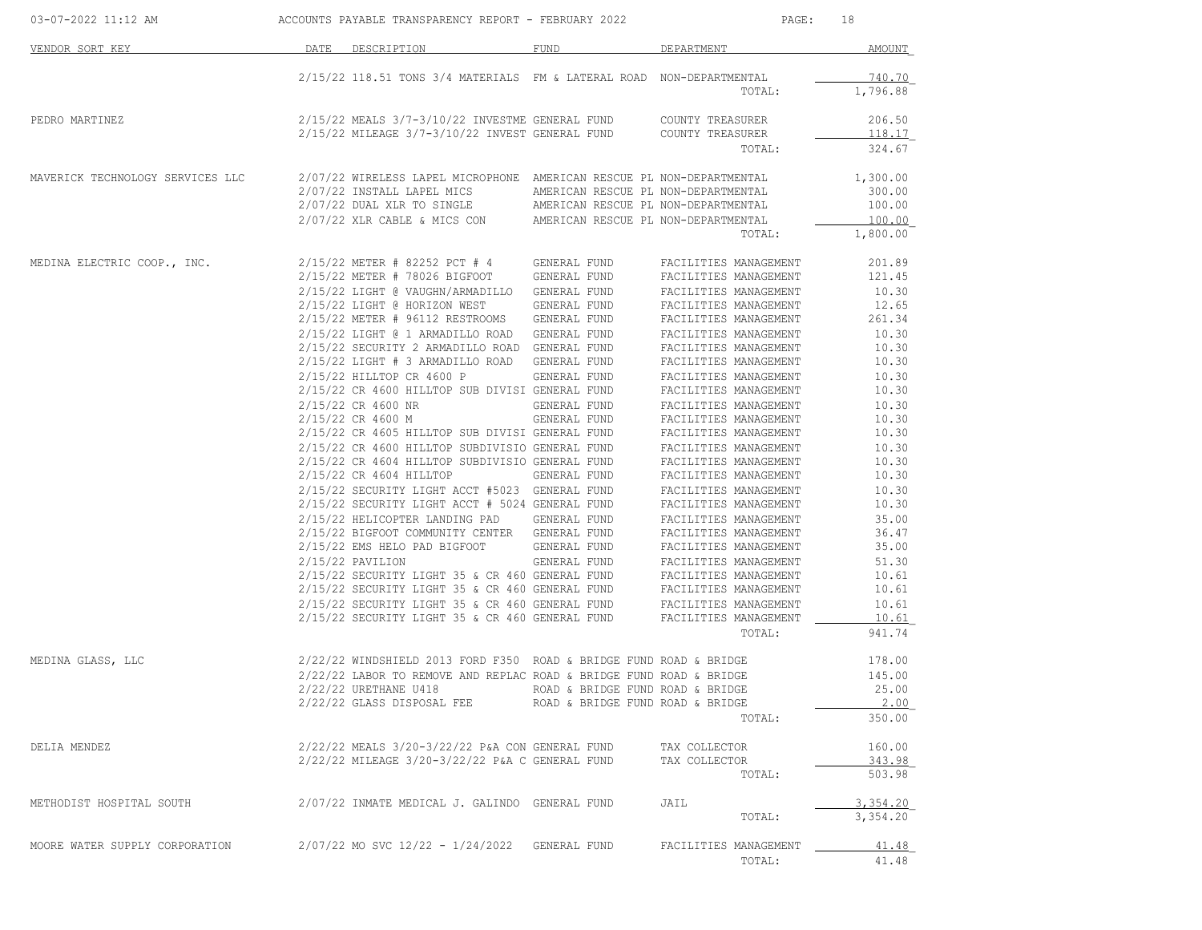ACCOUNTS PAYABLE TRANSPARENCY REPORT - FEBRUARY 2022

| VENDOR SORT KEY | DATE | DESCRIPTION | FUND | DEPARTMENT | AMOUNT |
|---|---|---|---|---|---|
| | 2/15/22 | 118.51 TONS 3/4 MATERIALS | FM & LATERAL ROAD | NON-DEPARTMENTAL | 740.70 |
| | | | | TOTAL: | 1,796.88 |
| PEDRO MARTINEZ | 2/15/22 | MEALS 3/7-3/10/22 INVESTME | GENERAL FUND | COUNTY TREASURER | 206.50 |
| | 2/15/22 | MILEAGE 3/7-3/10/22 INVEST | GENERAL FUND | COUNTY TREASURER | 118.17 |
| | | | | TOTAL: | 324.67 |
| MAVERICK TECHNOLOGY SERVICES LLC | 2/07/22 | WIRELESS LAPEL MICROPHONE | AMERICAN RESCUE PL | NON-DEPARTMENTAL | 1,300.00 |
| | 2/07/22 | INSTALL LAPEL MICS | AMERICAN RESCUE PL | NON-DEPARTMENTAL | 300.00 |
| | 2/07/22 | DUAL XLR TO SINGLE | AMERICAN RESCUE PL | NON-DEPARTMENTAL | 100.00 |
| | 2/07/22 | XLR CABLE & MICS CON | AMERICAN RESCUE PL | NON-DEPARTMENTAL | 100.00 |
| | | | | TOTAL: | 1,800.00 |
| MEDINA ELECTRIC COOP., INC. | 2/15/22 | METER # 82252 PCT # 4 | GENERAL FUND | FACILITIES MANAGEMENT | 201.89 |
| | 2/15/22 | METER # 78026 BIGFOOT | GENERAL FUND | FACILITIES MANAGEMENT | 121.45 |
| | 2/15/22 | LIGHT @ VAUGHN/ARMADILLO | GENERAL FUND | FACILITIES MANAGEMENT | 10.30 |
| | 2/15/22 | LIGHT @ HORIZON WEST | GENERAL FUND | FACILITIES MANAGEMENT | 12.65 |
| | 2/15/22 | METER # 96112 RESTROOMS | GENERAL FUND | FACILITIES MANAGEMENT | 261.34 |
| | 2/15/22 | LIGHT @ 1 ARMADILLO ROAD | GENERAL FUND | FACILITIES MANAGEMENT | 10.30 |
| | 2/15/22 | SECURITY 2 ARMADILLO ROAD | GENERAL FUND | FACILITIES MANAGEMENT | 10.30 |
| | 2/15/22 | LIGHT # 3 ARMADILLO ROAD | GENERAL FUND | FACILITIES MANAGEMENT | 10.30 |
| | 2/15/22 | HILLTOP CR 4600 P | GENERAL FUND | FACILITIES MANAGEMENT | 10.30 |
| | 2/15/22 | CR 4600 HILLTOP SUB DIVISI | GENERAL FUND | FACILITIES MANAGEMENT | 10.30 |
| | 2/15/22 | CR 4600 NR | GENERAL FUND | FACILITIES MANAGEMENT | 10.30 |
| | 2/15/22 | CR 4600 M | GENERAL FUND | FACILITIES MANAGEMENT | 10.30 |
| | 2/15/22 | CR 4605 HILLTOP SUB DIVISI | GENERAL FUND | FACILITIES MANAGEMENT | 10.30 |
| | 2/15/22 | CR 4600 HILLTOP SUBDIVISIO | GENERAL FUND | FACILITIES MANAGEMENT | 10.30 |
| | 2/15/22 | CR 4604 HILLTOP SUBDIVISIO | GENERAL FUND | FACILITIES MANAGEMENT | 10.30 |
| | 2/15/22 | CR 4604 HILLTOP | GENERAL FUND | FACILITIES MANAGEMENT | 10.30 |
| | 2/15/22 | SECURITY LIGHT ACCT #5023 | GENERAL FUND | FACILITIES MANAGEMENT | 10.30 |
| | 2/15/22 | SECURITY LIGHT ACCT # 5024 | GENERAL FUND | FACILITIES MANAGEMENT | 10.30 |
| | 2/15/22 | HELICOPTER LANDING PAD | GENERAL FUND | FACILITIES MANAGEMENT | 35.00 |
| | 2/15/22 | BIGFOOT COMMUNITY CENTER | GENERAL FUND | FACILITIES MANAGEMENT | 36.47 |
| | 2/15/22 | EMS HELO PAD BIGFOOT | GENERAL FUND | FACILITIES MANAGEMENT | 35.00 |
| | 2/15/22 | PAVILION | GENERAL FUND | FACILITIES MANAGEMENT | 51.30 |
| | 2/15/22 | SECURITY LIGHT 35 & CR 460 | GENERAL FUND | FACILITIES MANAGEMENT | 10.61 |
| | 2/15/22 | SECURITY LIGHT 35 & CR 460 | GENERAL FUND | FACILITIES MANAGEMENT | 10.61 |
| | 2/15/22 | SECURITY LIGHT 35 & CR 460 | GENERAL FUND | FACILITIES MANAGEMENT | 10.61 |
| | 2/15/22 | SECURITY LIGHT 35 & CR 460 | GENERAL FUND | FACILITIES MANAGEMENT | 10.61 |
| | | | | TOTAL: | 941.74 |
| MEDINA GLASS, LLC | 2/22/22 | WINDSHIELD 2013 FORD F350 | ROAD & BRIDGE FUND | ROAD & BRIDGE | 178.00 |
| | 2/22/22 | LABOR TO REMOVE AND REPLAC | ROAD & BRIDGE FUND | ROAD & BRIDGE | 145.00 |
| | 2/22/22 | URETHANE U418 | ROAD & BRIDGE FUND | ROAD & BRIDGE | 25.00 |
| | 2/22/22 | GLASS DISPOSAL FEE | ROAD & BRIDGE FUND | ROAD & BRIDGE | 2.00 |
| | | | | TOTAL: | 350.00 |
| DELIA MENDEZ | 2/22/22 | MEALS 3/20-3/22/22 P&A CON | GENERAL FUND | TAX COLLECTOR | 160.00 |
| | 2/22/22 | MILEAGE 3/20-3/22/22 P&A C | GENERAL FUND | TAX COLLECTOR | 343.98 |
| | | | | TOTAL: | 503.98 |
| METHODIST HOSPITAL SOUTH | 2/07/22 | INMATE MEDICAL J. GALINDO | GENERAL FUND | JAIL | 3,354.20 |
| | | | | TOTAL: | 3,354.20 |
| MOORE WATER SUPPLY CORPORATION | 2/07/22 | MO SVC 12/22 - 1/24/2022 | GENERAL FUND | FACILITIES MANAGEMENT | 41.48 |
| | | | | TOTAL: | 41.48 |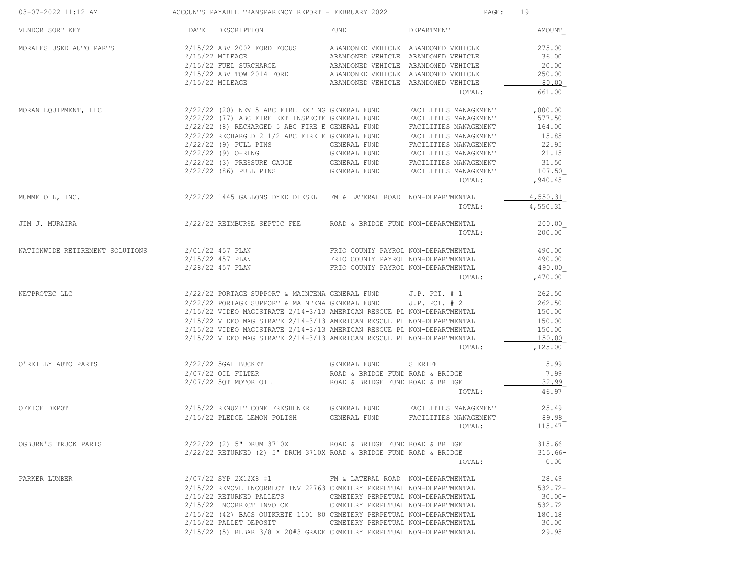ACCOUNTS PAYABLE TRANSPARENCY REPORT - FEBRUARY 2022

| VENDOR SORT KEY | DATE | DESCRIPTION | FUND | DEPARTMENT | AMOUNT |
|---|---|---|---|---|---|
| MORALES USED AUTO PARTS | 2/15/22 | ABV 2002 FORD FOCUS | ABANDONED VEHICLE | ABANDONED VEHICLE | 275.00 |
| | 2/15/22 | MILEAGE | ABANDONED VEHICLE | ABANDONED VEHICLE | 36.00 |
| | 2/15/22 | FUEL SURCHARGE | ABANDONED VEHICLE | ABANDONED VEHICLE | 20.00 |
| | 2/15/22 | ABV TOW 2014 FORD | ABANDONED VEHICLE | ABANDONED VEHICLE | 250.00 |
| | 2/15/22 | MILEAGE | ABANDONED VEHICLE | ABANDONED VEHICLE | 80.00 |
| | | | | TOTAL: | 661.00 |
| MORAN EQUIPMENT, LLC | 2/22/22 | (20) NEW 5 ABC FIRE EXTING | GENERAL FUND | FACILITIES MANAGEMENT | 1,000.00 |
| | 2/22/22 | (77) ABC FIRE EXT INSPECTE | GENERAL FUND | FACILITIES MANAGEMENT | 577.50 |
| | 2/22/22 | (8) RECHARGED 5 ABC FIRE E | GENERAL FUND | FACILITIES MANAGEMENT | 164.00 |
| | 2/22/22 | RECHARGED 2 1/2 ABC FIRE E | GENERAL FUND | FACILITIES MANAGEMENT | 15.85 |
| | 2/22/22 | (9) PULL PINS | GENERAL FUND | FACILITIES MANAGEMENT | 22.95 |
| | 2/22/22 | (9) O-RING | GENERAL FUND | FACILITIES MANAGEMENT | 21.15 |
| | 2/22/22 | (3) PRESSURE GAUGE | GENERAL FUND | FACILITIES MANAGEMENT | 31.50 |
| | 2/22/22 | (86) PULL PINS | GENERAL FUND | FACILITIES MANAGEMENT | 107.50 |
| | | | | TOTAL: | 1,940.45 |
| MUMME OIL, INC. | 2/22/22 | 1445 GALLONS DYED DIESEL | FM & LATERAL ROAD | NON-DEPARTMENTAL | 4,550.31 |
| | | | | TOTAL: | 4,550.31 |
| JIM J. MURAIRA | 2/22/22 | REIMBURSE SEPTIC FEE | ROAD & BRIDGE FUND | NON-DEPARTMENTAL | 200.00 |
| | | | | TOTAL: | 200.00 |
| NATIONWIDE RETIREMENT SOLUTIONS | 2/01/22 | 457 PLAN | FRIO COUNTY PAYROL | NON-DEPARTMENTAL | 490.00 |
| | 2/15/22 | 457 PLAN | FRIO COUNTY PAYROL | NON-DEPARTMENTAL | 490.00 |
| | 2/28/22 | 457 PLAN | FRIO COUNTY PAYROL | NON-DEPARTMENTAL | 490.00 |
| | | | | TOTAL: | 1,470.00 |
| NETPROTEC LLC | 2/22/22 | PORTAGE SUPPORT & MAINTENA | GENERAL FUND | J.P. PCT. # 1 | 262.50 |
| | 2/22/22 | PORTAGE SUPPORT & MAINTENA | GENERAL FUND | J.P. PCT. # 2 | 262.50 |
| | 2/15/22 | VIDEO MAGISTRATE 2/14-3/13 | AMERICAN RESCUE PL | NON-DEPARTMENTAL | 150.00 |
| | 2/15/22 | VIDEO MAGISTRATE 2/14-3/13 | AMERICAN RESCUE PL | NON-DEPARTMENTAL | 150.00 |
| | 2/15/22 | VIDEO MAGISTRATE 2/14-3/13 | AMERICAN RESCUE PL | NON-DEPARTMENTAL | 150.00 |
| | 2/15/22 | VIDEO MAGISTRATE 2/14-3/13 | AMERICAN RESCUE PL | NON-DEPARTMENTAL | 150.00 |
| | | | | TOTAL: | 1,125.00 |
| O'REILLY AUTO PARTS | 2/22/22 | 5GAL BUCKET | GENERAL FUND | SHERIFF | 5.99 |
| | 2/07/22 | OIL FILTER | ROAD & BRIDGE FUND | ROAD & BRIDGE | 7.99 |
| | 2/07/22 | 5QT MOTOR OIL | ROAD & BRIDGE FUND | ROAD & BRIDGE | 32.99 |
| | | | | TOTAL: | 46.97 |
| OFFICE DEPOT | 2/15/22 | RENUZIT CONE FRESHENER | GENERAL FUND | FACILITIES MANAGEMENT | 25.49 |
| | 2/15/22 | PLEDGE LEMON POLISH | GENERAL FUND | FACILITIES MANAGEMENT | 89.98 |
| | | | | TOTAL: | 115.47 |
| OGBURN'S TRUCK PARTS | 2/22/22 | (2) 5" DRUM 3710X | ROAD & BRIDGE FUND | ROAD & BRIDGE | 315.66 |
| | 2/22/22 | RETURNED (2) 5" DRUM 3710X | ROAD & BRIDGE FUND | ROAD & BRIDGE | 315.66- |
| | | | | TOTAL: | 0.00 |
| PARKER LUMBER | 2/07/22 | SYP 2X12X8 #1 | FM & LATERAL ROAD | NON-DEPARTMENTAL | 28.49 |
| | 2/15/22 | REMOVE INCORRECT INV 22763 | CEMETERY PERPETUAL | NON-DEPARTMENTAL | 532.72- |
| | 2/15/22 | RETURNED PALLETS | CEMETERY PERPETUAL | NON-DEPARTMENTAL | 30.00- |
| | 2/15/22 | INCORRECT INVOICE | CEMETERY PERPETUAL | NON-DEPARTMENTAL | 532.72 |
| | 2/15/22 | (42) BAGS QUIKRETE 1101 80 | CEMETERY PERPETUAL | NON-DEPARTMENTAL | 180.18 |
| | 2/15/22 | PALLET DEPOSIT | CEMETERY PERPETUAL | NON-DEPARTMENTAL | 30.00 |
| | 2/15/22 | (5) REBAR 3/8 X 20#3 GRADE | CEMETERY PERPETUAL | NON-DEPARTMENTAL | 29.95 |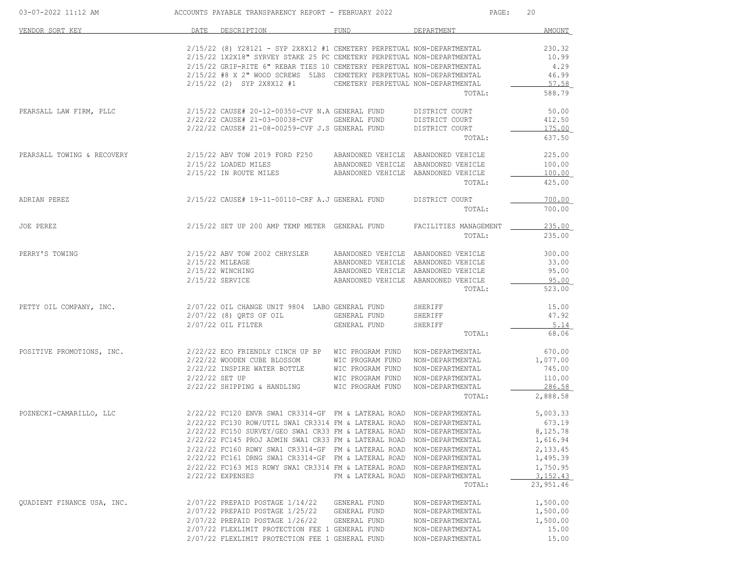ACCOUNTS PAYABLE TRANSPARENCY REPORT - FEBRUARY 2022

| VENDOR SORT KEY | DATE | DESCRIPTION | FUND | DEPARTMENT | AMOUNT |
|---|---|---|---|---|---|
| | 2/15/22 | (8) Y28121 - SYP 2X8X12 #1 | CEMETERY PERPETUAL | NON-DEPARTMENTAL | 230.32 |
| | 2/15/22 | 1X2X18" SYRVEY STAKE 25 PC | CEMETERY PERPETUAL | NON-DEPARTMENTAL | 10.99 |
| | 2/15/22 | GRIP-RITE 6" REBAR TIES 10 | CEMETERY PERPETUAL | NON-DEPARTMENTAL | 4.29 |
| | 2/15/22 | #8 X 2" WOOD SCREWS 5LBS | CEMETERY PERPETUAL | NON-DEPARTMENTAL | 46.99 |
| | 2/15/22 | (2) SYP 2X8X12 #1 | CEMETERY PERPETUAL | NON-DEPARTMENTAL | 57.58 |
| | | | | TOTAL: | 588.79 |
| PEARSALL LAW FIRM, PLLC | 2/15/22 | CAUSE# 20-12-00350-CVF N.A | GENERAL FUND | DISTRICT COURT | 50.00 |
| | 2/22/22 | CAUSE# 21-03-00038-CVF | GENERAL FUND | DISTRICT COURT | 412.50 |
| | 2/22/22 | CAUSE# 21-08-00259-CVF J.S | GENERAL FUND | DISTRICT COURT | 175.00 |
| | | | | TOTAL: | 637.50 |
| PEARSALL TOWING & RECOVERY | 2/15/22 | ABV TOW 2019 FORD F250 | ABANDONED VEHICLE | ABANDONED VEHICLE | 225.00 |
| | 2/15/22 | LOADED MILES | ABANDONED VEHICLE | ABANDONED VEHICLE | 100.00 |
| | 2/15/22 | IN ROUTE MILES | ABANDONED VEHICLE | ABANDONED VEHICLE | 100.00 |
| | | | | TOTAL: | 425.00 |
| ADRIAN PEREZ | 2/15/22 | CAUSE# 19-11-00110-CRF A.J | GENERAL FUND | DISTRICT COURT | 700.00 |
| | | | | TOTAL: | 700.00 |
| JOE PEREZ | 2/15/22 | SET UP 200 AMP TEMP METER | GENERAL FUND | FACILITIES MANAGEMENT | 235.00 |
| | | | | TOTAL: | 235.00 |
| PERRY'S TOWING | 2/15/22 | ABV TOW 2002 CHRYSLER | ABANDONED VEHICLE | ABANDONED VEHICLE | 300.00 |
| | 2/15/22 | MILEAGE | ABANDONED VEHICLE | ABANDONED VEHICLE | 33.00 |
| | 2/15/22 | WINCHING | ABANDONED VEHICLE | ABANDONED VEHICLE | 95.00 |
| | 2/15/22 | SERVICE | ABANDONED VEHICLE | ABANDONED VEHICLE | 95.00 |
| | | | | TOTAL: | 523.00 |
| PETTY OIL COMPANY, INC. | 2/07/22 | OIL CHANGE UNIT 9804 LABO | GENERAL FUND | SHERIFF | 15.00 |
| | 2/07/22 | (8) QRTS OF OIL | GENERAL FUND | SHERIFF | 47.92 |
| | 2/07/22 | OIL FILTER | GENERAL FUND | SHERIFF | 5.14 |
| | | | | TOTAL: | 68.06 |
| POSITIVE PROMOTIONS, INC. | 2/22/22 | ECO FRIENDLY CINCH UP BP | WIC PROGRAM FUND | NON-DEPARTMENTAL | 670.00 |
| | 2/22/22 | WOODEN CUBE BLOSSOM | WIC PROGRAM FUND | NON-DEPARTMENTAL | 1,077.00 |
| | 2/22/22 | INSPIRE WATER BOTTLE | WIC PROGRAM FUND | NON-DEPARTMENTAL | 745.00 |
| | 2/22/22 | SET UP | WIC PROGRAM FUND | NON-DEPARTMENTAL | 110.00 |
| | 2/22/22 | SHIPPING & HANDLING | WIC PROGRAM FUND | NON-DEPARTMENTAL | 286.58 |
| | | | | TOTAL: | 2,888.58 |
| POZNECKI-CAMARILLO, LLC | 2/22/22 | FC120 ENVR SWA1 CR3314-GF | FM & LATERAL ROAD | NON-DEPARTMENTAL | 5,003.33 |
| | 2/22/22 | FC130 ROW/UTIL SWA1 CR3314 | FM & LATERAL ROAD | NON-DEPARTMENTAL | 673.19 |
| | 2/22/22 | FC150 SURVEY/GEO SWA1 CR33 | FM & LATERAL ROAD | NON-DEPARTMENTAL | 8,125.78 |
| | 2/22/22 | FC145 PROJ ADMIN SWA1 CR33 | FM & LATERAL ROAD | NON-DEPARTMENTAL | 1,616.94 |
| | 2/22/22 | FC160 RDWY SWA1 CR3314-GF | FM & LATERAL ROAD | NON-DEPARTMENTAL | 2,133.45 |
| | 2/22/22 | FC161 DRNG SWA1 CR3314-GF | FM & LATERAL ROAD | NON-DEPARTMENTAL | 1,495.39 |
| | 2/22/22 | FC163 MIS RDWY SWA1 CR3314 | FM & LATERAL ROAD | NON-DEPARTMENTAL | 1,750.95 |
| | 2/22/22 | EXPENSES | FM & LATERAL ROAD | NON-DEPARTMENTAL | 3,152.43 |
| | | | | TOTAL: | 23,951.46 |
| QUADIENT FINANCE USA, INC. | 2/07/22 | PREPAID POSTAGE 1/14/22 | GENERAL FUND | NON-DEPARTMENTAL | 1,500.00 |
| | 2/07/22 | PREPAID POSTAGE 1/25/22 | GENERAL FUND | NON-DEPARTMENTAL | 1,500.00 |
| | 2/07/22 | PREPAID POSTAGE 1/26/22 | GENERAL FUND | NON-DEPARTMENTAL | 1,500.00 |
| | 2/07/22 | FLEXLIMIT PROTECTION FEE 1 | GENERAL FUND | NON-DEPARTMENTAL | 15.00 |
| | 2/07/22 | FLEXLIMIT PROTECTION FEE 1 | GENERAL FUND | NON-DEPARTMENTAL | 15.00 |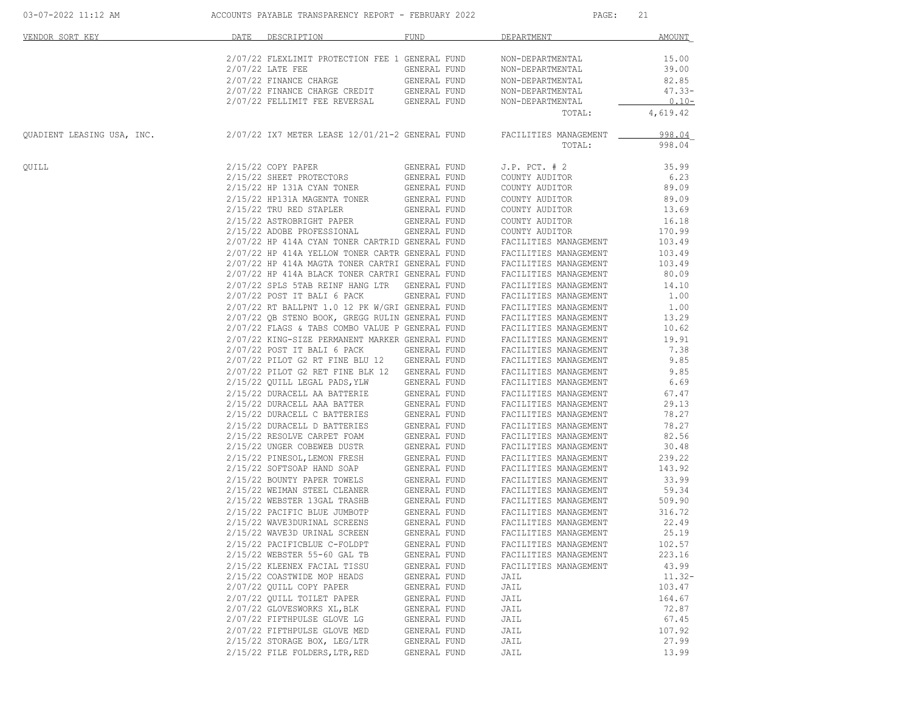| VENDOR SORT KEY | DATE | DESCRIPTION | FUND | DEPARTMENT | AMOUNT |
|---|---|---|---|---|---|
| | 2/07/22 | FLEXLIMIT PROTECTION FEE 1 | GENERAL FUND | NON-DEPARTMENTAL | 15.00 |
| | 2/07/22 | LATE FEE | GENERAL FUND | NON-DEPARTMENTAL | 39.00 |
| | 2/07/22 | FINANCE CHARGE | GENERAL FUND | NON-DEPARTMENTAL | 82.85 |
| | 2/07/22 | FINANCE CHARGE CREDIT | GENERAL FUND | NON-DEPARTMENTAL | 47.33- |
| | 2/07/22 | FELLIMIT FEE REVERSAL | GENERAL FUND | NON-DEPARTMENTAL | 0.10- |
| | | | | TOTAL: | 4,619.42 |
| QUADIENT LEASING USA, INC. | 2/07/22 | IX7 METER LEASE 12/01/21-2 | GENERAL FUND | FACILITIES MANAGEMENT | 998.04 |
| | | | | TOTAL: | 998.04 |
| QUILL | 2/15/22 | COPY PAPER | GENERAL FUND | J.P. PCT. # 2 | 35.99 |
| | 2/15/22 | SHEET PROTECTORS | GENERAL FUND | COUNTY AUDITOR | 6.23 |
| | 2/15/22 | HP 131A CYAN TONER | GENERAL FUND | COUNTY AUDITOR | 89.09 |
| | 2/15/22 | HP131A MAGENTA TONER | GENERAL FUND | COUNTY AUDITOR | 89.09 |
| | 2/15/22 | TRU RED STAPLER | GENERAL FUND | COUNTY AUDITOR | 13.69 |
| | 2/15/22 | ASTROBRIGHT PAPER | GENERAL FUND | COUNTY AUDITOR | 16.18 |
| | 2/15/22 | ADOBE PROFESSIONAL | GENERAL FUND | COUNTY AUDITOR | 170.99 |
| | 2/07/22 | HP 414A CYAN TONER CARTRID | GENERAL FUND | FACILITIES MANAGEMENT | 103.49 |
| | 2/07/22 | HP 414A YELLOW TONER CARTR | GENERAL FUND | FACILITIES MANAGEMENT | 103.49 |
| | 2/07/22 | HP 414A MAGTA TONER CARTRI | GENERAL FUND | FACILITIES MANAGEMENT | 103.49 |
| | 2/07/22 | HP 414A BLACK TONER CARTRI | GENERAL FUND | FACILITIES MANAGEMENT | 80.09 |
| | 2/07/22 | SPLS 5TAB REINF HANG LTR | GENERAL FUND | FACILITIES MANAGEMENT | 14.10 |
| | 2/07/22 | POST IT BALI 6 PACK | GENERAL FUND | FACILITIES MANAGEMENT | 1.00 |
| | 2/07/22 | RT BALLPNT 1.0 12 PK W/GRI | GENERAL FUND | FACILITIES MANAGEMENT | 1.00 |
| | 2/07/22 | QB STENO BOOK, GREGG RULIN | GENERAL FUND | FACILITIES MANAGEMENT | 13.29 |
| | 2/07/22 | FLAGS & TABS COMBO VALUE P | GENERAL FUND | FACILITIES MANAGEMENT | 10.62 |
| | 2/07/22 | KING-SIZE PERMANENT MARKER | GENERAL FUND | FACILITIES MANAGEMENT | 19.91 |
| | 2/07/22 | POST IT BALI 6 PACK | GENERAL FUND | FACILITIES MANAGEMENT | 7.38 |
| | 2/07/22 | PILOT G2 RT FINE BLU 12 | GENERAL FUND | FACILITIES MANAGEMENT | 9.85 |
| | 2/07/22 | PILOT G2 RET FINE BLK 12 | GENERAL FUND | FACILITIES MANAGEMENT | 9.85 |
| | 2/15/22 | QUILL LEGAL PADS,YLW | GENERAL FUND | FACILITIES MANAGEMENT | 6.69 |
| | 2/15/22 | DURACELL AA BATTERIE | GENERAL FUND | FACILITIES MANAGEMENT | 67.47 |
| | 2/15/22 | DURACELL AAA BATTER | GENERAL FUND | FACILITIES MANAGEMENT | 29.13 |
| | 2/15/22 | DURACELL C BATTERIES | GENERAL FUND | FACILITIES MANAGEMENT | 78.27 |
| | 2/15/22 | DURACELL D BATTERIES | GENERAL FUND | FACILITIES MANAGEMENT | 78.27 |
| | 2/15/22 | RESOLVE CARPET FOAM | GENERAL FUND | FACILITIES MANAGEMENT | 82.56 |
| | 2/15/22 | UNGER COBEWEB DUSTR | GENERAL FUND | FACILITIES MANAGEMENT | 30.48 |
| | 2/15/22 | PINESOL,LEMON FRESH | GENERAL FUND | FACILITIES MANAGEMENT | 239.22 |
| | 2/15/22 | SOFTSOAP HAND SOAP | GENERAL FUND | FACILITIES MANAGEMENT | 143.92 |
| | 2/15/22 | BOUNTY PAPER TOWELS | GENERAL FUND | FACILITIES MANAGEMENT | 33.99 |
| | 2/15/22 | WEIMAN STEEL CLEANER | GENERAL FUND | FACILITIES MANAGEMENT | 59.34 |
| | 2/15/22 | WEBSTER 13GAL TRASHB | GENERAL FUND | FACILITIES MANAGEMENT | 509.90 |
| | 2/15/22 | PACIFIC BLUE JUMBOTP | GENERAL FUND | FACILITIES MANAGEMENT | 316.72 |
| | 2/15/22 | WAVE3DURINAL SCREENS | GENERAL FUND | FACILITIES MANAGEMENT | 22.49 |
| | 2/15/22 | WAVE3D URINAL SCREEN | GENERAL FUND | FACILITIES MANAGEMENT | 25.19 |
| | 2/15/22 | PACIFICBLUE C-FOLDPT | GENERAL FUND | FACILITIES MANAGEMENT | 102.57 |
| | 2/15/22 | WEBSTER 55-60 GAL TB | GENERAL FUND | FACILITIES MANAGEMENT | 223.16 |
| | 2/15/22 | KLEENEX FACIAL TISSU | GENERAL FUND | FACILITIES MANAGEMENT | 43.99 |
| | 2/15/22 | COASTWIDE MOP HEADS | GENERAL FUND | JAIL | 11.32- |
| | 2/07/22 | QUILL COPY PAPER | GENERAL FUND | JAIL | 103.47 |
| | 2/07/22 | QUILL TOILET PAPER | GENERAL FUND | JAIL | 164.67 |
| | 2/07/22 | GLOVESWORKS XL,BLK | GENERAL FUND | JAIL | 72.87 |
| | 2/07/22 | FIFTHPULSE GLOVE LG | GENERAL FUND | JAIL | 67.45 |
| | 2/07/22 | FIFTHPULSE GLOVE MED | GENERAL FUND | JAIL | 107.92 |
| | 2/15/22 | STORAGE BOX, LEG/LTR | GENERAL FUND | JAIL | 27.99 |
| | 2/15/22 | FILE FOLDERS,LTR,RED | GENERAL FUND | JAIL | 13.99 |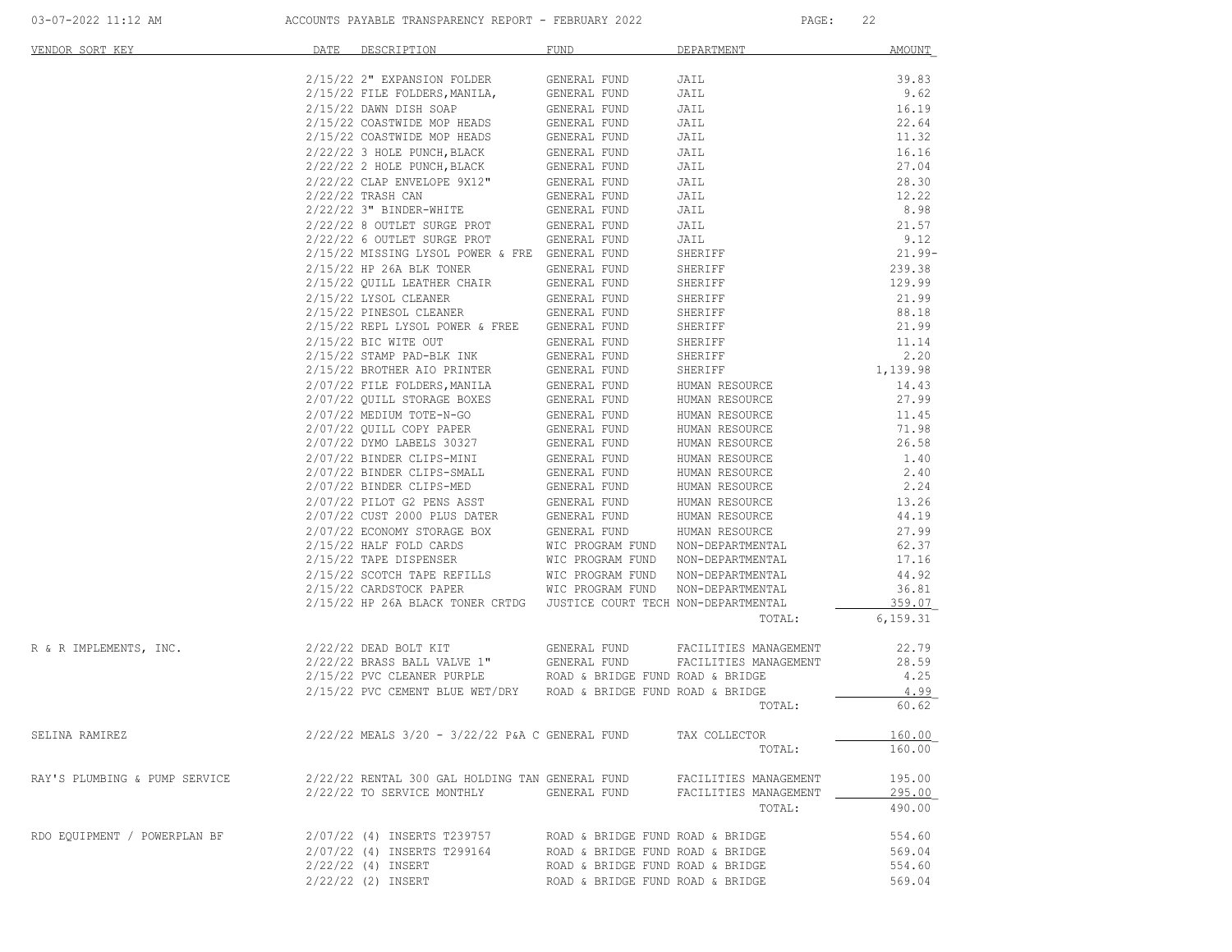ACCOUNTS PAYABLE TRANSPARENCY REPORT - FEBRUARY 2022

| VENDOR SORT KEY | DATE | DESCRIPTION | FUND | DEPARTMENT | AMOUNT |
|---|---|---|---|---|---|
| | 2/15/22 | 2" EXPANSION FOLDER | GENERAL FUND | JAIL | 39.83 |
| | 2/15/22 | FILE FOLDERS,MANILA, | GENERAL FUND | JAIL | 9.62 |
| | 2/15/22 | DAWN DISH SOAP | GENERAL FUND | JAIL | 16.19 |
| | 2/15/22 | COASTWIDE MOP HEADS | GENERAL FUND | JAIL | 22.64 |
| | 2/15/22 | COASTWIDE MOP HEADS | GENERAL FUND | JAIL | 11.32 |
| | 2/22/22 | 3 HOLE PUNCH,BLACK | GENERAL FUND | JAIL | 16.16 |
| | 2/22/22 | 2 HOLE PUNCH,BLACK | GENERAL FUND | JAIL | 27.04 |
| | 2/22/22 | CLAP ENVELOPE 9X12" | GENERAL FUND | JAIL | 28.30 |
| | 2/22/22 | TRASH CAN | GENERAL FUND | JAIL | 12.22 |
| | 2/22/22 | 3" BINDER-WHITE | GENERAL FUND | JAIL | 8.98 |
| | 2/22/22 | 8 OUTLET SURGE PROT | GENERAL FUND | JAIL | 21.57 |
| | 2/22/22 | 6 OUTLET SURGE PROT | GENERAL FUND | JAIL | 9.12 |
| | 2/15/22 | MISSING LYSOL POWER & FRE | GENERAL FUND | SHERIFF | 21.99- |
| | 2/15/22 | HP 26A BLK TONER | GENERAL FUND | SHERIFF | 239.38 |
| | 2/15/22 | QUILL LEATHER CHAIR | GENERAL FUND | SHERIFF | 129.99 |
| | 2/15/22 | LYSOL CLEANER | GENERAL FUND | SHERIFF | 21.99 |
| | 2/15/22 | PINESOL CLEANER | GENERAL FUND | SHERIFF | 88.18 |
| | 2/15/22 | REPL LYSOL POWER & FREE | GENERAL FUND | SHERIFF | 21.99 |
| | 2/15/22 | BIC WITE OUT | GENERAL FUND | SHERIFF | 11.14 |
| | 2/15/22 | STAMP PAD-BLK INK | GENERAL FUND | SHERIFF | 2.20 |
| | 2/15/22 | BROTHER AIO PRINTER | GENERAL FUND | SHERIFF | 1,139.98 |
| | 2/07/22 | FILE FOLDERS,MANILA | GENERAL FUND | HUMAN RESOURCE | 14.43 |
| | 2/07/22 | QUILL STORAGE BOXES | GENERAL FUND | HUMAN RESOURCE | 27.99 |
| | 2/07/22 | MEDIUM TOTE-N-GO | GENERAL FUND | HUMAN RESOURCE | 11.45 |
| | 2/07/22 | QUILL COPY PAPER | GENERAL FUND | HUMAN RESOURCE | 71.98 |
| | 2/07/22 | DYMO LABELS 30327 | GENERAL FUND | HUMAN RESOURCE | 26.58 |
| | 2/07/22 | BINDER CLIPS-MINI | GENERAL FUND | HUMAN RESOURCE | 1.40 |
| | 2/07/22 | BINDER CLIPS-SMALL | GENERAL FUND | HUMAN RESOURCE | 2.40 |
| | 2/07/22 | BINDER CLIPS-MED | GENERAL FUND | HUMAN RESOURCE | 2.24 |
| | 2/07/22 | PILOT G2 PENS ASST | GENERAL FUND | HUMAN RESOURCE | 13.26 |
| | 2/07/22 | CUST 2000 PLUS DATER | GENERAL FUND | HUMAN RESOURCE | 44.19 |
| | 2/07/22 | ECONOMY STORAGE BOX | GENERAL FUND | HUMAN RESOURCE | 27.99 |
| | 2/15/22 | HALF FOLD CARDS | WIC PROGRAM FUND | NON-DEPARTMENTAL | 62.37 |
| | 2/15/22 | TAPE DISPENSER | WIC PROGRAM FUND | NON-DEPARTMENTAL | 17.16 |
| | 2/15/22 | SCOTCH TAPE REFILLS | WIC PROGRAM FUND | NON-DEPARTMENTAL | 44.92 |
| | 2/15/22 | CARDSTOCK PAPER | WIC PROGRAM FUND | NON-DEPARTMENTAL | 36.81 |
| | 2/15/22 | HP 26A BLACK TONER CRTDG | JUSTICE COURT TECH | NON-DEPARTMENTAL | 359.07 |
| | | | | TOTAL: | 6,159.31 |
| R & R IMPLEMENTS, INC. | 2/22/22 | DEAD BOLT KIT | GENERAL FUND | FACILITIES MANAGEMENT | 22.79 |
| | 2/22/22 | BRASS BALL VALVE 1" | GENERAL FUND | FACILITIES MANAGEMENT | 28.59 |
| | 2/15/22 | PVC CLEANER PURPLE | ROAD & BRIDGE FUND | ROAD & BRIDGE | 4.25 |
| | 2/15/22 | PVC CEMENT BLUE WET/DRY | ROAD & BRIDGE FUND | ROAD & BRIDGE | 4.99 |
| | | | | TOTAL: | 60.62 |
| SELINA RAMIREZ | 2/22/22 | MEALS 3/20 - 3/22/22 P&A C | GENERAL FUND | TAX COLLECTOR | 160.00 |
| | | | | TOTAL: | 160.00 |
| RAY'S PLUMBING & PUMP SERVICE | 2/22/22 | RENTAL 300 GAL HOLDING TAN | GENERAL FUND | FACILITIES MANAGEMENT | 195.00 |
| | 2/22/22 | TO SERVICE MONTHLY | GENERAL FUND | FACILITIES MANAGEMENT | 295.00 |
| | | | | TOTAL: | 490.00 |
| RDO EQUIPMENT / POWERPLAN BF | 2/07/22 | (4) INSERTS T239757 | ROAD & BRIDGE FUND | ROAD & BRIDGE | 554.60 |
| | 2/07/22 | (4) INSERTS T299164 | ROAD & BRIDGE FUND | ROAD & BRIDGE | 569.04 |
| | 2/22/22 | (4) INSERT | ROAD & BRIDGE FUND | ROAD & BRIDGE | 554.60 |
| | 2/22/22 | (2) INSERT | ROAD & BRIDGE FUND | ROAD & BRIDGE | 569.04 |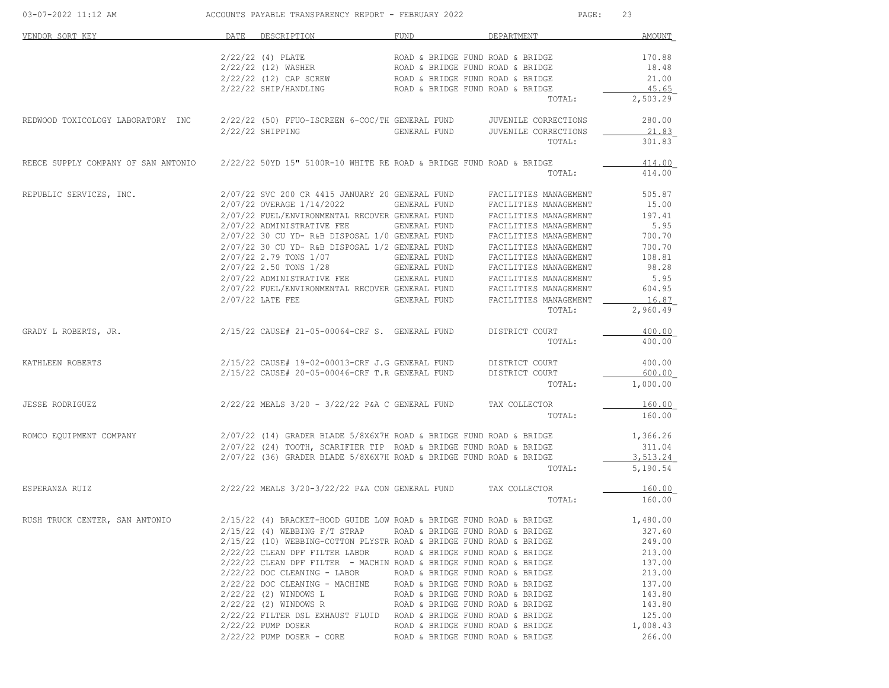| VENDOR SORT KEY | DATE | DESCRIPTION | FUND | DEPARTMENT | AMOUNT |
|---|---|---|---|---|---|
| | 2/22/22 | (4) PLATE | ROAD & BRIDGE FUND | ROAD & BRIDGE | 170.88 |
| | 2/22/22 | (12) WASHER | ROAD & BRIDGE FUND | ROAD & BRIDGE | 18.48 |
| | 2/22/22 | (12) CAP SCREW | ROAD & BRIDGE FUND | ROAD & BRIDGE | 21.00 |
| | 2/22/22 | SHIP/HANDLING | ROAD & BRIDGE FUND | ROAD & BRIDGE | 45.65 |
| | | | | TOTAL: | 2,503.29 |
| REDWOOD TOXICOLOGY LABORATORY INC | 2/22/22 | (50) FFUO-ISCREEN 6-COC/TH | GENERAL FUND | JUVENILE CORRECTIONS | 280.00 |
| | 2/22/22 | SHIPPING | GENERAL FUND | JUVENILE CORRECTIONS | 21.83 |
| | | | | TOTAL: | 301.83 |
| REECE SUPPLY COMPANY OF SAN ANTONIO | 2/22/22 | 50YD 15" 5100R-10 WHITE RE | ROAD & BRIDGE FUND | ROAD & BRIDGE | 414.00 |
| | | | | TOTAL: | 414.00 |
| REPUBLIC SERVICES, INC. | 2/07/22 | SVC 200 CR 4415 JANUARY 20 | GENERAL FUND | FACILITIES MANAGEMENT | 505.87 |
| | 2/07/22 | OVERAGE 1/14/2022 | GENERAL FUND | FACILITIES MANAGEMENT | 15.00 |
| | 2/07/22 | FUEL/ENVIRONMENTAL RECOVER | GENERAL FUND | FACILITIES MANAGEMENT | 197.41 |
| | 2/07/22 | ADMINISTRATIVE FEE | GENERAL FUND | FACILITIES MANAGEMENT | 5.95 |
| | 2/07/22 | 30 CU YD- R&B DISPOSAL 1/0 | GENERAL FUND | FACILITIES MANAGEMENT | 700.70 |
| | 2/07/22 | 30 CU YD- R&B DISPOSAL 1/2 | GENERAL FUND | FACILITIES MANAGEMENT | 700.70 |
| | 2/07/22 | 2.79 TONS 1/07 | GENERAL FUND | FACILITIES MANAGEMENT | 108.81 |
| | 2/07/22 | 2.50 TONS 1/28 | GENERAL FUND | FACILITIES MANAGEMENT | 98.28 |
| | 2/07/22 | ADMINISTRATIVE FEE | GENERAL FUND | FACILITIES MANAGEMENT | 5.95 |
| | 2/07/22 | FUEL/ENVIRONMENTAL RECOVER | GENERAL FUND | FACILITIES MANAGEMENT | 604.95 |
| | 2/07/22 | LATE FEE | GENERAL FUND | FACILITIES MANAGEMENT | 16.87 |
| | | | | TOTAL: | 2,960.49 |
| GRADY L ROBERTS, JR. | 2/15/22 | CAUSE# 21-05-00064-CRF S. | GENERAL FUND | DISTRICT COURT | 400.00 |
| | | | | TOTAL: | 400.00 |
| KATHLEEN ROBERTS | 2/15/22 | CAUSE# 19-02-00013-CRF J.G | GENERAL FUND | DISTRICT COURT | 400.00 |
| | 2/15/22 | CAUSE# 20-05-00046-CRF T.R | GENERAL FUND | DISTRICT COURT | 600.00 |
| | | | | TOTAL: | 1,000.00 |
| JESSE RODRIGUEZ | 2/22/22 | MEALS 3/20 - 3/22/22 P&A C | GENERAL FUND | TAX COLLECTOR | 160.00 |
| | | | | TOTAL: | 160.00 |
| ROMCO EQUIPMENT COMPANY | 2/07/22 | (14) GRADER BLADE 5/8X6X7H | ROAD & BRIDGE FUND | ROAD & BRIDGE | 1,366.26 |
| | 2/07/22 | (24) TOOTH, SCARIFIER TIP | ROAD & BRIDGE FUND | ROAD & BRIDGE | 311.04 |
| | 2/07/22 | (36) GRADER BLADE 5/8X6X7H | ROAD & BRIDGE FUND | ROAD & BRIDGE | 3,513.24 |
| | | | | TOTAL: | 5,190.54 |
| ESPERANZA RUIZ | 2/22/22 | MEALS 3/20-3/22/22 P&A CON | GENERAL FUND | TAX COLLECTOR | 160.00 |
| | | | | TOTAL: | 160.00 |
| RUSH TRUCK CENTER, SAN ANTONIO | 2/15/22 | (4) BRACKET-HOOD GUIDE LOW | ROAD & BRIDGE FUND | ROAD & BRIDGE | 1,480.00 |
| | 2/15/22 | (4) WEBBING F/T STRAP | ROAD & BRIDGE FUND | ROAD & BRIDGE | 327.60 |
| | 2/15/22 | (10) WEBBING-COTTON PLYSTR | ROAD & BRIDGE FUND | ROAD & BRIDGE | 249.00 |
| | 2/22/22 | CLEAN DPF FILTER LABOR | ROAD & BRIDGE FUND | ROAD & BRIDGE | 213.00 |
| | 2/22/22 | CLEAN DPF FILTER - MACHIN | ROAD & BRIDGE FUND | ROAD & BRIDGE | 137.00 |
| | 2/22/22 | DOC CLEANING - LABOR | ROAD & BRIDGE FUND | ROAD & BRIDGE | 213.00 |
| | 2/22/22 | DOC CLEANING - MACHINE | ROAD & BRIDGE FUND | ROAD & BRIDGE | 137.00 |
| | 2/22/22 | (2) WINDOWS L | ROAD & BRIDGE FUND | ROAD & BRIDGE | 143.80 |
| | 2/22/22 | (2) WINDOWS R | ROAD & BRIDGE FUND | ROAD & BRIDGE | 143.80 |
| | 2/22/22 | FILTER DSL EXHAUST FLUID | ROAD & BRIDGE FUND | ROAD & BRIDGE | 125.00 |
| | 2/22/22 | PUMP DOSER | ROAD & BRIDGE FUND | ROAD & BRIDGE | 1,008.43 |
| | 2/22/22 | PUMP DOSER - CORE | ROAD & BRIDGE FUND | ROAD & BRIDGE | 266.00 |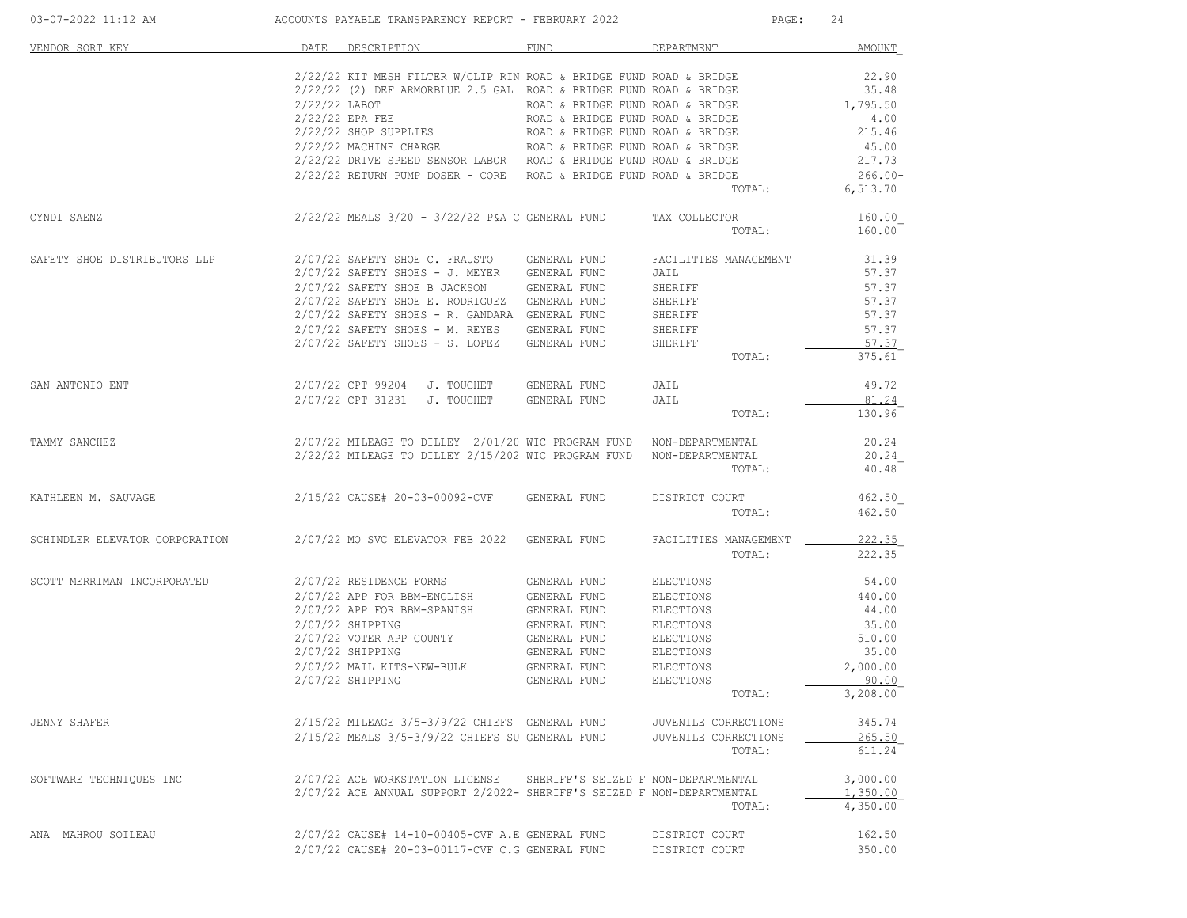| VENDOR SORT KEY | DATE | DESCRIPTION | FUND | DEPARTMENT | AMOUNT |
|---|---|---|---|---|---|
| | 2/22/22 | KIT MESH FILTER W/CLIP RIN | ROAD & BRIDGE FUND | ROAD & BRIDGE | 22.90 |
| | 2/22/22 | (2) DEF ARMORBLUE 2.5 GAL | ROAD & BRIDGE FUND | ROAD & BRIDGE | 35.48 |
| | 2/22/22 | LABOT | ROAD & BRIDGE FUND | ROAD & BRIDGE | 1,795.50 |
| | 2/22/22 | EPA FEE | ROAD & BRIDGE FUND | ROAD & BRIDGE | 4.00 |
| | 2/22/22 | SHOP SUPPLIES | ROAD & BRIDGE FUND | ROAD & BRIDGE | 215.46 |
| | 2/22/22 | MACHINE CHARGE | ROAD & BRIDGE FUND | ROAD & BRIDGE | 45.00 |
| | 2/22/22 | DRIVE SPEED SENSOR LABOR | ROAD & BRIDGE FUND | ROAD & BRIDGE | 217.73 |
| | 2/22/22 | RETURN PUMP DOSER - CORE | ROAD & BRIDGE FUND | ROAD & BRIDGE | 266.00- |
| | | | | TOTAL: | 6,513.70 |
| CYNDI SAENZ | 2/22/22 | MEALS 3/20 - 3/22/22 P&A C | GENERAL FUND | TAX COLLECTOR | 160.00 |
| | | | | TOTAL: | 160.00 |
| SAFETY SHOE DISTRIBUTORS LLP | 2/07/22 | SAFETY SHOE C. FRAUSTO | GENERAL FUND | FACILITIES MANAGEMENT | 31.39 |
| | 2/07/22 | SAFETY SHOES - J. MEYER | GENERAL FUND | JAIL | 57.37 |
| | 2/07/22 | SAFETY SHOE B JACKSON | GENERAL FUND | SHERIFF | 57.37 |
| | 2/07/22 | SAFETY SHOE E. RODRIGUEZ | GENERAL FUND | SHERIFF | 57.37 |
| | 2/07/22 | SAFETY SHOES - R. GANDARA | GENERAL FUND | SHERIFF | 57.37 |
| | 2/07/22 | SAFETY SHOES - M. REYES | GENERAL FUND | SHERIFF | 57.37 |
| | 2/07/22 | SAFETY SHOES - S. LOPEZ | GENERAL FUND | SHERIFF | 57.37 |
| | | | | TOTAL: | 375.61 |
| SAN ANTONIO ENT | 2/07/22 | CPT 99204 J. TOUCHET | GENERAL FUND | JAIL | 49.72 |
| | 2/07/22 | CPT 31231 J. TOUCHET | GENERAL FUND | JAIL | 81.24 |
| | | | | TOTAL: | 130.96 |
| TAMMY SANCHEZ | 2/07/22 | MILEAGE TO DILLEY 2/01/20 | WIC PROGRAM FUND | NON-DEPARTMENTAL | 20.24 |
| | 2/22/22 | MILEAGE TO DILLEY 2/15/202 | WIC PROGRAM FUND | NON-DEPARTMENTAL | 20.24 |
| | | | | TOTAL: | 40.48 |
| KATHLEEN M. SAUVAGE | 2/15/22 | CAUSE# 20-03-00092-CVF | GENERAL FUND | DISTRICT COURT | 462.50 |
| | | | | TOTAL: | 462.50 |
| SCHINDLER ELEVATOR CORPORATION | 2/07/22 | MO SVC ELEVATOR FEB 2022 | GENERAL FUND | FACILITIES MANAGEMENT | 222.35 |
| | | | | TOTAL: | 222.35 |
| SCOTT MERRIMAN INCORPORATED | 2/07/22 | RESIDENCE FORMS | GENERAL FUND | ELECTIONS | 54.00 |
| | 2/07/22 | APP FOR BBM-ENGLISH | GENERAL FUND | ELECTIONS | 440.00 |
| | 2/07/22 | APP FOR BBM-SPANISH | GENERAL FUND | ELECTIONS | 44.00 |
| | 2/07/22 | SHIPPING | GENERAL FUND | ELECTIONS | 35.00 |
| | 2/07/22 | VOTER APP COUNTY | GENERAL FUND | ELECTIONS | 510.00 |
| | 2/07/22 | SHIPPING | GENERAL FUND | ELECTIONS | 35.00 |
| | 2/07/22 | MAIL KITS-NEW-BULK | GENERAL FUND | ELECTIONS | 2,000.00 |
| | 2/07/22 | SHIPPING | GENERAL FUND | ELECTIONS | 90.00 |
| | | | | TOTAL: | 3,208.00 |
| JENNY SHAFER | 2/15/22 | MILEAGE 3/5-3/9/22 CHIEFS | GENERAL FUND | JUVENILE CORRECTIONS | 345.74 |
| | 2/15/22 | MEALS 3/5-3/9/22 CHIEFS SU | GENERAL FUND | JUVENILE CORRECTIONS | 265.50 |
| | | | | TOTAL: | 611.24 |
| SOFTWARE TECHNIQUES INC | 2/07/22 | ACE WORKSTATION LICENSE | SHERIFF'S SEIZED F | NON-DEPARTMENTAL | 3,000.00 |
| | 2/07/22 | ACE ANNUAL SUPPORT 2/2022- | SHERIFF'S SEIZED F | NON-DEPARTMENTAL | 1,350.00 |
| | | | | TOTAL: | 4,350.00 |
| ANA MAHROU SOILEAU | 2/07/22 | CAUSE# 14-10-00405-CVF A.E | GENERAL FUND | DISTRICT COURT | 162.50 |
| | 2/07/22 | CAUSE# 20-03-00117-CVF C.G | GENERAL FUND | DISTRICT COURT | 350.00 |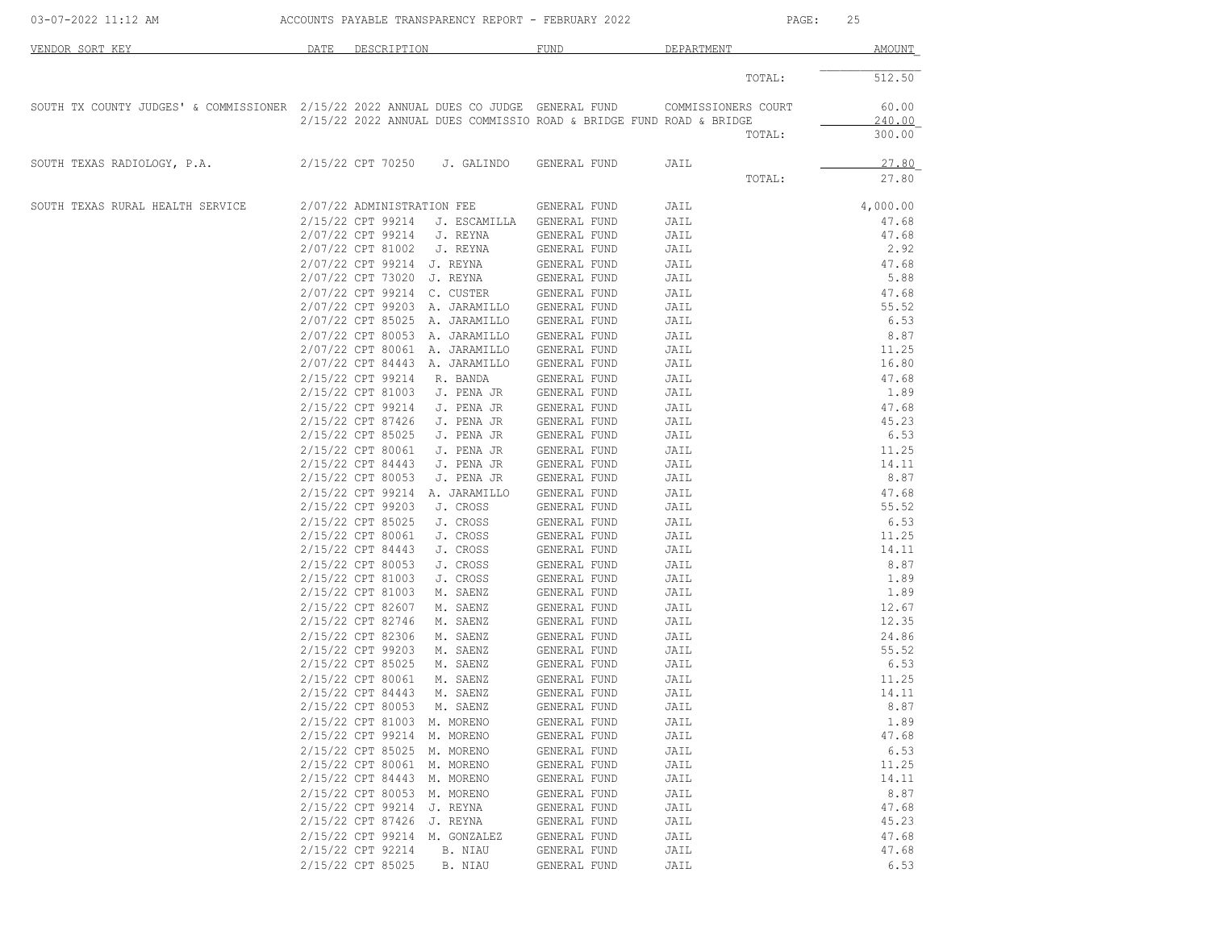| VENDOR SORT KEY | DATE | DESCRIPTION | FUND | DEPARTMENT | AMOUNT |
|---|---|---|---|---|---|
| | | | | TOTAL: | 512.50 |
| SOUTH TX COUNTY JUDGES' & COMMISSIONER | 2/15/22 | 2022 ANNUAL DUES CO JUDGE | GENERAL FUND | COMMISSIONERS COURT | 60.00 |
| | 2/15/22 | 2022 ANNUAL DUES COMMISSIO | ROAD & BRIDGE FUND | ROAD & BRIDGE | 240.00 |
| | | | | TOTAL: | 300.00 |
| SOUTH TEXAS RADIOLOGY, P.A. | 2/15/22 | CPT 70250 J. GALINDO | GENERAL FUND | JAIL | 27.80 |
| | | | | TOTAL: | 27.80 |
| SOUTH TEXAS RURAL HEALTH SERVICE | 2/07/22 | ADMINISTRATION FEE | GENERAL FUND | JAIL | 4,000.00 |
| | 2/15/22 | CPT 99214 J. ESCAMILLA | GENERAL FUND | JAIL | 47.68 |
| | 2/07/22 | CPT 99214 J. REYNA | GENERAL FUND | JAIL | 47.68 |
| | 2/07/22 | CPT 81002 J. REYNA | GENERAL FUND | JAIL | 2.92 |
| | 2/07/22 | CPT 99214 J. REYNA | GENERAL FUND | JAIL | 47.68 |
| | 2/07/22 | CPT 73020 J. REYNA | GENERAL FUND | JAIL | 5.88 |
| | 2/07/22 | CPT 99214 C. CUSTER | GENERAL FUND | JAIL | 47.68 |
| | 2/07/22 | CPT 99203 A. JARAMILLO | GENERAL FUND | JAIL | 55.52 |
| | 2/07/22 | CPT 85025 A. JARAMILLO | GENERAL FUND | JAIL | 6.53 |
| | 2/07/22 | CPT 80053 A. JARAMILLO | GENERAL FUND | JAIL | 8.87 |
| | 2/07/22 | CPT 80061 A. JARAMILLO | GENERAL FUND | JAIL | 11.25 |
| | 2/07/22 | CPT 84443 A. JARAMILLO | GENERAL FUND | JAIL | 16.80 |
| | 2/15/22 | CPT 99214 R. BANDA | GENERAL FUND | JAIL | 47.68 |
| | 2/15/22 | CPT 81003 J. PENA JR | GENERAL FUND | JAIL | 1.89 |
| | 2/15/22 | CPT 99214 J. PENA JR | GENERAL FUND | JAIL | 47.68 |
| | 2/15/22 | CPT 87426 J. PENA JR | GENERAL FUND | JAIL | 45.23 |
| | 2/15/22 | CPT 85025 J. PENA JR | GENERAL FUND | JAIL | 6.53 |
| | 2/15/22 | CPT 80061 J. PENA JR | GENERAL FUND | JAIL | 11.25 |
| | 2/15/22 | CPT 84443 J. PENA JR | GENERAL FUND | JAIL | 14.11 |
| | 2/15/22 | CPT 80053 J. PENA JR | GENERAL FUND | JAIL | 8.87 |
| | 2/15/22 | CPT 99214 A. JARAMILLO | GENERAL FUND | JAIL | 47.68 |
| | 2/15/22 | CPT 99203 J. CROSS | GENERAL FUND | JAIL | 55.52 |
| | 2/15/22 | CPT 85025 J. CROSS | GENERAL FUND | JAIL | 6.53 |
| | 2/15/22 | CPT 80061 J. CROSS | GENERAL FUND | JAIL | 11.25 |
| | 2/15/22 | CPT 84443 J. CROSS | GENERAL FUND | JAIL | 14.11 |
| | 2/15/22 | CPT 80053 J. CROSS | GENERAL FUND | JAIL | 8.87 |
| | 2/15/22 | CPT 81003 J. CROSS | GENERAL FUND | JAIL | 1.89 |
| | 2/15/22 | CPT 81003 M. SAENZ | GENERAL FUND | JAIL | 1.89 |
| | 2/15/22 | CPT 82607 M. SAENZ | GENERAL FUND | JAIL | 12.67 |
| | 2/15/22 | CPT 82746 M. SAENZ | GENERAL FUND | JAIL | 12.35 |
| | 2/15/22 | CPT 82306 M. SAENZ | GENERAL FUND | JAIL | 24.86 |
| | 2/15/22 | CPT 99203 M. SAENZ | GENERAL FUND | JAIL | 55.52 |
| | 2/15/22 | CPT 85025 M. SAENZ | GENERAL FUND | JAIL | 6.53 |
| | 2/15/22 | CPT 80061 M. SAENZ | GENERAL FUND | JAIL | 11.25 |
| | 2/15/22 | CPT 84443 M. SAENZ | GENERAL FUND | JAIL | 14.11 |
| | 2/15/22 | CPT 80053 M. SAENZ | GENERAL FUND | JAIL | 8.87 |
| | 2/15/22 | CPT 81003 M. MORENO | GENERAL FUND | JAIL | 1.89 |
| | 2/15/22 | CPT 99214 M. MORENO | GENERAL FUND | JAIL | 47.68 |
| | 2/15/22 | CPT 85025 M. MORENO | GENERAL FUND | JAIL | 6.53 |
| | 2/15/22 | CPT 80061 M. MORENO | GENERAL FUND | JAIL | 11.25 |
| | 2/15/22 | CPT 84443 M. MORENO | GENERAL FUND | JAIL | 14.11 |
| | 2/15/22 | CPT 80053 M. MORENO | GENERAL FUND | JAIL | 8.87 |
| | 2/15/22 | CPT 99214 J. REYNA | GENERAL FUND | JAIL | 47.68 |
| | 2/15/22 | CPT 87426 J. REYNA | GENERAL FUND | JAIL | 45.23 |
| | 2/15/22 | CPT 99214 M. GONZALEZ | GENERAL FUND | JAIL | 47.68 |
| | 2/15/22 | CPT 92214 B. NIAU | GENERAL FUND | JAIL | 47.68 |
| | 2/15/22 | CPT 85025 B. NIAU | GENERAL FUND | JAIL | 6.53 |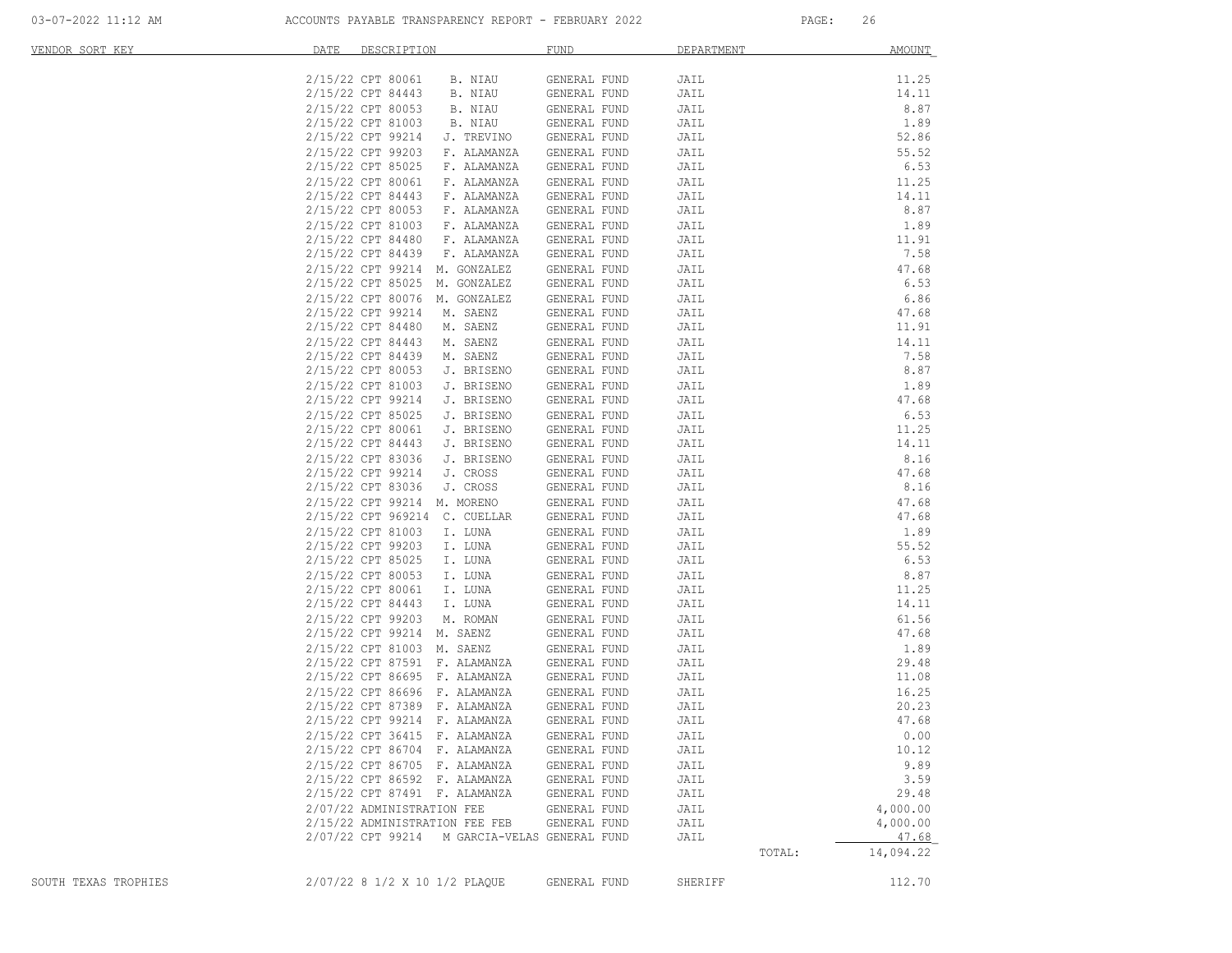| VENDOR SORT KEY | DATE | DESCRIPTION | FUND | DEPARTMENT | AMOUNT |
|---|---|---|---|---|---|
| | 2/15/22 | CPT 80061 B. NIAU | GENERAL FUND | JAIL | 11.25 |
| | 2/15/22 | CPT 84443 B. NIAU | GENERAL FUND | JAIL | 14.11 |
| | 2/15/22 | CPT 80053 B. NIAU | GENERAL FUND | JAIL | 8.87 |
| | 2/15/22 | CPT 81003 B. NIAU | GENERAL FUND | JAIL | 1.89 |
| | 2/15/22 | CPT 99214 J. TREVINO | GENERAL FUND | JAIL | 52.86 |
| | 2/15/22 | CPT 99203 F. ALAMANZA | GENERAL FUND | JAIL | 55.52 |
| | 2/15/22 | CPT 85025 F. ALAMANZA | GENERAL FUND | JAIL | 6.53 |
| | 2/15/22 | CPT 80061 F. ALAMANZA | GENERAL FUND | JAIL | 11.25 |
| | 2/15/22 | CPT 84443 F. ALAMANZA | GENERAL FUND | JAIL | 14.11 |
| | 2/15/22 | CPT 80053 F. ALAMANZA | GENERAL FUND | JAIL | 8.87 |
| | 2/15/22 | CPT 81003 F. ALAMANZA | GENERAL FUND | JAIL | 1.89 |
| | 2/15/22 | CPT 84480 F. ALAMANZA | GENERAL FUND | JAIL | 11.91 |
| | 2/15/22 | CPT 84439 F. ALAMANZA | GENERAL FUND | JAIL | 7.58 |
| | 2/15/22 | CPT 99214 M. GONZALEZ | GENERAL FUND | JAIL | 47.68 |
| | 2/15/22 | CPT 85025 M. GONZALEZ | GENERAL FUND | JAIL | 6.53 |
| | 2/15/22 | CPT 80076 M. GONZALEZ | GENERAL FUND | JAIL | 6.86 |
| | 2/15/22 | CPT 99214 M. SAENZ | GENERAL FUND | JAIL | 47.68 |
| | 2/15/22 | CPT 84480 M. SAENZ | GENERAL FUND | JAIL | 11.91 |
| | 2/15/22 | CPT 84443 M. SAENZ | GENERAL FUND | JAIL | 14.11 |
| | 2/15/22 | CPT 84439 M. SAENZ | GENERAL FUND | JAIL | 7.58 |
| | 2/15/22 | CPT 80053 J. BRISENO | GENERAL FUND | JAIL | 8.87 |
| | 2/15/22 | CPT 81003 J. BRISENO | GENERAL FUND | JAIL | 1.89 |
| | 2/15/22 | CPT 99214 J. BRISENO | GENERAL FUND | JAIL | 47.68 |
| | 2/15/22 | CPT 85025 J. BRISENO | GENERAL FUND | JAIL | 6.53 |
| | 2/15/22 | CPT 80061 J. BRISENO | GENERAL FUND | JAIL | 11.25 |
| | 2/15/22 | CPT 84443 J. BRISENO | GENERAL FUND | JAIL | 14.11 |
| | 2/15/22 | CPT 83036 J. BRISENO | GENERAL FUND | JAIL | 8.16 |
| | 2/15/22 | CPT 99214 J. CROSS | GENERAL FUND | JAIL | 47.68 |
| | 2/15/22 | CPT 83036 J. CROSS | GENERAL FUND | JAIL | 8.16 |
| | 2/15/22 | CPT 99214 M. MORENO | GENERAL FUND | JAIL | 47.68 |
| | 2/15/22 | CPT 969214 C. CUELLAR | GENERAL FUND | JAIL | 47.68 |
| | 2/15/22 | CPT 81003 I. LUNA | GENERAL FUND | JAIL | 1.89 |
| | 2/15/22 | CPT 99203 I. LUNA | GENERAL FUND | JAIL | 55.52 |
| | 2/15/22 | CPT 85025 I. LUNA | GENERAL FUND | JAIL | 6.53 |
| | 2/15/22 | CPT 80053 I. LUNA | GENERAL FUND | JAIL | 8.87 |
| | 2/15/22 | CPT 80061 I. LUNA | GENERAL FUND | JAIL | 11.25 |
| | 2/15/22 | CPT 84443 I. LUNA | GENERAL FUND | JAIL | 14.11 |
| | 2/15/22 | CPT 99203 M. ROMAN | GENERAL FUND | JAIL | 61.56 |
| | 2/15/22 | CPT 99214 M. SAENZ | GENERAL FUND | JAIL | 47.68 |
| | 2/15/22 | CPT 81003 M. SAENZ | GENERAL FUND | JAIL | 1.89 |
| | 2/15/22 | CPT 87591 F. ALAMANZA | GENERAL FUND | JAIL | 29.48 |
| | 2/15/22 | CPT 86695 F. ALAMANZA | GENERAL FUND | JAIL | 11.08 |
| | 2/15/22 | CPT 86696 F. ALAMANZA | GENERAL FUND | JAIL | 16.25 |
| | 2/15/22 | CPT 87389 F. ALAMANZA | GENERAL FUND | JAIL | 20.23 |
| | 2/15/22 | CPT 99214 F. ALAMANZA | GENERAL FUND | JAIL | 47.68 |
| | 2/15/22 | CPT 36415 F. ALAMANZA | GENERAL FUND | JAIL | 0.00 |
| | 2/15/22 | CPT 86704 F. ALAMANZA | GENERAL FUND | JAIL | 10.12 |
| | 2/15/22 | CPT 86705 F. ALAMANZA | GENERAL FUND | JAIL | 9.89 |
| | 2/15/22 | CPT 86592 F. ALAMANZA | GENERAL FUND | JAIL | 3.59 |
| | 2/15/22 | CPT 87491 F. ALAMANZA | GENERAL FUND | JAIL | 29.48 |
| | 2/07/22 | ADMINISTRATION FEE | GENERAL FUND | JAIL | 4,000.00 |
| | 2/15/22 | ADMINISTRATION FEE FEB | GENERAL FUND | JAIL | 4,000.00 |
| | 2/07/22 | CPT 99214 M GARCIA-VELAS | GENERAL FUND | JAIL | 47.68 |
| | | | | TOTAL: | 14,094.22 |
| SOUTH TEXAS TROPHIES | 2/07/22 | 8 1/2 X 10 1/2 PLAQUE | GENERAL FUND | SHERIFF | 112.70 |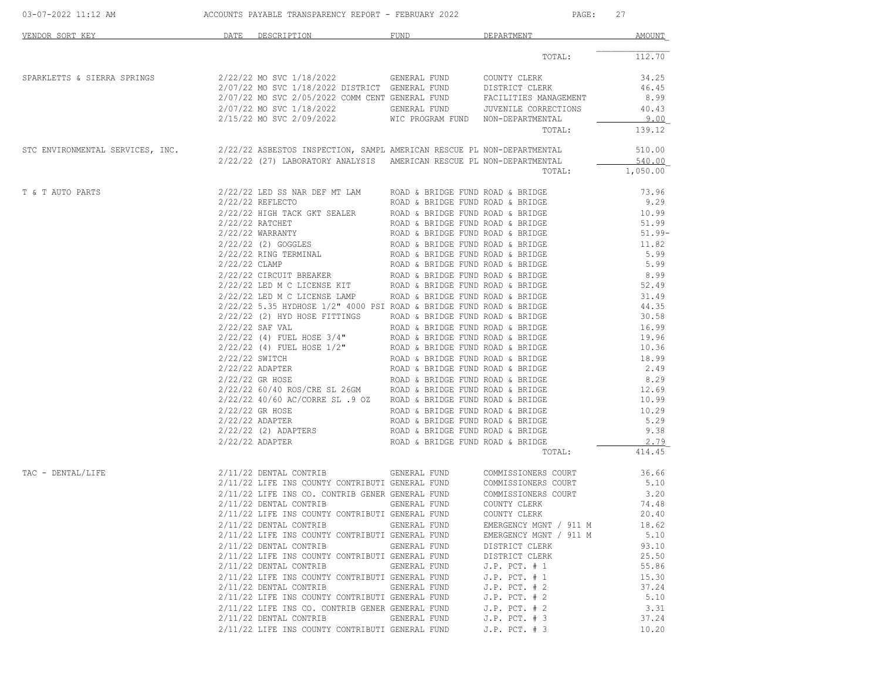| VENDOR SORT KEY | DATE | DESCRIPTION | FUND | DEPARTMENT | AMOUNT |
|---|---|---|---|---|---|
| | | | | TOTAL: | 112.70 |
| SPARKLETTS & SIERRA SPRINGS | 2/22/22 | MO SVC 1/18/2022 | GENERAL FUND | COUNTY CLERK | 34.25 |
| | 2/07/22 | MO SVC 1/18/2022 DISTRICT | GENERAL FUND | DISTRICT CLERK | 46.45 |
| | 2/07/22 | MO SVC 2/05/2022 COMM CENT | GENERAL FUND | FACILITIES MANAGEMENT | 8.99 |
| | 2/07/22 | MO SVC 1/18/2022 | GENERAL FUND | JUVENILE CORRECTIONS | 40.43 |
| | 2/15/22 | MO SVC 2/09/2022 | WIC PROGRAM FUND | NON-DEPARTMENTAL | 9.00 |
| | | | | TOTAL: | 139.12 |
| STC ENVIRONMENTAL SERVICES, INC. | 2/22/22 | ASBESTOS INSPECTION, SAMPL | AMERICAN RESCUE PL | NON-DEPARTMENTAL | 510.00 |
| | 2/22/22 | (27) LABORATORY ANALYSIS | AMERICAN RESCUE PL | NON-DEPARTMENTAL | 540.00 |
| | | | | TOTAL: | 1,050.00 |
| T & T AUTO PARTS | 2/22/22 | LED SS NAR DEF MT LAM | ROAD & BRIDGE FUND | ROAD & BRIDGE | 73.96 |
| | 2/22/22 | REFLECTO | ROAD & BRIDGE FUND | ROAD & BRIDGE | 9.29 |
| | 2/22/22 | HIGH TACK GKT SEALER | ROAD & BRIDGE FUND | ROAD & BRIDGE | 10.99 |
| | 2/22/22 | RATCHET | ROAD & BRIDGE FUND | ROAD & BRIDGE | 51.99 |
| | 2/22/22 | WARRANTY | ROAD & BRIDGE FUND | ROAD & BRIDGE | 51.99- |
| | 2/22/22 | (2) GOGGLES | ROAD & BRIDGE FUND | ROAD & BRIDGE | 11.82 |
| | 2/22/22 | RING TERMINAL | ROAD & BRIDGE FUND | ROAD & BRIDGE | 5.99 |
| | 2/22/22 | CLAMP | ROAD & BRIDGE FUND | ROAD & BRIDGE | 5.99 |
| | 2/22/22 | CIRCUIT BREAKER | ROAD & BRIDGE FUND | ROAD & BRIDGE | 8.99 |
| | 2/22/22 | LED M C LICENSE KIT | ROAD & BRIDGE FUND | ROAD & BRIDGE | 52.49 |
| | 2/22/22 | LED M C LICENSE LAMP | ROAD & BRIDGE FUND | ROAD & BRIDGE | 31.49 |
| | 2/22/22 | 5.35 HYDHOSE 1/2" 4000 PSI | ROAD & BRIDGE FUND | ROAD & BRIDGE | 44.35 |
| | 2/22/22 | (2) HYD HOSE FITTINGS | ROAD & BRIDGE FUND | ROAD & BRIDGE | 30.58 |
| | 2/22/22 | SAF VAL | ROAD & BRIDGE FUND | ROAD & BRIDGE | 16.99 |
| | 2/22/22 | (4) FUEL HOSE 3/4" | ROAD & BRIDGE FUND | ROAD & BRIDGE | 19.96 |
| | 2/22/22 | (4) FUEL HOSE 1/2" | ROAD & BRIDGE FUND | ROAD & BRIDGE | 10.36 |
| | 2/22/22 | SWITCH | ROAD & BRIDGE FUND | ROAD & BRIDGE | 18.99 |
| | 2/22/22 | ADAPTER | ROAD & BRIDGE FUND | ROAD & BRIDGE | 2.49 |
| | 2/22/22 | GR HOSE | ROAD & BRIDGE FUND | ROAD & BRIDGE | 8.29 |
| | 2/22/22 | 60/40 ROS/CRE SL 26GM | ROAD & BRIDGE FUND | ROAD & BRIDGE | 12.69 |
| | 2/22/22 | 40/60 AC/CORRE SL .9 OZ | ROAD & BRIDGE FUND | ROAD & BRIDGE | 10.99 |
| | 2/22/22 | GR HOSE | ROAD & BRIDGE FUND | ROAD & BRIDGE | 10.29 |
| | 2/22/22 | ADAPTER | ROAD & BRIDGE FUND | ROAD & BRIDGE | 5.29 |
| | 2/22/22 | (2) ADAPTERS | ROAD & BRIDGE FUND | ROAD & BRIDGE | 9.38 |
| | 2/22/22 | ADAPTER | ROAD & BRIDGE FUND | ROAD & BRIDGE | 2.79 |
| | | | | TOTAL: | 414.45 |
| TAC - DENTAL/LIFE | 2/11/22 | DENTAL CONTRIB | GENERAL FUND | COMMISSIONERS COURT | 36.66 |
| | 2/11/22 | LIFE INS COUNTY CONTRIBUTI | GENERAL FUND | COMMISSIONERS COURT | 5.10 |
| | 2/11/22 | LIFE INS CO. CONTRIB GENER | GENERAL FUND | COMMISSIONERS COURT | 3.20 |
| | 2/11/22 | DENTAL CONTRIB | GENERAL FUND | COUNTY CLERK | 74.48 |
| | 2/11/22 | LIFE INS COUNTY CONTRIBUTI | GENERAL FUND | COUNTY CLERK | 20.40 |
| | 2/11/22 | DENTAL CONTRIB | GENERAL FUND | EMERGENCY MGNT / 911 M | 18.62 |
| | 2/11/22 | LIFE INS COUNTY CONTRIBUTI | GENERAL FUND | EMERGENCY MGNT / 911 M | 5.10 |
| | 2/11/22 | DENTAL CONTRIB | GENERAL FUND | DISTRICT CLERK | 93.10 |
| | 2/11/22 | LIFE INS COUNTY CONTRIBUTI | GENERAL FUND | DISTRICT CLERK | 25.50 |
| | 2/11/22 | DENTAL CONTRIB | GENERAL FUND | J.P. PCT. # 1 | 55.86 |
| | 2/11/22 | LIFE INS COUNTY CONTRIBUTI | GENERAL FUND | J.P. PCT. # 1 | 15.30 |
| | 2/11/22 | DENTAL CONTRIB | GENERAL FUND | J.P. PCT. # 2 | 37.24 |
| | 2/11/22 | LIFE INS COUNTY CONTRIBUTI | GENERAL FUND | J.P. PCT. # 2 | 5.10 |
| | 2/11/22 | LIFE INS CO. CONTRIB GENER | GENERAL FUND | J.P. PCT. # 2 | 3.31 |
| | 2/11/22 | DENTAL CONTRIB | GENERAL FUND | J.P. PCT. # 3 | 37.24 |
| | 2/11/22 | LIFE INS COUNTY CONTRIBUTI | GENERAL FUND | J.P. PCT. # 3 | 10.20 |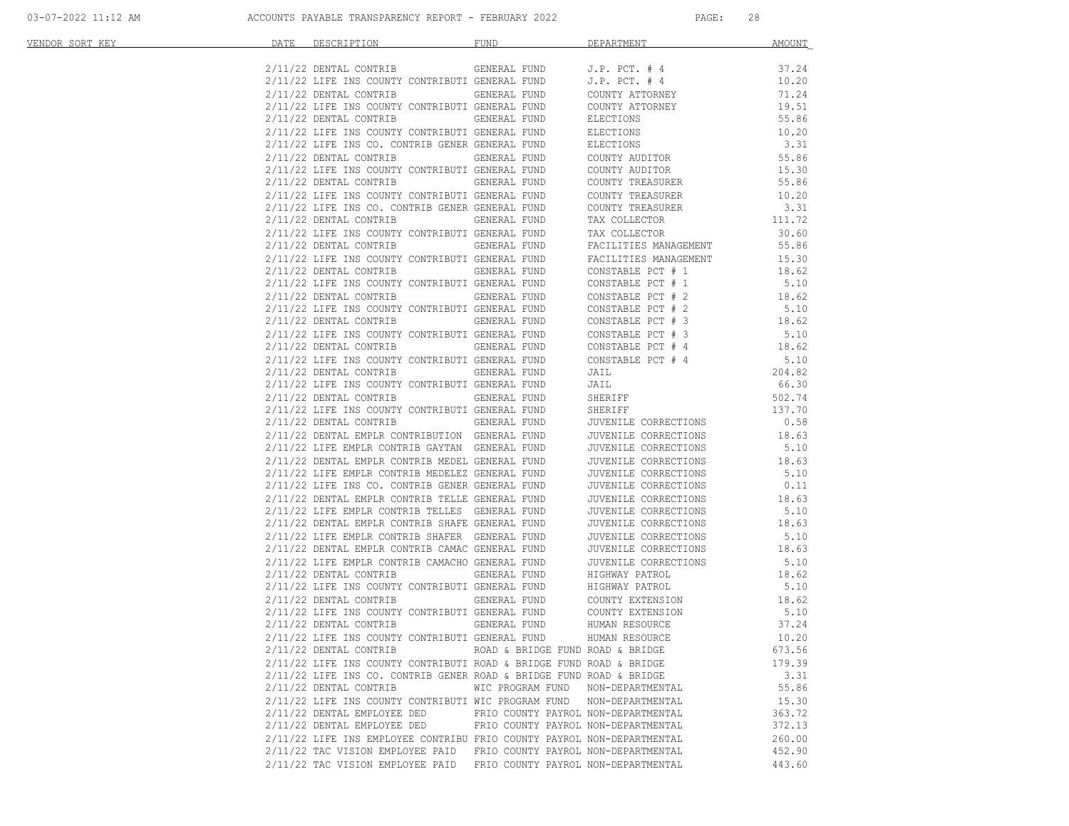# ACCOUNTS PAYABLE TRANSPARENCY REPORT - FEBRUARY 2022

03-07-2022 11:12 AM

| VENDOR SORT KEY | DATE | DESCRIPTION | FUND | DEPARTMENT | AMOUNT |
|---|---|---|---|---|---|
| | 2/11/22 | DENTAL CONTRIB | GENERAL FUND | J.P. PCT. # 4 | 37.24 |
| | 2/11/22 | LIFE INS COUNTY CONTRIBUTI | GENERAL FUND | J.P. PCT. # 4 | 10.20 |
| | 2/11/22 | DENTAL CONTRIB | GENERAL FUND | COUNTY ATTORNEY | 71.24 |
| | 2/11/22 | LIFE INS COUNTY CONTRIBUTI | GENERAL FUND | COUNTY ATTORNEY | 19.51 |
| | 2/11/22 | DENTAL CONTRIB | GENERAL FUND | ELECTIONS | 55.86 |
| | 2/11/22 | LIFE INS COUNTY CONTRIBUTI | GENERAL FUND | ELECTIONS | 10.20 |
| | 2/11/22 | LIFE INS CO. CONTRIB GENER | GENERAL FUND | ELECTIONS | 3.31 |
| | 2/11/22 | DENTAL CONTRIB | GENERAL FUND | COUNTY AUDITOR | 55.86 |
| | 2/11/22 | LIFE INS COUNTY CONTRIBUTI | GENERAL FUND | COUNTY AUDITOR | 15.30 |
| | 2/11/22 | DENTAL CONTRIB | GENERAL FUND | COUNTY TREASURER | 55.86 |
| | 2/11/22 | LIFE INS COUNTY CONTRIBUTI | GENERAL FUND | COUNTY TREASURER | 10.20 |
| | 2/11/22 | LIFE INS CO. CONTRIB GENER | GENERAL FUND | COUNTY TREASURER | 3.31 |
| | 2/11/22 | DENTAL CONTRIB | GENERAL FUND | TAX COLLECTOR | 111.72 |
| | 2/11/22 | LIFE INS COUNTY CONTRIBUTI | GENERAL FUND | TAX COLLECTOR | 30.60 |
| | 2/11/22 | DENTAL CONTRIB | GENERAL FUND | FACILITIES MANAGEMENT | 55.86 |
| | 2/11/22 | LIFE INS COUNTY CONTRIBUTI | GENERAL FUND | FACILITIES MANAGEMENT | 15.30 |
| | 2/11/22 | DENTAL CONTRIB | GENERAL FUND | CONSTABLE PCT # 1 | 18.62 |
| | 2/11/22 | LIFE INS COUNTY CONTRIBUTI | GENERAL FUND | CONSTABLE PCT # 1 | 5.10 |
| | 2/11/22 | DENTAL CONTRIB | GENERAL FUND | CONSTABLE PCT # 2 | 18.62 |
| | 2/11/22 | LIFE INS COUNTY CONTRIBUTI | GENERAL FUND | CONSTABLE PCT # 2 | 5.10 |
| | 2/11/22 | DENTAL CONTRIB | GENERAL FUND | CONSTABLE PCT # 3 | 18.62 |
| | 2/11/22 | LIFE INS COUNTY CONTRIBUTI | GENERAL FUND | CONSTABLE PCT # 3 | 5.10 |
| | 2/11/22 | DENTAL CONTRIB | GENERAL FUND | CONSTABLE PCT # 4 | 18.62 |
| | 2/11/22 | LIFE INS COUNTY CONTRIBUTI | GENERAL FUND | CONSTABLE PCT # 4 | 5.10 |
| | 2/11/22 | DENTAL CONTRIB | GENERAL FUND | JAIL | 204.82 |
| | 2/11/22 | LIFE INS COUNTY CONTRIBUTI | GENERAL FUND | JAIL | 66.30 |
| | 2/11/22 | DENTAL CONTRIB | GENERAL FUND | SHERIFF | 502.74 |
| | 2/11/22 | LIFE INS COUNTY CONTRIBUTI | GENERAL FUND | SHERIFF | 137.70 |
| | 2/11/22 | DENTAL CONTRIB | GENERAL FUND | JUVENILE CORRECTIONS | 0.58 |
| | 2/11/22 | DENTAL EMPLR CONTRIBUTION | GENERAL FUND | JUVENILE CORRECTIONS | 18.63 |
| | 2/11/22 | LIFE EMPLR CONTRIB GAYTAN | GENERAL FUND | JUVENILE CORRECTIONS | 5.10 |
| | 2/11/22 | DENTAL EMPLR CONTRIB MEDEL | GENERAL FUND | JUVENILE CORRECTIONS | 18.63 |
| | 2/11/22 | LIFE EMPLR CONTRIB MEDELEZ | GENERAL FUND | JUVENILE CORRECTIONS | 5.10 |
| | 2/11/22 | LIFE INS CO. CONTRIB GENER | GENERAL FUND | JUVENILE CORRECTIONS | 0.11 |
| | 2/11/22 | DENTAL EMPLR CONTRIB TELLE | GENERAL FUND | JUVENILE CORRECTIONS | 18.63 |
| | 2/11/22 | LIFE EMPLR CONTRIB TELLES | GENERAL FUND | JUVENILE CORRECTIONS | 5.10 |
| | 2/11/22 | DENTAL EMPLR CONTRIB SHAFE | GENERAL FUND | JUVENILE CORRECTIONS | 18.63 |
| | 2/11/22 | LIFE EMPLR CONTRIB SHAFER | GENERAL FUND | JUVENILE CORRECTIONS | 5.10 |
| | 2/11/22 | DENTAL EMPLR CONTRIB CAMAC | GENERAL FUND | JUVENILE CORRECTIONS | 18.63 |
| | 2/11/22 | LIFE EMPLR CONTRIB CAMACHO | GENERAL FUND | JUVENILE CORRECTIONS | 5.10 |
| | 2/11/22 | DENTAL CONTRIB | GENERAL FUND | HIGHWAY PATROL | 18.62 |
| | 2/11/22 | LIFE INS COUNTY CONTRIBUTI | GENERAL FUND | HIGHWAY PATROL | 5.10 |
| | 2/11/22 | DENTAL CONTRIB | GENERAL FUND | COUNTY EXTENSION | 18.62 |
| | 2/11/22 | LIFE INS COUNTY CONTRIBUTI | GENERAL FUND | COUNTY EXTENSION | 5.10 |
| | 2/11/22 | DENTAL CONTRIB | GENERAL FUND | HUMAN RESOURCE | 37.24 |
| | 2/11/22 | LIFE INS COUNTY CONTRIBUTI | GENERAL FUND | HUMAN RESOURCE | 10.20 |
| | 2/11/22 | DENTAL CONTRIB | ROAD & BRIDGE FUND | ROAD & BRIDGE | 673.56 |
| | 2/11/22 | LIFE INS COUNTY CONTRIBUTI | ROAD & BRIDGE FUND | ROAD & BRIDGE | 179.39 |
| | 2/11/22 | LIFE INS CO. CONTRIB GENER | ROAD & BRIDGE FUND | ROAD & BRIDGE | 3.31 |
| | 2/11/22 | DENTAL CONTRIB | WIC PROGRAM FUND | NON-DEPARTMENTAL | 55.86 |
| | 2/11/22 | LIFE INS COUNTY CONTRIBUTI | WIC PROGRAM FUND | NON-DEPARTMENTAL | 15.30 |
| | 2/11/22 | DENTAL EMPLOYEE DED | FRIO COUNTY PAYROL | NON-DEPARTMENTAL | 363.72 |
| | 2/11/22 | DENTAL EMPLOYEE DED | FRIO COUNTY PAYROL | NON-DEPARTMENTAL | 372.13 |
| | 2/11/22 | LIFE INS EMPLOYEE CONTRIBU | FRIO COUNTY PAYROL | NON-DEPARTMENTAL | 260.00 |
| | 2/11/22 | TAC VISION EMPLOYEE PAID | FRIO COUNTY PAYROL | NON-DEPARTMENTAL | 452.90 |
| | 2/11/22 | TAC VISION EMPLOYEE PAID | FRIO COUNTY PAYROL | NON-DEPARTMENTAL | 443.60 |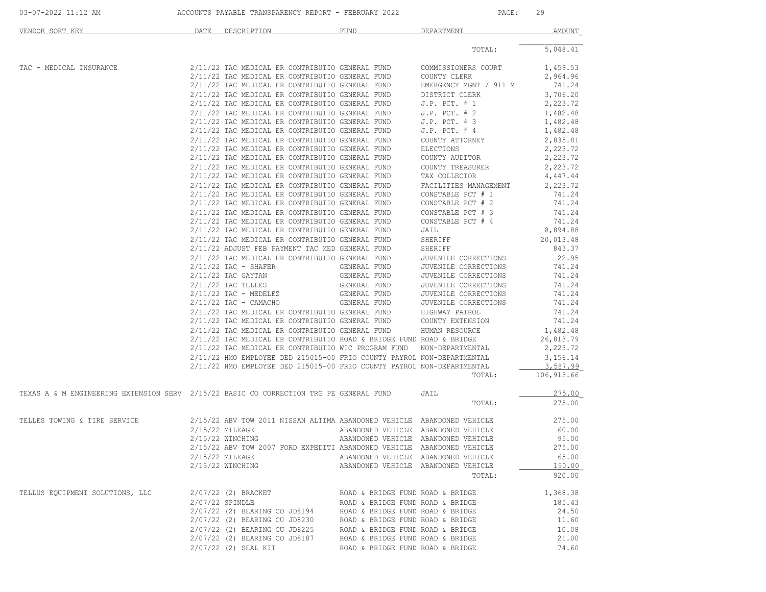# ACCOUNTS PAYABLE TRANSPARENCY REPORT - FEBRUARY 2022

03-07-2022 11:12 AM

| VENDOR SORT KEY | DATE | DESCRIPTION | FUND | DEPARTMENT | AMOUNT |
|---|---|---|---|---|---|
| | | | | TOTAL: | 5,048.41 |
| TAC - MEDICAL INSURANCE | 2/11/22 | TAC MEDICAL ER CONTRIBUTIO | GENERAL FUND | COMMISSIONERS COURT | 1,459.53 |
| | 2/11/22 | TAC MEDICAL ER CONTRIBUTIO | GENERAL FUND | COUNTY CLERK | 2,964.96 |
| | 2/11/22 | TAC MEDICAL ER CONTRIBUTIO | GENERAL FUND | EMERGENCY MGNT / 911 M | 741.24 |
| | 2/11/22 | TAC MEDICAL ER CONTRIBUTIO | GENERAL FUND | DISTRICT CLERK | 3,706.20 |
| | 2/11/22 | TAC MEDICAL ER CONTRIBUTIO | GENERAL FUND | J.P. PCT. # 1 | 2,223.72 |
| | 2/11/22 | TAC MEDICAL ER CONTRIBUTIO | GENERAL FUND | J.P. PCT. # 2 | 1,482.48 |
| | 2/11/22 | TAC MEDICAL ER CONTRIBUTIO | GENERAL FUND | J.P. PCT. # 3 | 1,482.48 |
| | 2/11/22 | TAC MEDICAL ER CONTRIBUTIO | GENERAL FUND | J.P. PCT. # 4 | 1,482.48 |
| | 2/11/22 | TAC MEDICAL ER CONTRIBUTIO | GENERAL FUND | COUNTY ATTORNEY | 2,835.81 |
| | 2/11/22 | TAC MEDICAL ER CONTRIBUTIO | GENERAL FUND | ELECTIONS | 2,223.72 |
| | 2/11/22 | TAC MEDICAL ER CONTRIBUTIO | GENERAL FUND | COUNTY AUDITOR | 2,223.72 |
| | 2/11/22 | TAC MEDICAL ER CONTRIBUTIO | GENERAL FUND | COUNTY TREASURER | 2,223.72 |
| | 2/11/22 | TAC MEDICAL ER CONTRIBUTIO | GENERAL FUND | TAX COLLECTOR | 4,447.44 |
| | 2/11/22 | TAC MEDICAL ER CONTRIBUTIO | GENERAL FUND | FACILITIES MANAGEMENT | 2,223.72 |
| | 2/11/22 | TAC MEDICAL ER CONTRIBUTIO | GENERAL FUND | CONSTABLE PCT # 1 | 741.24 |
| | 2/11/22 | TAC MEDICAL ER CONTRIBUTIO | GENERAL FUND | CONSTABLE PCT # 2 | 741.24 |
| | 2/11/22 | TAC MEDICAL ER CONTRIBUTIO | GENERAL FUND | CONSTABLE PCT # 3 | 741.24 |
| | 2/11/22 | TAC MEDICAL ER CONTRIBUTIO | GENERAL FUND | CONSTABLE PCT # 4 | 741.24 |
| | 2/11/22 | TAC MEDICAL ER CONTRIBUTIO | GENERAL FUND | JAIL | 8,894.88 |
| | 2/11/22 | TAC MEDICAL ER CONTRIBUTIO | GENERAL FUND | SHERIFF | 20,013.48 |
| | 2/11/22 | ADJUST FEB PAYMENT TAC MED | GENERAL FUND | SHERIFF | 843.37 |
| | 2/11/22 | TAC MEDICAL ER CONTRIBUTIO | GENERAL FUND | JUVENILE CORRECTIONS | 22.95 |
| | 2/11/22 | TAC - SHAFER | GENERAL FUND | JUVENILE CORRECTIONS | 741.24 |
| | 2/11/22 | TAC GAYTAN | GENERAL FUND | JUVENILE CORRECTIONS | 741.24 |
| | 2/11/22 | TAC TELLES | GENERAL FUND | JUVENILE CORRECTIONS | 741.24 |
| | 2/11/22 | TAC - MEDELEZ | GENERAL FUND | JUVENILE CORRECTIONS | 741.24 |
| | 2/11/22 | TAC - CAMACHO | GENERAL FUND | JUVENILE CORRECTIONS | 741.24 |
| | 2/11/22 | TAC MEDICAL ER CONTRIBUTIO | GENERAL FUND | HIGHWAY PATROL | 741.24 |
| | 2/11/22 | TAC MEDICAL ER CONTRIBUTIO | GENERAL FUND | COUNTY EXTENSION | 741.24 |
| | 2/11/22 | TAC MEDICAL ER CONTRIBUTIO | GENERAL FUND | HUMAN RESOURCE | 1,482.48 |
| | 2/11/22 | TAC MEDICAL ER CONTRIBUTIO | ROAD & BRIDGE FUND | ROAD & BRIDGE | 26,813.79 |
| | 2/11/22 | TAC MEDICAL ER CONTRIBUTIO | WIC PROGRAM FUND | NON-DEPARTMENTAL | 2,223.72 |
| | 2/11/22 | HMO EMPLOYEE DED 215015-00 | FRIO COUNTY PAYROL | NON-DEPARTMENTAL | 3,156.14 |
| | 2/11/22 | HMO EMPLOYEE DED 215015-00 | FRIO COUNTY PAYROL | NON-DEPARTMENTAL | 3,587.99 |
| | | | | TOTAL: | 106,913.66 |
| TEXAS A & M ENGINEERING EXTENSION SERV | 2/15/22 | BASIC CO CORRECTION TRG PE | GENERAL FUND | JAIL | 275.00 |
| | | | | TOTAL: | 275.00 |
| TELLES TOWING & TIRE SERVICE | 2/15/22 | ABV TOW 2011 NISSAN ALTIMA | ABANDONED VEHICLE | ABANDONED VEHICLE | 275.00 |
| | 2/15/22 | MILEAGE | ABANDONED VEHICLE | ABANDONED VEHICLE | 60.00 |
| | 2/15/22 | WINCHING | ABANDONED VEHICLE | ABANDONED VEHICLE | 95.00 |
| | 2/15/22 | ABV TOW 2007 FORD EXPEDITI | ABANDONED VEHICLE | ABANDONED VEHICLE | 275.00 |
| | 2/15/22 | MILEAGE | ABANDONED VEHICLE | ABANDONED VEHICLE | 65.00 |
| | 2/15/22 | WINCHING | ABANDONED VEHICLE | ABANDONED VEHICLE | 150.00 |
| | | | | TOTAL: | 920.00 |
| TELLUS EQUIPMENT SOLUTIONS, LLC | 2/07/22 | (2) BRACKET | ROAD & BRIDGE FUND | ROAD & BRIDGE | 1,368.38 |
| | 2/07/22 | SPINDLE | ROAD & BRIDGE FUND | ROAD & BRIDGE | 185.43 |
| | 2/07/22 | (2) BEARING CO JD8194 | ROAD & BRIDGE FUND | ROAD & BRIDGE | 24.50 |
| | 2/07/22 | (2) BEARING CU JD8230 | ROAD & BRIDGE FUND | ROAD & BRIDGE | 11.60 |
| | 2/07/22 | (2) BEARING CU JD8225 | ROAD & BRIDGE FUND | ROAD & BRIDGE | 10.08 |
| | 2/07/22 | (2) BEARING CO JD8187 | ROAD & BRIDGE FUND | ROAD & BRIDGE | 21.00 |
| | 2/07/22 | (2) SEAL KIT | ROAD & BRIDGE FUND | ROAD & BRIDGE | 74.60 |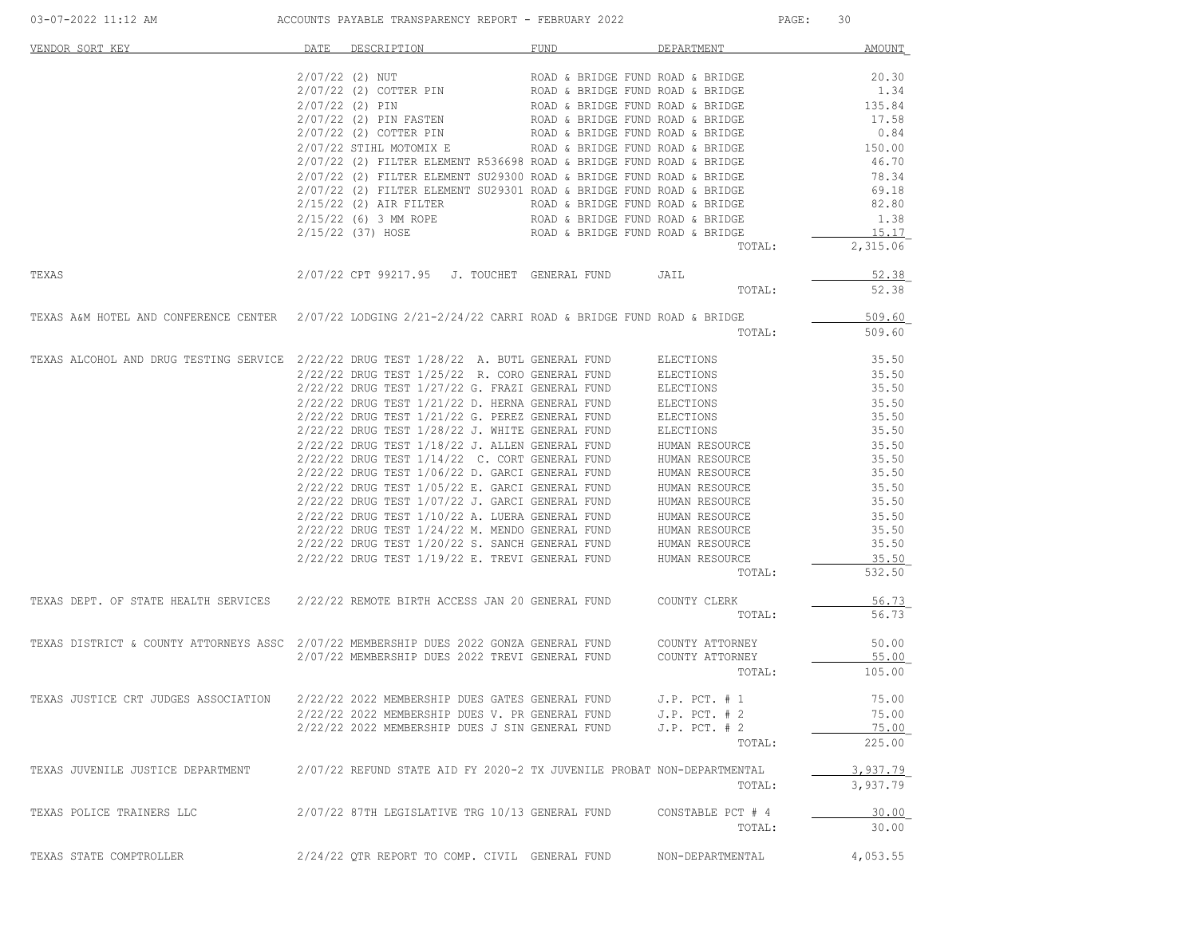| VENDOR SORT KEY | DATE | DESCRIPTION | FUND | DEPARTMENT | AMOUNT |
|---|---|---|---|---|---|
| | 2/07/22 | (2) NUT | ROAD & BRIDGE FUND | ROAD & BRIDGE | 20.30 |
| | 2/07/22 | (2) COTTER PIN | ROAD & BRIDGE FUND | ROAD & BRIDGE | 1.34 |
| | 2/07/22 | (2) PIN | ROAD & BRIDGE FUND | ROAD & BRIDGE | 135.84 |
| | 2/07/22 | (2) PIN FASTEN | ROAD & BRIDGE FUND | ROAD & BRIDGE | 17.58 |
| | 2/07/22 | (2) COTTER PIN | ROAD & BRIDGE FUND | ROAD & BRIDGE | 0.84 |
| | 2/07/22 | STIHL MOTOMIX E | ROAD & BRIDGE FUND | ROAD & BRIDGE | 150.00 |
| | 2/07/22 | (2) FILTER ELEMENT R536698 | ROAD & BRIDGE FUND | ROAD & BRIDGE | 46.70 |
| | 2/07/22 | (2) FILTER ELEMENT SU29300 | ROAD & BRIDGE FUND | ROAD & BRIDGE | 78.34 |
| | 2/07/22 | (2) FILTER ELEMENT SU29301 | ROAD & BRIDGE FUND | ROAD & BRIDGE | 69.18 |
| | 2/15/22 | (2) AIR FILTER | ROAD & BRIDGE FUND | ROAD & BRIDGE | 82.80 |
| | 2/15/22 | (6) 3 MM ROPE | ROAD & BRIDGE FUND | ROAD & BRIDGE | 1.38 |
| | 2/15/22 | (37) HOSE | ROAD & BRIDGE FUND | ROAD & BRIDGE | 15.17 |
| | | | | TOTAL: | 2,315.06 |
| TEXAS | 2/07/22 | CPT 99217.95 J. TOUCHET | GENERAL FUND | JAIL | 52.38 |
| | | | | TOTAL: | 52.38 |
| TEXAS A&M HOTEL AND CONFERENCE CENTER | 2/07/22 | LODGING 2/21-2/24/22 CARRI | ROAD & BRIDGE FUND | ROAD & BRIDGE | 509.60 |
| | | | | TOTAL: | 509.60 |
| TEXAS ALCOHOL AND DRUG TESTING SERVICE | 2/22/22 | DRUG TEST 1/28/22 A. BUTL | GENERAL FUND | ELECTIONS | 35.50 |
| | 2/22/22 | DRUG TEST 1/25/22 R. CORO | GENERAL FUND | ELECTIONS | 35.50 |
| | 2/22/22 | DRUG TEST 1/27/22 G. FRAZI | GENERAL FUND | ELECTIONS | 35.50 |
| | 2/22/22 | DRUG TEST 1/21/22 D. HERNA | GENERAL FUND | ELECTIONS | 35.50 |
| | 2/22/22 | DRUG TEST 1/21/22 G. PEREZ | GENERAL FUND | ELECTIONS | 35.50 |
| | 2/22/22 | DRUG TEST 1/28/22 J. WHITE | GENERAL FUND | ELECTIONS | 35.50 |
| | 2/22/22 | DRUG TEST 1/18/22 J. ALLEN | GENERAL FUND | HUMAN RESOURCE | 35.50 |
| | 2/22/22 | DRUG TEST 1/14/22 C. CORT | GENERAL FUND | HUMAN RESOURCE | 35.50 |
| | 2/22/22 | DRUG TEST 1/06/22 D. GARCI | GENERAL FUND | HUMAN RESOURCE | 35.50 |
| | 2/22/22 | DRUG TEST 1/05/22 E. GARCI | GENERAL FUND | HUMAN RESOURCE | 35.50 |
| | 2/22/22 | DRUG TEST 1/07/22 J. GARCI | GENERAL FUND | HUMAN RESOURCE | 35.50 |
| | 2/22/22 | DRUG TEST 1/10/22 A. LUERA | GENERAL FUND | HUMAN RESOURCE | 35.50 |
| | 2/22/22 | DRUG TEST 1/24/22 M. MENDO | GENERAL FUND | HUMAN RESOURCE | 35.50 |
| | 2/22/22 | DRUG TEST 1/20/22 S. SANCH | GENERAL FUND | HUMAN RESOURCE | 35.50 |
| | 2/22/22 | DRUG TEST 1/19/22 E. TREVI | GENERAL FUND | HUMAN RESOURCE | 35.50 |
| | | | | TOTAL: | 532.50 |
| TEXAS DEPT. OF STATE HEALTH SERVICES | 2/22/22 | REMOTE BIRTH ACCESS JAN 20 | GENERAL FUND | COUNTY CLERK | 56.73 |
| | | | | TOTAL: | 56.73 |
| TEXAS DISTRICT & COUNTY ATTORNEYS ASSC | 2/07/22 | MEMBERSHIP DUES 2022 GONZA | GENERAL FUND | COUNTY ATTORNEY | 50.00 |
| | 2/07/22 | MEMBERSHIP DUES 2022 TREVI | GENERAL FUND | COUNTY ATTORNEY | 55.00 |
| | | | | TOTAL: | 105.00 |
| TEXAS JUSTICE CRT JUDGES ASSOCIATION | 2/22/22 | 2022 MEMBERSHIP DUES GATES | GENERAL FUND | J.P. PCT. # 1 | 75.00 |
| | 2/22/22 | 2022 MEMBERSHIP DUES V. PR | GENERAL FUND | J.P. PCT. # 2 | 75.00 |
| | 2/22/22 | 2022 MEMBERSHIP DUES J SIN | GENERAL FUND | J.P. PCT. # 2 | 75.00 |
| | | | | TOTAL: | 225.00 |
| TEXAS JUVENILE JUSTICE DEPARTMENT | 2/07/22 | REFUND STATE AID FY 2020-2 | TX JUVENILE PROBAT | NON-DEPARTMENTAL | 3,937.79 |
| | | | | TOTAL: | 3,937.79 |
| TEXAS POLICE TRAINERS LLC | 2/07/22 | 87TH LEGISLATIVE TRG 10/13 | GENERAL FUND | CONSTABLE PCT # 4 | 30.00 |
| | | | | TOTAL: | 30.00 |
| TEXAS STATE COMPTROLLER | 2/24/22 | QTR REPORT TO COMP. CIVIL | GENERAL FUND | NON-DEPARTMENTAL | 4,053.55 |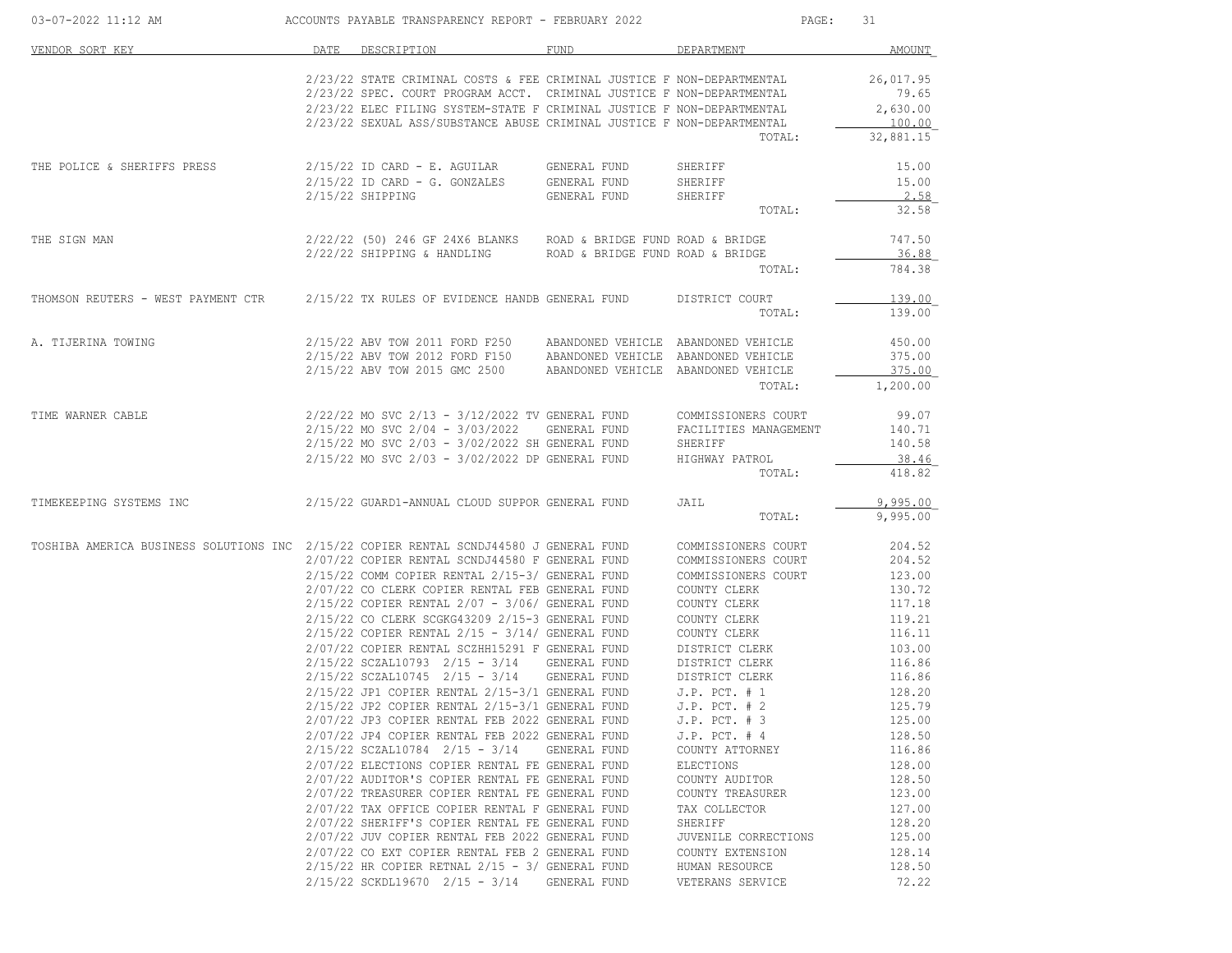| VENDOR SORT KEY | DATE | DESCRIPTION | FUND | DEPARTMENT | AMOUNT |
|---|---|---|---|---|---|
| | 2/23/22 | STATE CRIMINAL COSTS & FEE | CRIMINAL JUSTICE F | NON-DEPARTMENTAL | 26,017.95 |
| | 2/23/22 | SPEC. COURT PROGRAM ACCT. | CRIMINAL JUSTICE F | NON-DEPARTMENTAL | 79.65 |
| | 2/23/22 | ELEC FILING SYSTEM-STATE F | CRIMINAL JUSTICE F | NON-DEPARTMENTAL | 2,630.00 |
| | 2/23/22 | SEXUAL ASS/SUBSTANCE ABUSE | CRIMINAL JUSTICE F | NON-DEPARTMENTAL | 100.00 |
| | | | | TOTAL: | 32,881.15 |
| THE POLICE & SHERIFFS PRESS | 2/15/22 | ID CARD - E. AGUILAR | GENERAL FUND | SHERIFF | 15.00 |
| | 2/15/22 | ID CARD - G. GONZALES | GENERAL FUND | SHERIFF | 15.00 |
| | 2/15/22 | SHIPPING | GENERAL FUND | SHERIFF | 2.58 |
| | | | | TOTAL: | 32.58 |
| THE SIGN MAN | 2/22/22 | (50) 246 GF 24X6 BLANKS | ROAD & BRIDGE FUND | ROAD & BRIDGE | 747.50 |
| | 2/22/22 | SHIPPING & HANDLING | ROAD & BRIDGE FUND | ROAD & BRIDGE | 36.88 |
| | | | | TOTAL: | 784.38 |
| THOMSON REUTERS - WEST PAYMENT CTR | 2/15/22 | TX RULES OF EVIDENCE HANDB | GENERAL FUND | DISTRICT COURT | 139.00 |
| | | | | TOTAL: | 139.00 |
| A. TIJERINA TOWING | 2/15/22 | ABV TOW 2011 FORD F250 | ABANDONED VEHICLE | ABANDONED VEHICLE | 450.00 |
| | 2/15/22 | ABV TOW 2012 FORD F150 | ABANDONED VEHICLE | ABANDONED VEHICLE | 375.00 |
| | 2/15/22 | ABV TOW 2015 GMC 2500 | ABANDONED VEHICLE | ABANDONED VEHICLE | 375.00 |
| | | | | TOTAL: | 1,200.00 |
| TIME WARNER CABLE | 2/22/22 | MO SVC 2/13 - 3/12/2022 TV | GENERAL FUND | COMMISSIONERS COURT | 99.07 |
| | 2/15/22 | MO SVC 2/04 - 3/03/2022 | GENERAL FUND | FACILITIES MANAGEMENT | 140.71 |
| | 2/15/22 | MO SVC 2/03 - 3/02/2022 SH | GENERAL FUND | SHERIFF | 140.58 |
| | 2/15/22 | MO SVC 2/03 - 3/02/2022 DP | GENERAL FUND | HIGHWAY PATROL | 38.46 |
| | | | | TOTAL: | 418.82 |
| TIMEKEEPING SYSTEMS INC | 2/15/22 | GUARD1-ANNUAL CLOUD SUPPOR | GENERAL FUND | JAIL | 9,995.00 |
| | | | | TOTAL: | 9,995.00 |
| TOSHIBA AMERICA BUSINESS SOLUTIONS INC | 2/15/22 | COPIER RENTAL SCNDJ44580 J | GENERAL FUND | COMMISSIONERS COURT | 204.52 |
| | 2/07/22 | COPIER RENTAL SCNDJ44580 F | GENERAL FUND | COMMISSIONERS COURT | 204.52 |
| | 2/15/22 | COMM COPIER RENTAL 2/15-3/ | GENERAL FUND | COMMISSIONERS COURT | 123.00 |
| | 2/07/22 | CO CLERK COPIER RENTAL FEB | GENERAL FUND | COUNTY CLERK | 130.72 |
| | 2/15/22 | COPIER RENTAL 2/07 - 3/06/ | GENERAL FUND | COUNTY CLERK | 117.18 |
| | 2/15/22 | CO CLERK SCGKG43209 2/15-3 | GENERAL FUND | COUNTY CLERK | 119.21 |
| | 2/15/22 | COPIER RENTAL 2/15 - 3/14/ | GENERAL FUND | COUNTY CLERK | 116.11 |
| | 2/07/22 | COPIER RENTAL SCZHH15291 F | GENERAL FUND | DISTRICT CLERK | 103.00 |
| | 2/15/22 | SCZAL10793 2/15 - 3/14 | GENERAL FUND | DISTRICT CLERK | 116.86 |
| | 2/15/22 | SCZAL10745 2/15 - 3/14 | GENERAL FUND | DISTRICT CLERK | 116.86 |
| | 2/15/22 | JP1 COPIER RENTAL 2/15-3/1 | GENERAL FUND | J.P. PCT. # 1 | 128.20 |
| | 2/15/22 | JP2 COPIER RENTAL 2/15-3/1 | GENERAL FUND | J.P. PCT. # 2 | 125.79 |
| | 2/07/22 | JP3 COPIER RENTAL FEB 2022 | GENERAL FUND | J.P. PCT. # 3 | 125.00 |
| | 2/07/22 | JP4 COPIER RENTAL FEB 2022 | GENERAL FUND | J.P. PCT. # 4 | 128.50 |
| | 2/15/22 | SCZAL10784 2/15 - 3/14 | GENERAL FUND | COUNTY ATTORNEY | 116.86 |
| | 2/07/22 | ELECTIONS COPIER RENTAL FE | GENERAL FUND | ELECTIONS | 128.00 |
| | 2/07/22 | AUDITOR'S COPIER RENTAL FE | GENERAL FUND | COUNTY AUDITOR | 128.50 |
| | 2/07/22 | TREASURER COPIER RENTAL FE | GENERAL FUND | COUNTY TREASURER | 123.00 |
| | 2/07/22 | TAX OFFICE COPIER RENTAL F | GENERAL FUND | TAX COLLECTOR | 127.00 |
| | 2/07/22 | SHERIFF'S COPIER RENTAL FE | GENERAL FUND | SHERIFF | 128.20 |
| | 2/07/22 | JUV COPIER RENTAL FEB 2022 | GENERAL FUND | JUVENILE CORRECTIONS | 125.00 |
| | 2/07/22 | CO EXT COPIER RENTAL FEB 2 | GENERAL FUND | COUNTY EXTENSION | 128.14 |
| | 2/15/22 | HR COPIER RETNAL 2/15 - 3/ | GENERAL FUND | HUMAN RESOURCE | 128.50 |
| | 2/15/22 | SCKDL19670 2/15 - 3/14 | GENERAL FUND | VETERANS SERVICE | 72.22 |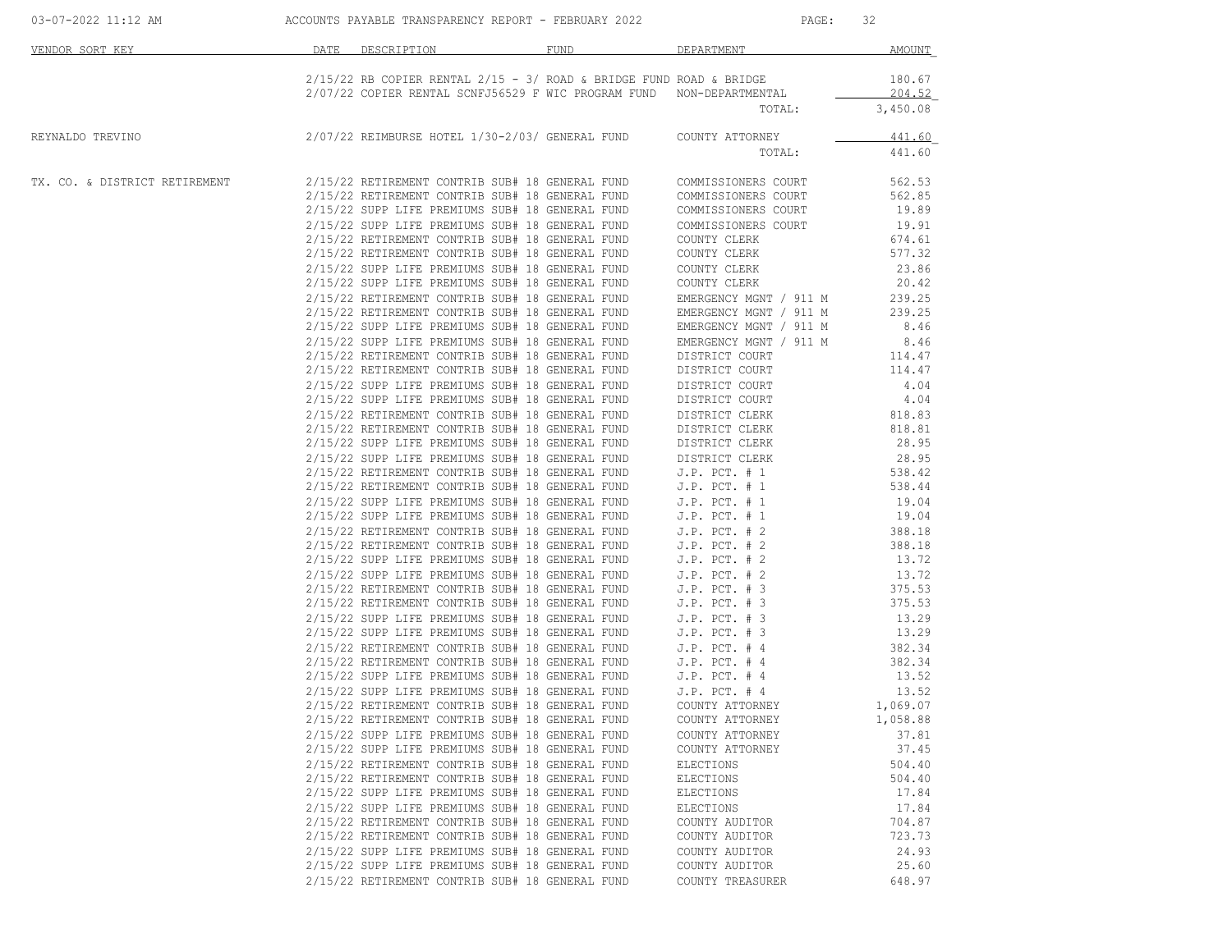| VENDOR SORT KEY | DATE | DESCRIPTION | FUND | DEPARTMENT | AMOUNT |
|---|---|---|---|---|---|
| | 2/15/22 | RB COPIER RENTAL 2/15 - 3/ | ROAD & BRIDGE FUND | ROAD & BRIDGE | 180.67 |
| | 2/07/22 | COPIER RENTAL SCNFJ56529 F | WIC PROGRAM FUND | NON-DEPARTMENTAL | 204.52 |
| | | | | TOTAL: | 3,450.08 |
| REYNALDO TREVINO | 2/07/22 | REIMBURSE HOTEL 1/30-2/03/ | GENERAL FUND | COUNTY ATTORNEY | 441.60 |
| | | | | TOTAL: | 441.60 |
| TX. CO. & DISTRICT RETIREMENT | 2/15/22 | RETIREMENT CONTRIB SUB# 18 | GENERAL FUND | COMMISSIONERS COURT | 562.53 |
| | 2/15/22 | RETIREMENT CONTRIB SUB# 18 | GENERAL FUND | COMMISSIONERS COURT | 562.85 |
| | 2/15/22 | SUPP LIFE PREMIUMS SUB# 18 | GENERAL FUND | COMMISSIONERS COURT | 19.89 |
| | 2/15/22 | SUPP LIFE PREMIUMS SUB# 18 | GENERAL FUND | COMMISSIONERS COURT | 19.91 |
| | 2/15/22 | RETIREMENT CONTRIB SUB# 18 | GENERAL FUND | COUNTY CLERK | 674.61 |
| | 2/15/22 | RETIREMENT CONTRIB SUB# 18 | GENERAL FUND | COUNTY CLERK | 577.32 |
| | 2/15/22 | SUPP LIFE PREMIUMS SUB# 18 | GENERAL FUND | COUNTY CLERK | 23.86 |
| | 2/15/22 | SUPP LIFE PREMIUMS SUB# 18 | GENERAL FUND | COUNTY CLERK | 20.42 |
| | 2/15/22 | RETIREMENT CONTRIB SUB# 18 | GENERAL FUND | EMERGENCY MGNT / 911 M | 239.25 |
| | 2/15/22 | RETIREMENT CONTRIB SUB# 18 | GENERAL FUND | EMERGENCY MGNT / 911 M | 239.25 |
| | 2/15/22 | SUPP LIFE PREMIUMS SUB# 18 | GENERAL FUND | EMERGENCY MGNT / 911 M | 8.46 |
| | 2/15/22 | SUPP LIFE PREMIUMS SUB# 18 | GENERAL FUND | EMERGENCY MGNT / 911 M | 8.46 |
| | 2/15/22 | RETIREMENT CONTRIB SUB# 18 | GENERAL FUND | DISTRICT COURT | 114.47 |
| | 2/15/22 | RETIREMENT CONTRIB SUB# 18 | GENERAL FUND | DISTRICT COURT | 114.47 |
| | 2/15/22 | SUPP LIFE PREMIUMS SUB# 18 | GENERAL FUND | DISTRICT COURT | 4.04 |
| | 2/15/22 | SUPP LIFE PREMIUMS SUB# 18 | GENERAL FUND | DISTRICT COURT | 4.04 |
| | 2/15/22 | RETIREMENT CONTRIB SUB# 18 | GENERAL FUND | DISTRICT CLERK | 818.83 |
| | 2/15/22 | RETIREMENT CONTRIB SUB# 18 | GENERAL FUND | DISTRICT CLERK | 818.81 |
| | 2/15/22 | SUPP LIFE PREMIUMS SUB# 18 | GENERAL FUND | DISTRICT CLERK | 28.95 |
| | 2/15/22 | SUPP LIFE PREMIUMS SUB# 18 | GENERAL FUND | DISTRICT CLERK | 28.95 |
| | 2/15/22 | RETIREMENT CONTRIB SUB# 18 | GENERAL FUND | J.P. PCT. # 1 | 538.42 |
| | 2/15/22 | RETIREMENT CONTRIB SUB# 18 | GENERAL FUND | J.P. PCT. # 1 | 538.44 |
| | 2/15/22 | SUPP LIFE PREMIUMS SUB# 18 | GENERAL FUND | J.P. PCT. # 1 | 19.04 |
| | 2/15/22 | SUPP LIFE PREMIUMS SUB# 18 | GENERAL FUND | J.P. PCT. # 1 | 19.04 |
| | 2/15/22 | RETIREMENT CONTRIB SUB# 18 | GENERAL FUND | J.P. PCT. # 2 | 388.18 |
| | 2/15/22 | RETIREMENT CONTRIB SUB# 18 | GENERAL FUND | J.P. PCT. # 2 | 388.18 |
| | 2/15/22 | SUPP LIFE PREMIUMS SUB# 18 | GENERAL FUND | J.P. PCT. # 2 | 13.72 |
| | 2/15/22 | SUPP LIFE PREMIUMS SUB# 18 | GENERAL FUND | J.P. PCT. # 2 | 13.72 |
| | 2/15/22 | RETIREMENT CONTRIB SUB# 18 | GENERAL FUND | J.P. PCT. # 3 | 375.53 |
| | 2/15/22 | RETIREMENT CONTRIB SUB# 18 | GENERAL FUND | J.P. PCT. # 3 | 375.53 |
| | 2/15/22 | SUPP LIFE PREMIUMS SUB# 18 | GENERAL FUND | J.P. PCT. # 3 | 13.29 |
| | 2/15/22 | SUPP LIFE PREMIUMS SUB# 18 | GENERAL FUND | J.P. PCT. # 3 | 13.29 |
| | 2/15/22 | RETIREMENT CONTRIB SUB# 18 | GENERAL FUND | J.P. PCT. # 4 | 382.34 |
| | 2/15/22 | RETIREMENT CONTRIB SUB# 18 | GENERAL FUND | J.P. PCT. # 4 | 382.34 |
| | 2/15/22 | SUPP LIFE PREMIUMS SUB# 18 | GENERAL FUND | J.P. PCT. # 4 | 13.52 |
| | 2/15/22 | SUPP LIFE PREMIUMS SUB# 18 | GENERAL FUND | J.P. PCT. # 4 | 13.52 |
| | 2/15/22 | RETIREMENT CONTRIB SUB# 18 | GENERAL FUND | COUNTY ATTORNEY | 1,069.07 |
| | 2/15/22 | RETIREMENT CONTRIB SUB# 18 | GENERAL FUND | COUNTY ATTORNEY | 1,058.88 |
| | 2/15/22 | SUPP LIFE PREMIUMS SUB# 18 | GENERAL FUND | COUNTY ATTORNEY | 37.81 |
| | 2/15/22 | SUPP LIFE PREMIUMS SUB# 18 | GENERAL FUND | COUNTY ATTORNEY | 37.45 |
| | 2/15/22 | RETIREMENT CONTRIB SUB# 18 | GENERAL FUND | ELECTIONS | 504.40 |
| | 2/15/22 | RETIREMENT CONTRIB SUB# 18 | GENERAL FUND | ELECTIONS | 504.40 |
| | 2/15/22 | SUPP LIFE PREMIUMS SUB# 18 | GENERAL FUND | ELECTIONS | 17.84 |
| | 2/15/22 | SUPP LIFE PREMIUMS SUB# 18 | GENERAL FUND | ELECTIONS | 17.84 |
| | 2/15/22 | RETIREMENT CONTRIB SUB# 18 | GENERAL FUND | COUNTY AUDITOR | 704.87 |
| | 2/15/22 | RETIREMENT CONTRIB SUB# 18 | GENERAL FUND | COUNTY AUDITOR | 723.73 |
| | 2/15/22 | SUPP LIFE PREMIUMS SUB# 18 | GENERAL FUND | COUNTY AUDITOR | 24.93 |
| | 2/15/22 | SUPP LIFE PREMIUMS SUB# 18 | GENERAL FUND | COUNTY AUDITOR | 25.60 |
| | 2/15/22 | RETIREMENT CONTRIB SUB# 18 | GENERAL FUND | COUNTY TREASURER | 648.97 |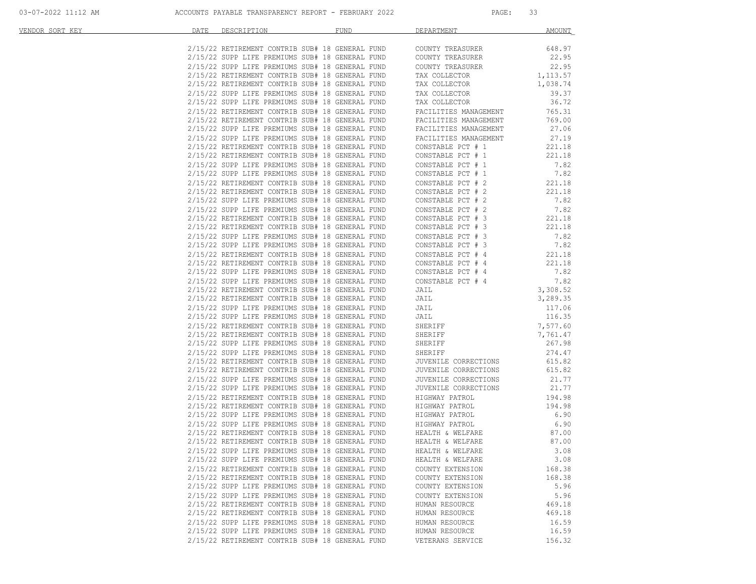| VENDOR SORT KEY | DATE | DESCRIPTION | FUND | DEPARTMENT | AMOUNT |
|---|---|---|---|---|---|
| | 2/15/22 | RETIREMENT CONTRIB SUB# 18 | GENERAL FUND | COUNTY TREASURER | 648.97 |
| | 2/15/22 | SUPP LIFE PREMIUMS SUB# 18 | GENERAL FUND | COUNTY TREASURER | 22.95 |
| | 2/15/22 | SUPP LIFE PREMIUMS SUB# 18 | GENERAL FUND | COUNTY TREASURER | 22.95 |
| | 2/15/22 | RETIREMENT CONTRIB SUB# 18 | GENERAL FUND | TAX COLLECTOR | 1,113.57 |
| | 2/15/22 | RETIREMENT CONTRIB SUB# 18 | GENERAL FUND | TAX COLLECTOR | 1,038.74 |
| | 2/15/22 | SUPP LIFE PREMIUMS SUB# 18 | GENERAL FUND | TAX COLLECTOR | 39.37 |
| | 2/15/22 | SUPP LIFE PREMIUMS SUB# 18 | GENERAL FUND | TAX COLLECTOR | 36.72 |
| | 2/15/22 | RETIREMENT CONTRIB SUB# 18 | GENERAL FUND | FACILITIES MANAGEMENT | 765.31 |
| | 2/15/22 | RETIREMENT CONTRIB SUB# 18 | GENERAL FUND | FACILITIES MANAGEMENT | 769.00 |
| | 2/15/22 | SUPP LIFE PREMIUMS SUB# 18 | GENERAL FUND | FACILITIES MANAGEMENT | 27.06 |
| | 2/15/22 | SUPP LIFE PREMIUMS SUB# 18 | GENERAL FUND | FACILITIES MANAGEMENT | 27.19 |
| | 2/15/22 | RETIREMENT CONTRIB SUB# 18 | GENERAL FUND | CONSTABLE PCT # 1 | 221.18 |
| | 2/15/22 | RETIREMENT CONTRIB SUB# 18 | GENERAL FUND | CONSTABLE PCT # 1 | 221.18 |
| | 2/15/22 | SUPP LIFE PREMIUMS SUB# 18 | GENERAL FUND | CONSTABLE PCT # 1 | 7.82 |
| | 2/15/22 | SUPP LIFE PREMIUMS SUB# 18 | GENERAL FUND | CONSTABLE PCT # 1 | 7.82 |
| | 2/15/22 | RETIREMENT CONTRIB SUB# 18 | GENERAL FUND | CONSTABLE PCT # 2 | 221.18 |
| | 2/15/22 | RETIREMENT CONTRIB SUB# 18 | GENERAL FUND | CONSTABLE PCT # 2 | 221.18 |
| | 2/15/22 | SUPP LIFE PREMIUMS SUB# 18 | GENERAL FUND | CONSTABLE PCT # 2 | 7.82 |
| | 2/15/22 | SUPP LIFE PREMIUMS SUB# 18 | GENERAL FUND | CONSTABLE PCT # 2 | 7.82 |
| | 2/15/22 | RETIREMENT CONTRIB SUB# 18 | GENERAL FUND | CONSTABLE PCT # 3 | 221.18 |
| | 2/15/22 | RETIREMENT CONTRIB SUB# 18 | GENERAL FUND | CONSTABLE PCT # 3 | 221.18 |
| | 2/15/22 | SUPP LIFE PREMIUMS SUB# 18 | GENERAL FUND | CONSTABLE PCT # 3 | 7.82 |
| | 2/15/22 | SUPP LIFE PREMIUMS SUB# 18 | GENERAL FUND | CONSTABLE PCT # 3 | 7.82 |
| | 2/15/22 | RETIREMENT CONTRIB SUB# 18 | GENERAL FUND | CONSTABLE PCT # 4 | 221.18 |
| | 2/15/22 | RETIREMENT CONTRIB SUB# 18 | GENERAL FUND | CONSTABLE PCT # 4 | 221.18 |
| | 2/15/22 | SUPP LIFE PREMIUMS SUB# 18 | GENERAL FUND | CONSTABLE PCT # 4 | 7.82 |
| | 2/15/22 | SUPP LIFE PREMIUMS SUB# 18 | GENERAL FUND | CONSTABLE PCT # 4 | 7.82 |
| | 2/15/22 | RETIREMENT CONTRIB SUB# 18 | GENERAL FUND | JAIL | 3,308.52 |
| | 2/15/22 | RETIREMENT CONTRIB SUB# 18 | GENERAL FUND | JAIL | 3,289.35 |
| | 2/15/22 | SUPP LIFE PREMIUMS SUB# 18 | GENERAL FUND | JAIL | 117.06 |
| | 2/15/22 | SUPP LIFE PREMIUMS SUB# 18 | GENERAL FUND | JAIL | 116.35 |
| | 2/15/22 | RETIREMENT CONTRIB SUB# 18 | GENERAL FUND | SHERIFF | 7,577.60 |
| | 2/15/22 | RETIREMENT CONTRIB SUB# 18 | GENERAL FUND | SHERIFF | 7,761.47 |
| | 2/15/22 | SUPP LIFE PREMIUMS SUB# 18 | GENERAL FUND | SHERIFF | 267.98 |
| | 2/15/22 | SUPP LIFE PREMIUMS SUB# 18 | GENERAL FUND | SHERIFF | 274.47 |
| | 2/15/22 | RETIREMENT CONTRIB SUB# 18 | GENERAL FUND | JUVENILE CORRECTIONS | 615.82 |
| | 2/15/22 | RETIREMENT CONTRIB SUB# 18 | GENERAL FUND | JUVENILE CORRECTIONS | 615.82 |
| | 2/15/22 | SUPP LIFE PREMIUMS SUB# 18 | GENERAL FUND | JUVENILE CORRECTIONS | 21.77 |
| | 2/15/22 | SUPP LIFE PREMIUMS SUB# 18 | GENERAL FUND | JUVENILE CORRECTIONS | 21.77 |
| | 2/15/22 | RETIREMENT CONTRIB SUB# 18 | GENERAL FUND | HIGHWAY PATROL | 194.98 |
| | 2/15/22 | RETIREMENT CONTRIB SUB# 18 | GENERAL FUND | HIGHWAY PATROL | 194.98 |
| | 2/15/22 | SUPP LIFE PREMIUMS SUB# 18 | GENERAL FUND | HIGHWAY PATROL | 6.90 |
| | 2/15/22 | SUPP LIFE PREMIUMS SUB# 18 | GENERAL FUND | HIGHWAY PATROL | 6.90 |
| | 2/15/22 | RETIREMENT CONTRIB SUB# 18 | GENERAL FUND | HEALTH & WELFARE | 87.00 |
| | 2/15/22 | RETIREMENT CONTRIB SUB# 18 | GENERAL FUND | HEALTH & WELFARE | 87.00 |
| | 2/15/22 | SUPP LIFE PREMIUMS SUB# 18 | GENERAL FUND | HEALTH & WELFARE | 3.08 |
| | 2/15/22 | SUPP LIFE PREMIUMS SUB# 18 | GENERAL FUND | HEALTH & WELFARE | 3.08 |
| | 2/15/22 | RETIREMENT CONTRIB SUB# 18 | GENERAL FUND | COUNTY EXTENSION | 168.38 |
| | 2/15/22 | RETIREMENT CONTRIB SUB# 18 | GENERAL FUND | COUNTY EXTENSION | 168.38 |
| | 2/15/22 | SUPP LIFE PREMIUMS SUB# 18 | GENERAL FUND | COUNTY EXTENSION | 5.96 |
| | 2/15/22 | SUPP LIFE PREMIUMS SUB# 18 | GENERAL FUND | COUNTY EXTENSION | 5.96 |
| | 2/15/22 | RETIREMENT CONTRIB SUB# 18 | GENERAL FUND | HUMAN RESOURCE | 469.18 |
| | 2/15/22 | RETIREMENT CONTRIB SUB# 18 | GENERAL FUND | HUMAN RESOURCE | 469.18 |
| | 2/15/22 | SUPP LIFE PREMIUMS SUB# 18 | GENERAL FUND | HUMAN RESOURCE | 16.59 |
| | 2/15/22 | SUPP LIFE PREMIUMS SUB# 18 | GENERAL FUND | HUMAN RESOURCE | 16.59 |
| | 2/15/22 | RETIREMENT CONTRIB SUB# 18 | GENERAL FUND | VETERANS SERVICE | 156.32 |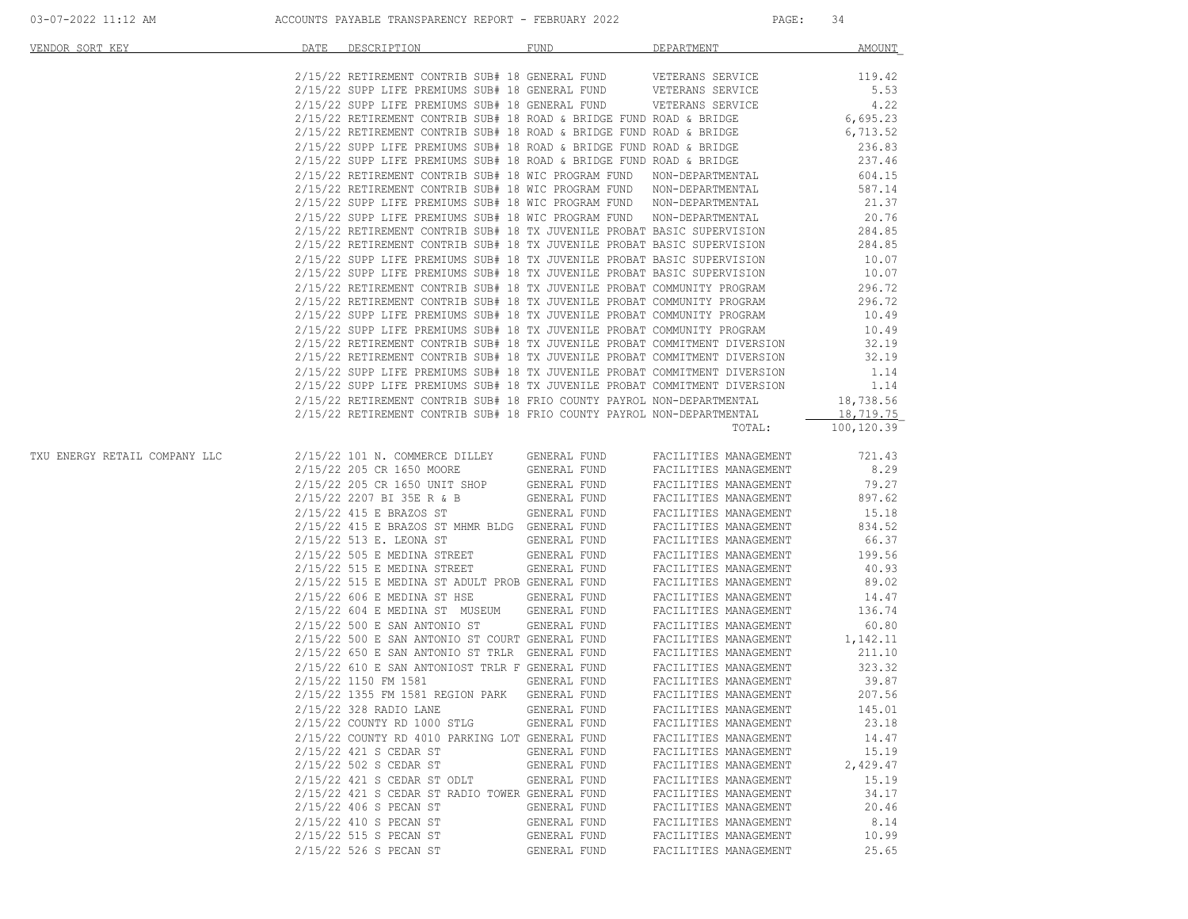| VENDOR SORT KEY | DATE | DESCRIPTION | FUND | DEPARTMENT | AMOUNT |
|---|---|---|---|---|---|
| | 2/15/22 | RETIREMENT CONTRIB SUB# 18 | GENERAL FUND | VETERANS SERVICE | 119.42 |
| | 2/15/22 | SUPP LIFE PREMIUMS SUB# 18 | GENERAL FUND | VETERANS SERVICE | 5.53 |
| | 2/15/22 | SUPP LIFE PREMIUMS SUB# 18 | GENERAL FUND | VETERANS SERVICE | 4.22 |
| | 2/15/22 | RETIREMENT CONTRIB SUB# 18 | ROAD & BRIDGE FUND | ROAD & BRIDGE | 6,695.23 |
| | 2/15/22 | RETIREMENT CONTRIB SUB# 18 | ROAD & BRIDGE FUND | ROAD & BRIDGE | 6,713.52 |
| | 2/15/22 | SUPP LIFE PREMIUMS SUB# 18 | ROAD & BRIDGE FUND | ROAD & BRIDGE | 236.83 |
| | 2/15/22 | SUPP LIFE PREMIUMS SUB# 18 | ROAD & BRIDGE FUND | ROAD & BRIDGE | 237.46 |
| | 2/15/22 | RETIREMENT CONTRIB SUB# 18 | WIC PROGRAM FUND | NON-DEPARTMENTAL | 604.15 |
| | 2/15/22 | RETIREMENT CONTRIB SUB# 18 | WIC PROGRAM FUND | NON-DEPARTMENTAL | 587.14 |
| | 2/15/22 | SUPP LIFE PREMIUMS SUB# 18 | WIC PROGRAM FUND | NON-DEPARTMENTAL | 21.37 |
| | 2/15/22 | SUPP LIFE PREMIUMS SUB# 18 | WIC PROGRAM FUND | NON-DEPARTMENTAL | 20.76 |
| | 2/15/22 | RETIREMENT CONTRIB SUB# 18 | TX JUVENILE PROBAT | BASIC SUPERVISION | 284.85 |
| | 2/15/22 | RETIREMENT CONTRIB SUB# 18 | TX JUVENILE PROBAT | BASIC SUPERVISION | 284.85 |
| | 2/15/22 | SUPP LIFE PREMIUMS SUB# 18 | TX JUVENILE PROBAT | BASIC SUPERVISION | 10.07 |
| | 2/15/22 | SUPP LIFE PREMIUMS SUB# 18 | TX JUVENILE PROBAT | BASIC SUPERVISION | 10.07 |
| | 2/15/22 | RETIREMENT CONTRIB SUB# 18 | TX JUVENILE PROBAT | COMMUNITY PROGRAM | 296.72 |
| | 2/15/22 | RETIREMENT CONTRIB SUB# 18 | TX JUVENILE PROBAT | COMMUNITY PROGRAM | 296.72 |
| | 2/15/22 | SUPP LIFE PREMIUMS SUB# 18 | TX JUVENILE PROBAT | COMMUNITY PROGRAM | 10.49 |
| | 2/15/22 | SUPP LIFE PREMIUMS SUB# 18 | TX JUVENILE PROBAT | COMMUNITY PROGRAM | 10.49 |
| | 2/15/22 | RETIREMENT CONTRIB SUB# 18 | TX JUVENILE PROBAT | COMMITMENT DIVERSION | 32.19 |
| | 2/15/22 | RETIREMENT CONTRIB SUB# 18 | TX JUVENILE PROBAT | COMMITMENT DIVERSION | 32.19 |
| | 2/15/22 | SUPP LIFE PREMIUMS SUB# 18 | TX JUVENILE PROBAT | COMMITMENT DIVERSION | 1.14 |
| | 2/15/22 | SUPP LIFE PREMIUMS SUB# 18 | TX JUVENILE PROBAT | COMMITMENT DIVERSION | 1.14 |
| | 2/15/22 | RETIREMENT CONTRIB SUB# 18 | FRIO COUNTY PAYROL | NON-DEPARTMENTAL | 18,738.56 |
| | 2/15/22 | RETIREMENT CONTRIB SUB# 18 | FRIO COUNTY PAYROL | NON-DEPARTMENTAL | 18,719.75 |
| | | | | TOTAL: | 100,120.39 |
| TXU ENERGY RETAIL COMPANY LLC | 2/15/22 | 101 N. COMMERCE DILLEY | GENERAL FUND | FACILITIES MANAGEMENT | 721.43 |
| | 2/15/22 | 205 CR 1650 MOORE | GENERAL FUND | FACILITIES MANAGEMENT | 8.29 |
| | 2/15/22 | 205 CR 1650 UNIT SHOP | GENERAL FUND | FACILITIES MANAGEMENT | 79.27 |
| | 2/15/22 | 2207 BI 35E R & B | GENERAL FUND | FACILITIES MANAGEMENT | 897.62 |
| | 2/15/22 | 415 E BRAZOS ST | GENERAL FUND | FACILITIES MANAGEMENT | 15.18 |
| | 2/15/22 | 415 E BRAZOS ST MHMR BLDG | GENERAL FUND | FACILITIES MANAGEMENT | 834.52 |
| | 2/15/22 | 513 E. LEONA ST | GENERAL FUND | FACILITIES MANAGEMENT | 66.37 |
| | 2/15/22 | 505 E MEDINA STREET | GENERAL FUND | FACILITIES MANAGEMENT | 199.56 |
| | 2/15/22 | 515 E MEDINA STREET | GENERAL FUND | FACILITIES MANAGEMENT | 40.93 |
| | 2/15/22 | 515 E MEDINA ST ADULT PROB | GENERAL FUND | FACILITIES MANAGEMENT | 89.02 |
| | 2/15/22 | 606 E MEDINA ST HSE | GENERAL FUND | FACILITIES MANAGEMENT | 14.47 |
| | 2/15/22 | 604 E MEDINA ST MUSEUM | GENERAL FUND | FACILITIES MANAGEMENT | 136.74 |
| | 2/15/22 | 500 E SAN ANTONIO ST | GENERAL FUND | FACILITIES MANAGEMENT | 60.80 |
| | 2/15/22 | 500 E SAN ANTONIO ST COURT | GENERAL FUND | FACILITIES MANAGEMENT | 1,142.11 |
| | 2/15/22 | 650 E SAN ANTONIO ST TRLR | GENERAL FUND | FACILITIES MANAGEMENT | 211.10 |
| | 2/15/22 | 610 E SAN ANTONIOST TRLR F | GENERAL FUND | FACILITIES MANAGEMENT | 323.32 |
| | 2/15/22 | 1150 FM 1581 | GENERAL FUND | FACILITIES MANAGEMENT | 39.87 |
| | 2/15/22 | 1355 FM 1581 REGION PARK | GENERAL FUND | FACILITIES MANAGEMENT | 207.56 |
| | 2/15/22 | 328 RADIO LANE | GENERAL FUND | FACILITIES MANAGEMENT | 145.01 |
| | 2/15/22 | COUNTY RD 1000 STLG | GENERAL FUND | FACILITIES MANAGEMENT | 23.18 |
| | 2/15/22 | COUNTY RD 4010 PARKING LOT | GENERAL FUND | FACILITIES MANAGEMENT | 14.47 |
| | 2/15/22 | 421 S CEDAR ST | GENERAL FUND | FACILITIES MANAGEMENT | 15.19 |
| | 2/15/22 | 502 S CEDAR ST | GENERAL FUND | FACILITIES MANAGEMENT | 2,429.47 |
| | 2/15/22 | 421 S CEDAR ST ODLT | GENERAL FUND | FACILITIES MANAGEMENT | 15.19 |
| | 2/15/22 | 421 S CEDAR ST RADIO TOWER | GENERAL FUND | FACILITIES MANAGEMENT | 34.17 |
| | 2/15/22 | 406 S PECAN ST | GENERAL FUND | FACILITIES MANAGEMENT | 20.46 |
| | 2/15/22 | 410 S PECAN ST | GENERAL FUND | FACILITIES MANAGEMENT | 8.14 |
| | 2/15/22 | 515 S PECAN ST | GENERAL FUND | FACILITIES MANAGEMENT | 10.99 |
| | 2/15/22 | 526 S PECAN ST | GENERAL FUND | FACILITIES MANAGEMENT | 25.65 |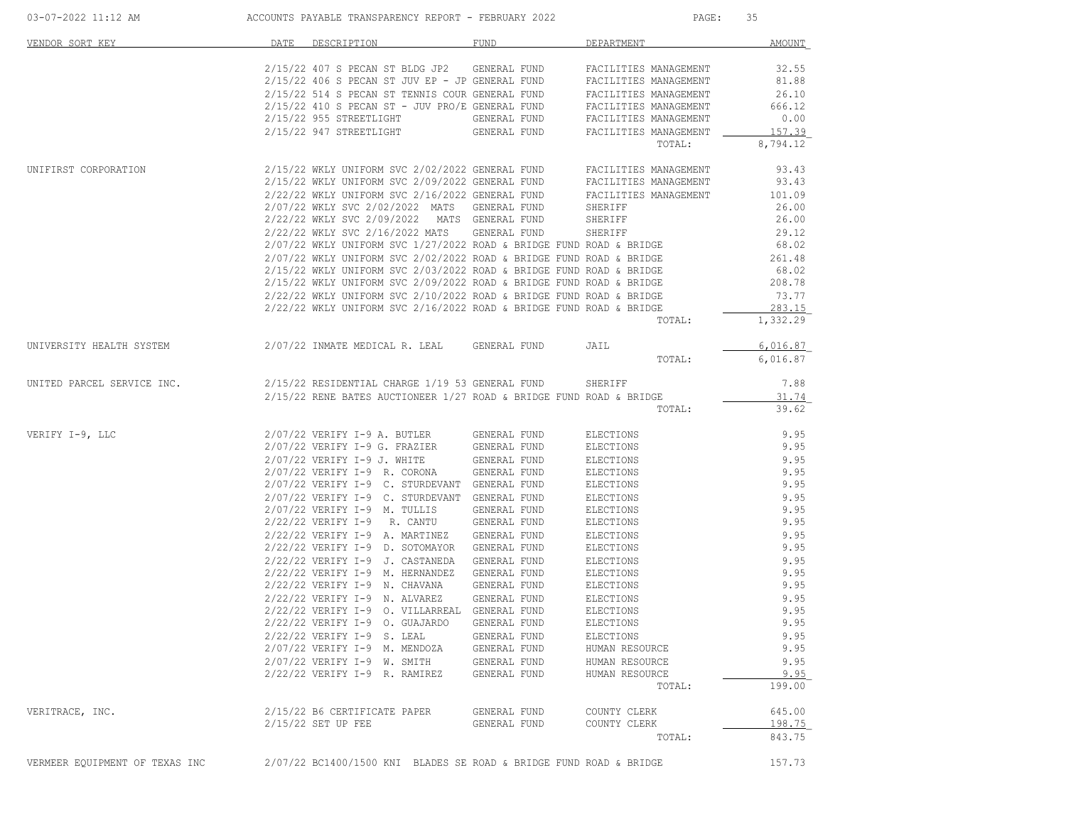| VENDOR SORT KEY | DATE | DESCRIPTION | FUND | DEPARTMENT | AMOUNT |
|---|---|---|---|---|---|
| | 2/15/22 | 407 S PECAN ST BLDG JP2 | GENERAL FUND | FACILITIES MANAGEMENT | 32.55 |
| | 2/15/22 | 406 S PECAN ST JUV EP - JP | GENERAL FUND | FACILITIES MANAGEMENT | 81.88 |
| | 2/15/22 | 514 S PECAN ST TENNIS COUR | GENERAL FUND | FACILITIES MANAGEMENT | 26.10 |
| | 2/15/22 | 410 S PECAN ST - JUV PRO/E | GENERAL FUND | FACILITIES MANAGEMENT | 666.12 |
| | 2/15/22 | 955 STREETLIGHT | GENERAL FUND | FACILITIES MANAGEMENT | 0.00 |
| | 2/15/22 | 947 STREETLIGHT | GENERAL FUND | FACILITIES MANAGEMENT | 157.39 |
| | | | | TOTAL: | 8,794.12 |
| UNIFIRST CORPORATION | 2/15/22 | WKLY UNIFORM SVC 2/02/2022 | GENERAL FUND | FACILITIES MANAGEMENT | 93.43 |
| | 2/15/22 | WKLY UNIFORM SVC 2/09/2022 | GENERAL FUND | FACILITIES MANAGEMENT | 93.43 |
| | 2/22/22 | WKLY UNIFORM SVC 2/16/2022 | GENERAL FUND | FACILITIES MANAGEMENT | 101.09 |
| | 2/07/22 | WKLY SVC 2/02/2022 MATS | GENERAL FUND | SHERIFF | 26.00 |
| | 2/22/22 | WKLY SVC 2/09/2022 MATS | GENERAL FUND | SHERIFF | 26.00 |
| | 2/22/22 | WKLY SVC 2/16/2022 MATS | GENERAL FUND | SHERIFF | 29.12 |
| | 2/07/22 | WKLY UNIFORM SVC 1/27/2022 | ROAD & BRIDGE FUND | ROAD & BRIDGE | 68.02 |
| | 2/07/22 | WKLY UNIFORM SVC 2/02/2022 | ROAD & BRIDGE FUND | ROAD & BRIDGE | 261.48 |
| | 2/15/22 | WKLY UNIFORM SVC 2/03/2022 | ROAD & BRIDGE FUND | ROAD & BRIDGE | 68.02 |
| | 2/15/22 | WKLY UNIFORM SVC 2/09/2022 | ROAD & BRIDGE FUND | ROAD & BRIDGE | 208.78 |
| | 2/22/22 | WKLY UNIFORM SVC 2/10/2022 | ROAD & BRIDGE FUND | ROAD & BRIDGE | 73.77 |
| | 2/22/22 | WKLY UNIFORM SVC 2/16/2022 | ROAD & BRIDGE FUND | ROAD & BRIDGE | 283.15 |
| | | | | TOTAL: | 1,332.29 |
| UNIVERSITY HEALTH SYSTEM | 2/07/22 | INMATE MEDICAL R. LEAL | GENERAL FUND | JAIL | 6,016.87 |
| | | | | TOTAL: | 6,016.87 |
| UNITED PARCEL SERVICE INC. | 2/15/22 | RESIDENTIAL CHARGE 1/19 53 | GENERAL FUND | SHERIFF | 7.88 |
| | 2/15/22 | RENE BATES AUCTIONEER 1/27 | ROAD & BRIDGE FUND | ROAD & BRIDGE | 31.74 |
| | | | | TOTAL: | 39.62 |
| VERIFY I-9, LLC | 2/07/22 | VERIFY I-9 A. BUTLER | GENERAL FUND | ELECTIONS | 9.95 |
| | 2/07/22 | VERIFY I-9 G. FRAZIER | GENERAL FUND | ELECTIONS | 9.95 |
| | 2/07/22 | VERIFY I-9 J. WHITE | GENERAL FUND | ELECTIONS | 9.95 |
| | 2/07/22 | VERIFY I-9 R. CORONA | GENERAL FUND | ELECTIONS | 9.95 |
| | 2/07/22 | VERIFY I-9 C. STURDEVANT | GENERAL FUND | ELECTIONS | 9.95 |
| | 2/07/22 | VERIFY I-9 C. STURDEVANT | GENERAL FUND | ELECTIONS | 9.95 |
| | 2/07/22 | VERIFY I-9 M. TULLIS | GENERAL FUND | ELECTIONS | 9.95 |
| | 2/22/22 | VERIFY I-9 R. CANTU | GENERAL FUND | ELECTIONS | 9.95 |
| | 2/22/22 | VERIFY I-9 A. MARTINEZ | GENERAL FUND | ELECTIONS | 9.95 |
| | 2/22/22 | VERIFY I-9 D. SOTOMAYOR | GENERAL FUND | ELECTIONS | 9.95 |
| | 2/22/22 | VERIFY I-9 J. CASTANEDA | GENERAL FUND | ELECTIONS | 9.95 |
| | 2/22/22 | VERIFY I-9 M. HERNANDEZ | GENERAL FUND | ELECTIONS | 9.95 |
| | 2/22/22 | VERIFY I-9 N. CHAVANA | GENERAL FUND | ELECTIONS | 9.95 |
| | 2/22/22 | VERIFY I-9 N. ALVAREZ | GENERAL FUND | ELECTIONS | 9.95 |
| | 2/22/22 | VERIFY I-9 O. VILLARREAL | GENERAL FUND | ELECTIONS | 9.95 |
| | 2/22/22 | VERIFY I-9 O. GUAJARDO | GENERAL FUND | ELECTIONS | 9.95 |
| | 2/22/22 | VERIFY I-9 S. LEAL | GENERAL FUND | ELECTIONS | 9.95 |
| | 2/07/22 | VERIFY I-9 M. MENDOZA | GENERAL FUND | HUMAN RESOURCE | 9.95 |
| | 2/07/22 | VERIFY I-9 W. SMITH | GENERAL FUND | HUMAN RESOURCE | 9.95 |
| | 2/22/22 | VERIFY I-9 R. RAMIREZ | GENERAL FUND | HUMAN RESOURCE | 9.95 |
| | | | | TOTAL: | 199.00 |
| VERITRACE, INC. | 2/15/22 | B6 CERTIFICATE PAPER | GENERAL FUND | COUNTY CLERK | 645.00 |
| | 2/15/22 | SET UP FEE | GENERAL FUND | COUNTY CLERK | 198.75 |
| | | | | TOTAL: | 843.75 |
| VERMEER EQUIPMENT OF TEXAS INC | 2/07/22 | BC1400/1500 KNI BLADES SE | ROAD & BRIDGE FUND | ROAD & BRIDGE | 157.73 |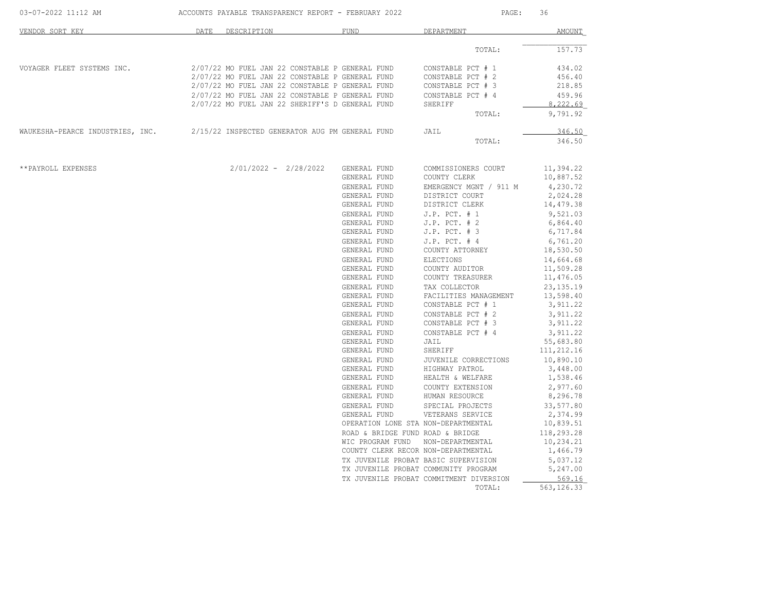| VENDOR SORT KEY | DATE | DESCRIPTION | FUND | DEPARTMENT | AMOUNT |
|---|---|---|---|---|---|
| | | | | TOTAL: | 157.73 |
| VOYAGER FLEET SYSTEMS INC. | 2/07/22 | MO FUEL JAN 22 CONSTABLE P | GENERAL FUND | CONSTABLE PCT # 1 | 434.02 |
| | 2/07/22 | MO FUEL JAN 22 CONSTABLE P | GENERAL FUND | CONSTABLE PCT # 2 | 456.40 |
| | 2/07/22 | MO FUEL JAN 22 CONSTABLE P | GENERAL FUND | CONSTABLE PCT # 3 | 218.85 |
| | 2/07/22 | MO FUEL JAN 22 CONSTABLE P | GENERAL FUND | CONSTABLE PCT # 4 | 459.96 |
| | 2/07/22 | MO FUEL JAN 22 SHERIFF'S D | GENERAL FUND | SHERIFF | 8,222.69 |
| | | | | TOTAL: | 9,791.92 |
| WAUKESHA-PEARCE INDUSTRIES, INC. | 2/15/22 | INSPECTED GENERATOR AUG PM | GENERAL FUND | JAIL | 346.50 |
| | | | | TOTAL: | 346.50 |
| **PAYROLL EXPENSES | | 2/01/2022 - 2/28/2022 | GENERAL FUND | COMMISSIONERS COURT | 11,394.22 |
| | | | GENERAL FUND | COUNTY CLERK | 10,887.52 |
| | | | GENERAL FUND | EMERGENCY MGNT / 911 M | 4,230.72 |
| | | | GENERAL FUND | DISTRICT COURT | 2,024.28 |
| | | | GENERAL FUND | DISTRICT CLERK | 14,479.38 |
| | | | GENERAL FUND | J.P. PCT. # 1 | 9,521.03 |
| | | | GENERAL FUND | J.P. PCT. # 2 | 6,864.40 |
| | | | GENERAL FUND | J.P. PCT. # 3 | 6,717.84 |
| | | | GENERAL FUND | J.P. PCT. # 4 | 6,761.20 |
| | | | GENERAL FUND | COUNTY ATTORNEY | 18,530.50 |
| | | | GENERAL FUND | ELECTIONS | 14,664.68 |
| | | | GENERAL FUND | COUNTY AUDITOR | 11,509.28 |
| | | | GENERAL FUND | COUNTY TREASURER | 11,476.05 |
| | | | GENERAL FUND | TAX COLLECTOR | 23,135.19 |
| | | | GENERAL FUND | FACILITIES MANAGEMENT | 13,598.40 |
| | | | GENERAL FUND | CONSTABLE PCT # 1 | 3,911.22 |
| | | | GENERAL FUND | CONSTABLE PCT # 2 | 3,911.22 |
| | | | GENERAL FUND | CONSTABLE PCT # 3 | 3,911.22 |
| | | | GENERAL FUND | CONSTABLE PCT # 4 | 3,911.22 |
| | | | GENERAL FUND | JAIL | 55,683.80 |
| | | | GENERAL FUND | SHERIFF | 111,212.16 |
| | | | GENERAL FUND | JUVENILE CORRECTIONS | 10,890.10 |
| | | | GENERAL FUND | HIGHWAY PATROL | 3,448.00 |
| | | | GENERAL FUND | HEALTH & WELFARE | 1,538.46 |
| | | | GENERAL FUND | COUNTY EXTENSION | 2,977.60 |
| | | | GENERAL FUND | HUMAN RESOURCE | 8,296.78 |
| | | | GENERAL FUND | SPECIAL PROJECTS | 33,577.80 |
| | | | GENERAL FUND | VETERANS SERVICE | 2,374.99 |
| | | | OPERATION LONE STA | NON-DEPARTMENTAL | 10,839.51 |
| | | | ROAD & BRIDGE FUND | ROAD & BRIDGE | 118,293.28 |
| | | | WIC PROGRAM FUND | NON-DEPARTMENTAL | 10,234.21 |
| | | | COUNTY CLERK RECOR | NON-DEPARTMENTAL | 1,466.79 |
| | | | TX JUVENILE PROBAT | BASIC SUPERVISION | 5,037.12 |
| | | | TX JUVENILE PROBAT | COMMUNITY PROGRAM | 5,247.00 |
| | | | TX JUVENILE PROBAT | COMMITMENT DIVERSION | 569.16 |
| | | | | TOTAL: | 563,126.33 |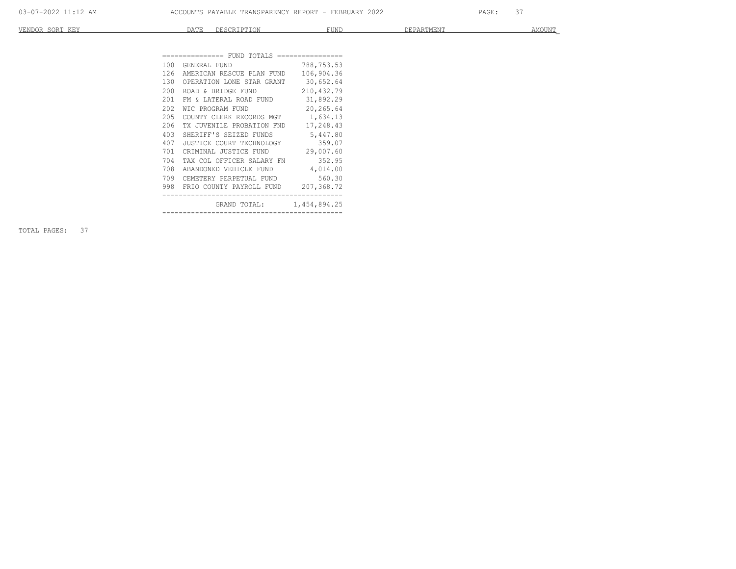| VENDOR SORT KEY | DATE | DESCRIPTION | FUND | DEPARTMENT | AMOUNT |
|---|---|---|---|---|---|

=============== FUND TOTALS ================

| Fund | Name | Amount |
|---|---|---|
| 100 | GENERAL FUND | 788,753.53 |
| 126 | AMERICAN RESCUE PLAN FUND | 106,904.36 |
| 130 | OPERATION LONE STAR GRANT | 30,652.64 |
| 200 | ROAD & BRIDGE FUND | 210,432.79 |
| 201 | FM & LATERAL ROAD FUND | 31,892.29 |
| 202 | WIC PROGRAM FUND | 20,265.64 |
| 205 | COUNTY CLERK RECORDS MGT | 1,634.13 |
| 206 | TX JUVENILE PROBATION FND | 17,248.43 |
| 403 | SHERIFF'S SEIZED FUNDS | 5,447.80 |
| 407 | JUSTICE COURT TECHNOLOGY | 359.07 |
| 701 | CRIMINAL JUSTICE FUND | 29,007.60 |
| 704 | TAX COL OFFICER SALARY FN | 352.95 |
| 708 | ABANDONED VEHICLE FUND | 4,014.00 |
| 709 | CEMETERY PERPETUAL FUND | 560.30 |
| 998 | FRIO COUNTY PAYROLL FUND | 207,368.72 |
| | GRAND TOTAL: | 1,454,894.25 |

TOTAL PAGES: 37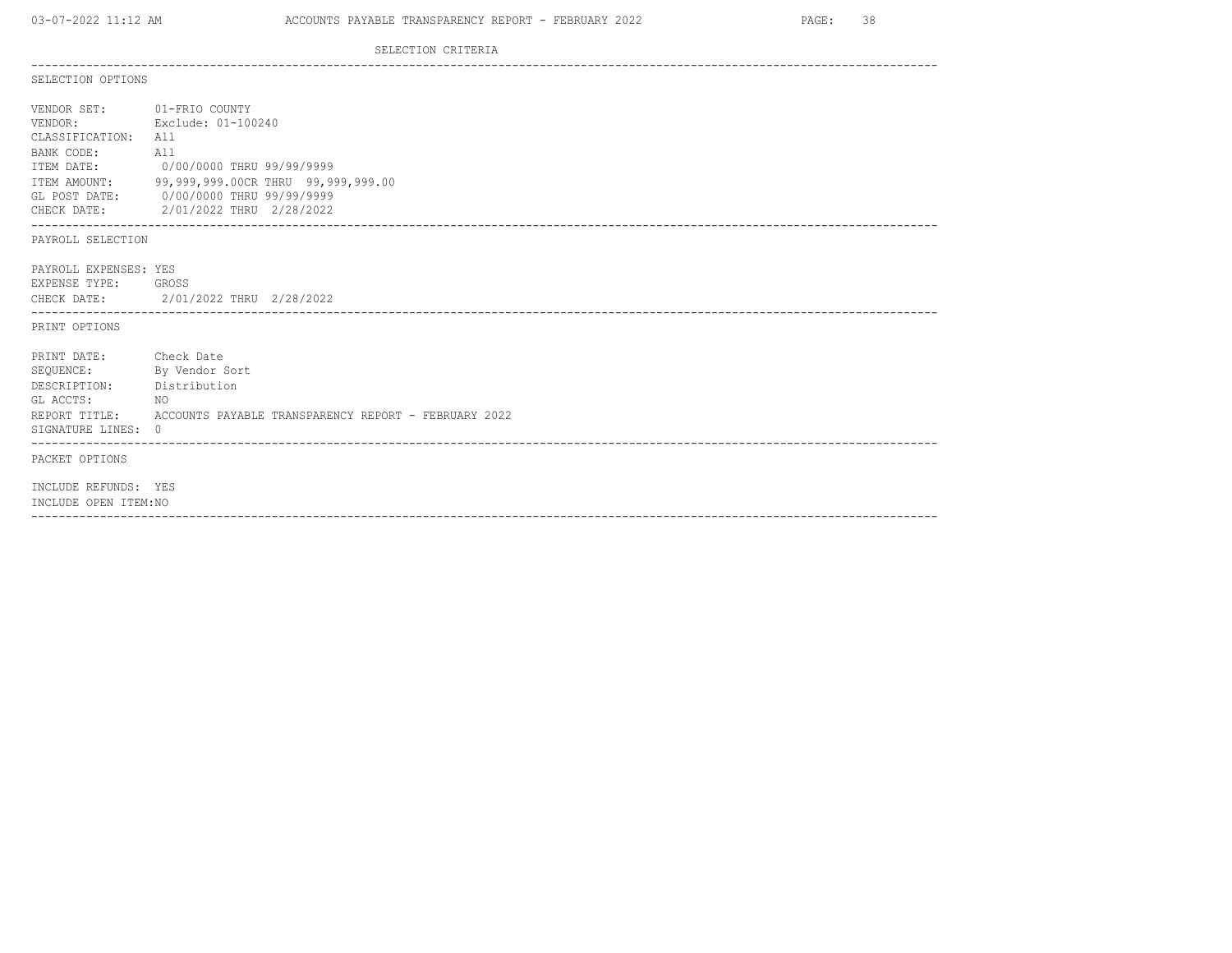## SELECTION CRITERIA

### SELECTION OPTIONS

| | |
|---|---|
| VENDOR SET: | 01-FRIO COUNTY |
| VENDOR: | Exclude: 01-100240 |
| CLASSIFICATION: | All |
| BANK CODE: | All |
| ITEM DATE: | 0/00/0000 THRU 99/99/9999 |
| ITEM AMOUNT: | 99,999,999.00CR THRU 99,999,999.00 |
| GL POST DATE: | 0/00/0000 THRU 99/99/9999 |
| CHECK DATE: | 2/01/2022 THRU 2/28/2022 |

### PAYROLL SELECTION

| | |
|---|---|
| PAYROLL EXPENSES: | YES |
| EXPENSE TYPE: | GROSS |
| CHECK DATE: | 2/01/2022 THRU 2/28/2022 |

### PRINT OPTIONS

| | |
|---|---|
| PRINT DATE: | Check Date |
| SEQUENCE: | By Vendor Sort |
| DESCRIPTION: | Distribution |
| GL ACCTS: | NO |
| REPORT TITLE: | ACCOUNTS PAYABLE TRANSPARENCY REPORT - FEBRUARY 2022 |
| SIGNATURE LINES: | 0 |

### PACKET OPTIONS

| | |
|---|---|
| INCLUDE REFUNDS: | YES |
| INCLUDE OPEN ITEM: | NO |